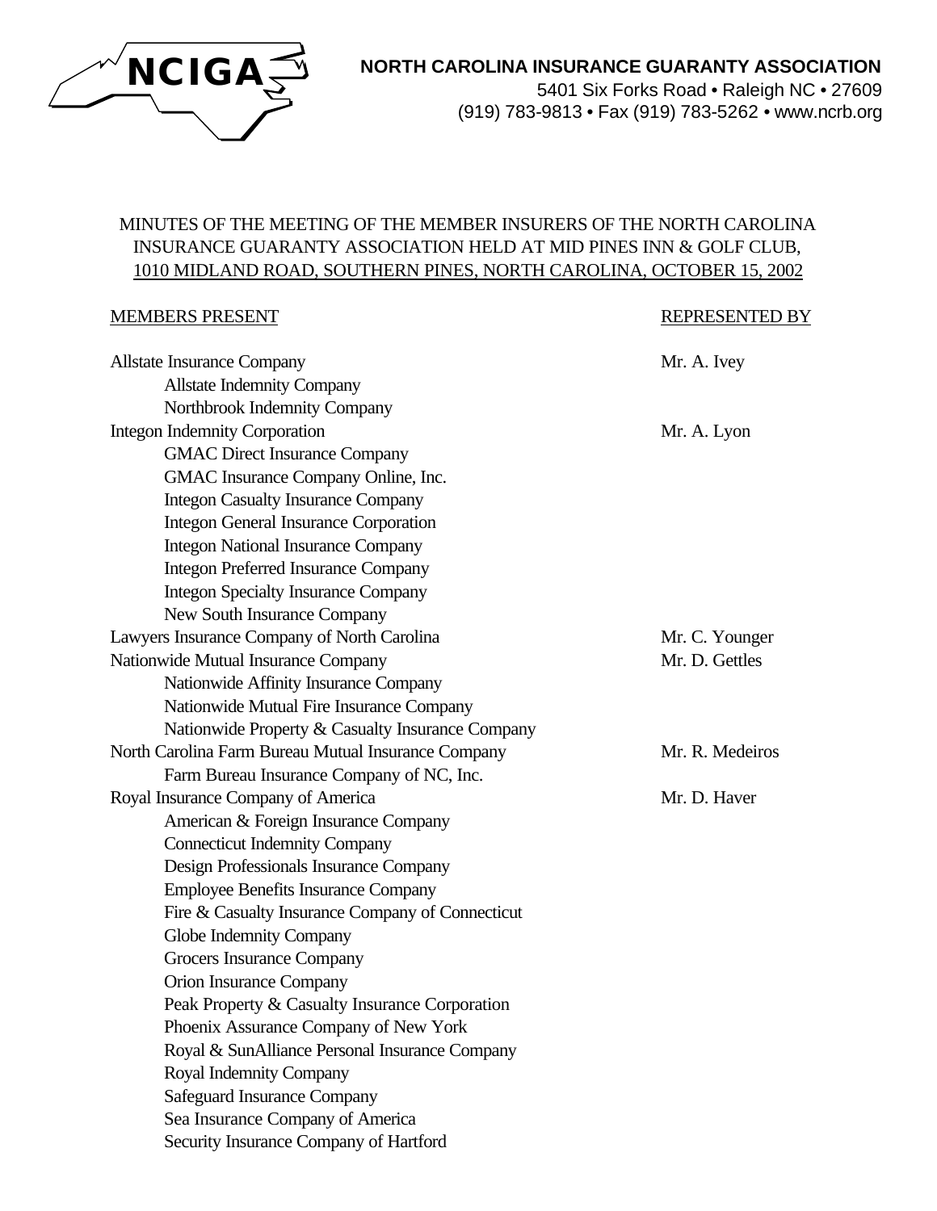**NCIGA**

**NORTH CAROLINA INSURANCE GUARANTY ASSOCIATION**
5401 Six Forks Road • Raleigh NC • 27609
(919) 783-9813 • Fax (919) 783-5262 • www.ncrb.org

MINUTES OF THE MEETING OF THE MEMBER INSURERS OF THE NORTH CAROLINA INSURANCE GUARANTY ASSOCIATION HELD AT MID PINES INN & GOLF CLUB, 1010 MIDLAND ROAD, SOUTHERN PINES, NORTH CAROLINA, OCTOBER 15, 2002

| MEMBERS PRESENT | REPRESENTED BY |
|---|---|
| Allstate Insurance Company | Mr. A. Ivey |
| Allstate Indemnity Company | |
| Northbrook Indemnity Company | |
| Integon Indemnity Corporation | Mr. A. Lyon |
| GMAC Direct Insurance Company | |
| GMAC Insurance Company Online, Inc. | |
| Integon Casualty Insurance Company | |
| Integon General Insurance Corporation | |
| Integon National Insurance Company | |
| Integon Preferred Insurance Company | |
| Integon Specialty Insurance Company | |
| New South Insurance Company | |
| Lawyers Insurance Company of North Carolina | Mr. C. Younger |
| Nationwide Mutual Insurance Company | Mr. D. Gettles |
| Nationwide Affinity Insurance Company | |
| Nationwide Mutual Fire Insurance Company | |
| Nationwide Property & Casualty Insurance Company | |
| North Carolina Farm Bureau Mutual Insurance Company | Mr. R. Medeiros |
| Farm Bureau Insurance Company of NC, Inc. | |
| Royal Insurance Company of America | Mr. D. Haver |
| American & Foreign Insurance Company | |
| Connecticut Indemnity Company | |
| Design Professionals Insurance Company | |
| Employee Benefits Insurance Company | |
| Fire & Casualty Insurance Company of Connecticut | |
| Globe Indemnity Company | |
| Grocers Insurance Company | |
| Orion Insurance Company | |
| Peak Property & Casualty Insurance Corporation | |
| Phoenix Assurance Company of New York | |
| Royal & SunAlliance Personal Insurance Company | |
| Royal Indemnity Company | |
| Safeguard Insurance Company | |
| Sea Insurance Company of America | |
| Security Insurance Company of Hartford | |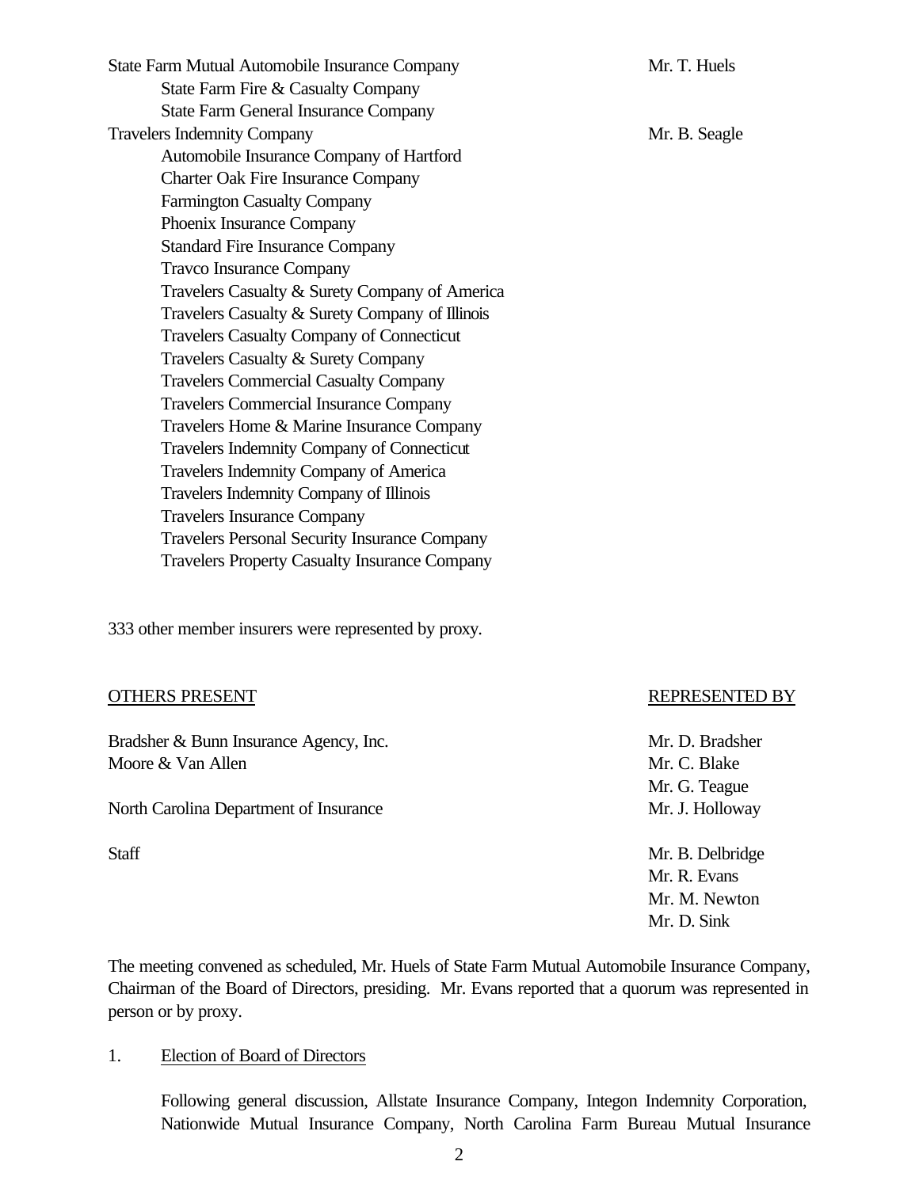| | |
|---|---|
| State Farm Mutual Automobile Insurance Company | Mr. T. Huels |
| State Farm Fire & Casualty Company | |
| State Farm General Insurance Company | |
| Travelers Indemnity Company | Mr. B. Seagle |
| Automobile Insurance Company of Hartford | |
| Charter Oak Fire Insurance Company | |
| Farmington Casualty Company | |
| Phoenix Insurance Company | |
| Standard Fire Insurance Company | |
| Travco Insurance Company | |
| Travelers Casualty & Surety Company of America | |
| Travelers Casualty & Surety Company of Illinois | |
| Travelers Casualty Company of Connecticut | |
| Travelers Casualty & Surety Company | |
| Travelers Commercial Casualty Company | |
| Travelers Commercial Insurance Company | |
| Travelers Home & Marine Insurance Company | |
| Travelers Indemnity Company of Connecticut | |
| Travelers Indemnity Company of America | |
| Travelers Indemnity Company of Illinois | |
| Travelers Insurance Company | |
| Travelers Personal Security Insurance Company | |
| Travelers Property Casualty Insurance Company | |

333 other member insurers were represented by proxy.

| OTHERS PRESENT | REPRESENTED BY |
|---|---|
| Bradsher & Bunn Insurance Agency, Inc. | Mr. D. Bradsher |
| Moore & Van Allen | Mr. C. Blake |
| | Mr. G. Teague |
| North Carolina Department of Insurance | Mr. J. Holloway |
| Staff | Mr. B. Delbridge |
| | Mr. R. Evans |
| | Mr. M. Newton |
| | Mr. D. Sink |

The meeting convened as scheduled, Mr. Huels of State Farm Mutual Automobile Insurance Company, Chairman of the Board of Directors, presiding. Mr. Evans reported that a quorum was represented in person or by proxy.

1. Election of Board of Directors

   Following general discussion, Allstate Insurance Company, Integon Indemnity Corporation, Nationwide Mutual Insurance Company, North Carolina Farm Bureau Mutual Insurance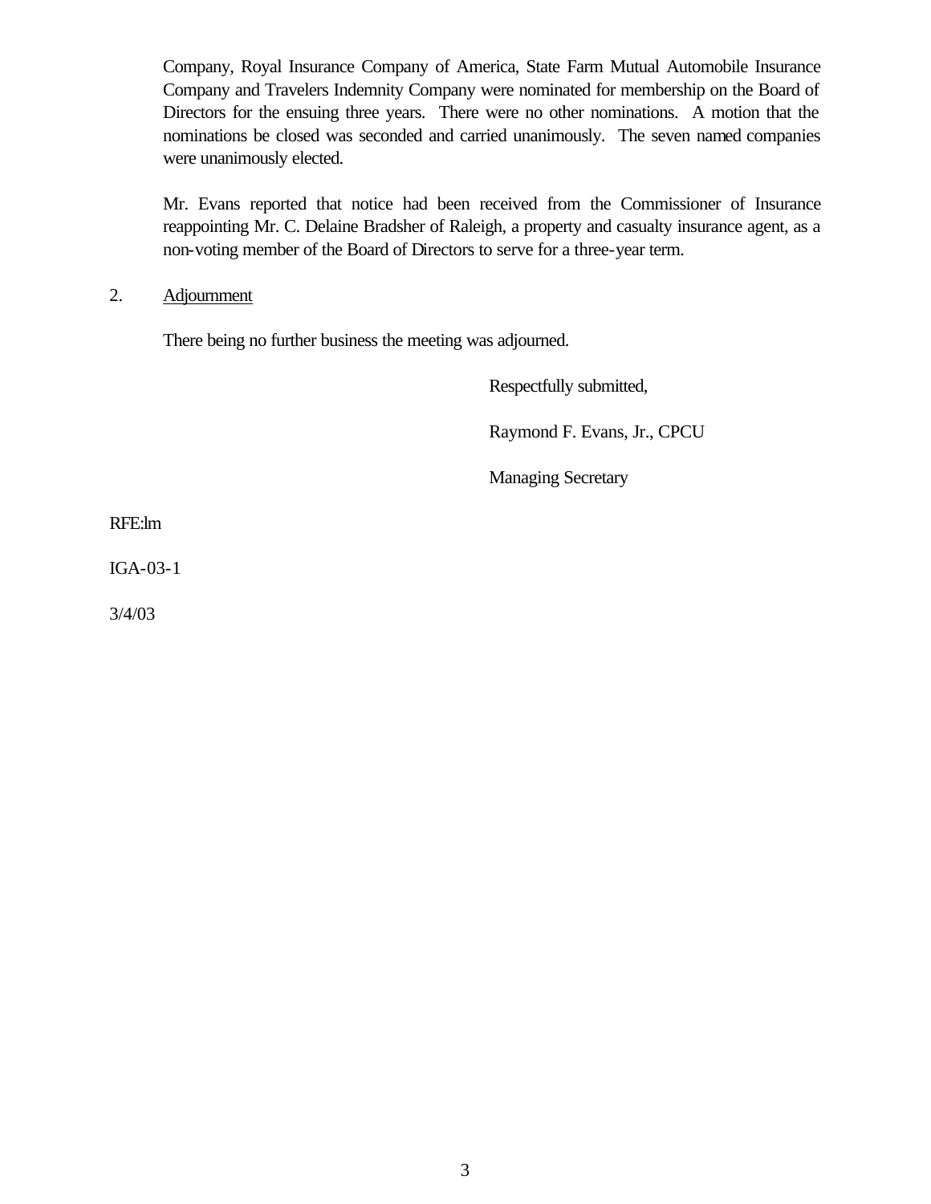Company, Royal Insurance Company of America, State Farm Mutual Automobile Insurance Company and Travelers Indemnity Company were nominated for membership on the Board of Directors for the ensuing three years. There were no other nominations. A motion that the nominations be closed was seconded and carried unanimously. The seven named companies were unanimously elected.

Mr. Evans reported that notice had been received from the Commissioner of Insurance reappointing Mr. C. Delaine Bradsher of Raleigh, a property and casualty insurance agent, as a non-voting member of the Board of Directors to serve for a three-year term.

2. <u>Adjournment</u>

There being no further business the meeting was adjourned.

Respectfully submitted,

Raymond F. Evans, Jr., CPCU

Managing Secretary

RFE:lm

IGA-03-1

3/4/03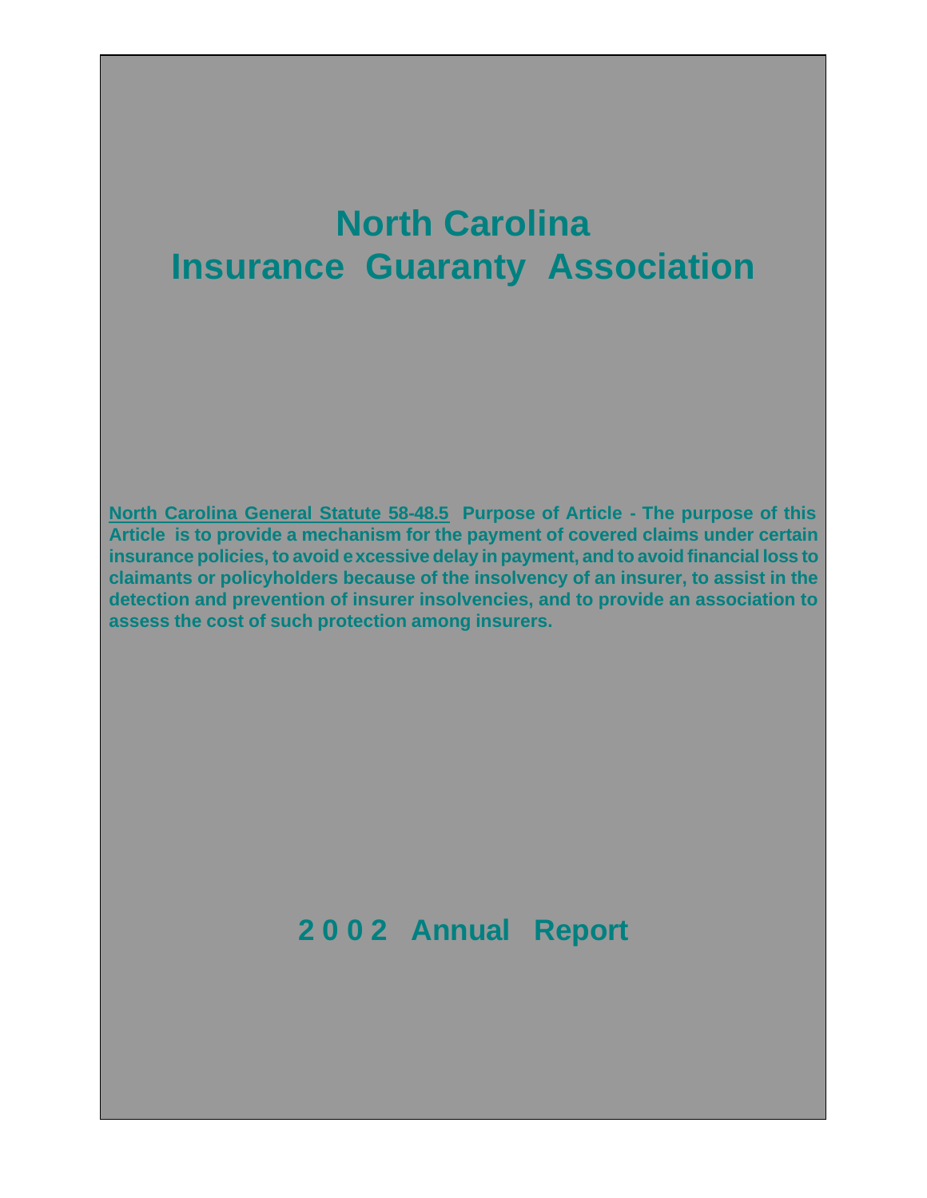# North Carolina Insurance Guaranty Association

**<u>North Carolina General Statute 58-48.5</u> Purpose of Article - The purpose of this Article is to provide a mechanism for the payment of covered claims under certain insurance policies, to avoid excessive delay in payment, and to avoid financial loss to claimants or policyholders because of the insolvency of an insurer, to assist in the detection and prevention of insurer insolvencies, and to provide an association to assess the cost of such protection among insurers.**

## 2002 Annual Report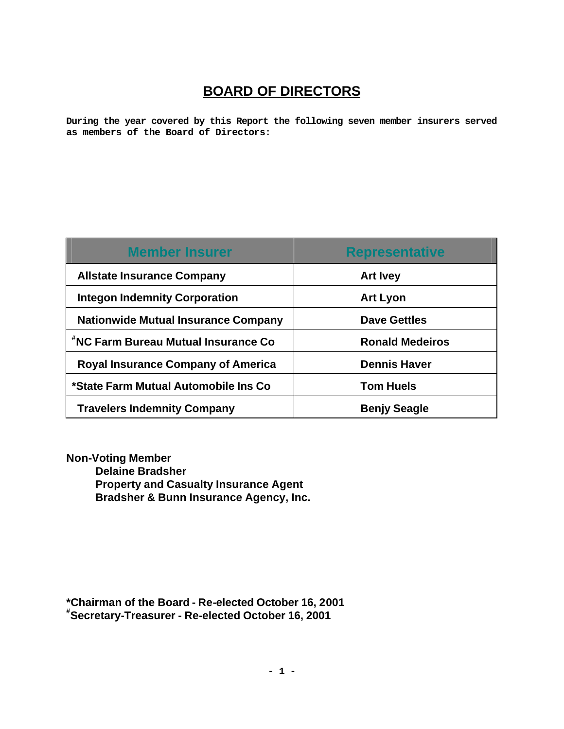# BOARD OF DIRECTORS

**During the year covered by this Report the following seven member insurers served as members of the Board of Directors:**

| Member Insurer | Representative |
|---|---|
| **Allstate Insurance Company** | **Art Ivey** |
| **Integon Indemnity Corporation** | **Art Lyon** |
| **Nationwide Mutual Insurance Company** | **Dave Gettles** |
| **#NC Farm Bureau Mutual Insurance Co** | **Ronald Medeiros** |
| **Royal Insurance Company of America** | **Dennis Haver** |
| **\*State Farm Mutual Automobile Ins Co** | **Tom Huels** |
| **Travelers Indemnity Company** | **Benjy Seagle** |

**Non-Voting Member**
**Delaine Bradsher**
**Property and Casualty Insurance Agent**
**Bradsher & Bunn Insurance Agency, Inc.**

**\*Chairman of the Board - Re-elected October 16, 2001**
**#Secretary-Treasurer - Re-elected October 16, 2001**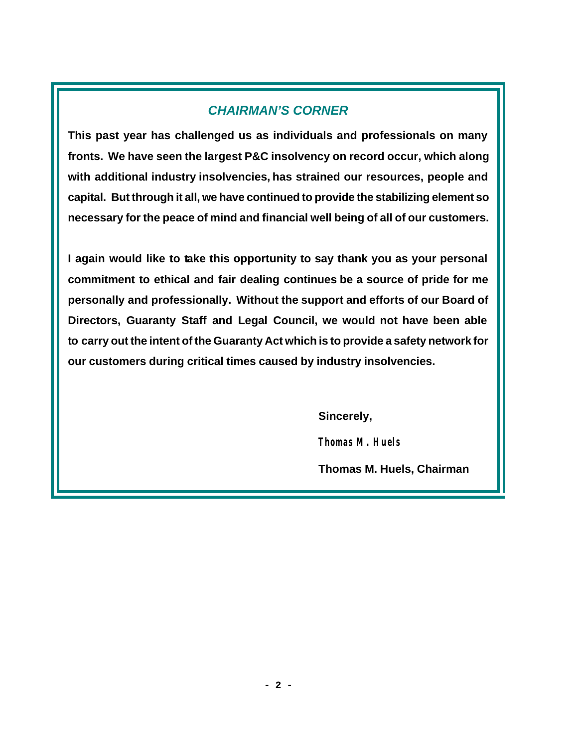## *CHAIRMAN'S CORNER*

**This past year has challenged us as individuals and professionals on many fronts. We have seen the largest P&C insolvency on record occur, which along with additional industry insolvencies, has strained our resources, people and capital. But through it all, we have continued to provide the stabilizing element so necessary for the peace of mind and financial well being of all of our customers.**

**I again would like to take this opportunity to say thank you as your personal commitment to ethical and fair dealing continues be a source of pride for me personally and professionally. Without the support and efforts of our Board of Directors, Guaranty Staff and Legal Council, we would not have been able to carry out the intent of the Guaranty Act which is to provide a safety network for our customers during critical times caused by industry insolvencies.**

**Sincerely,**

**Thomas M. Huels**

**Thomas M. Huels, Chairman**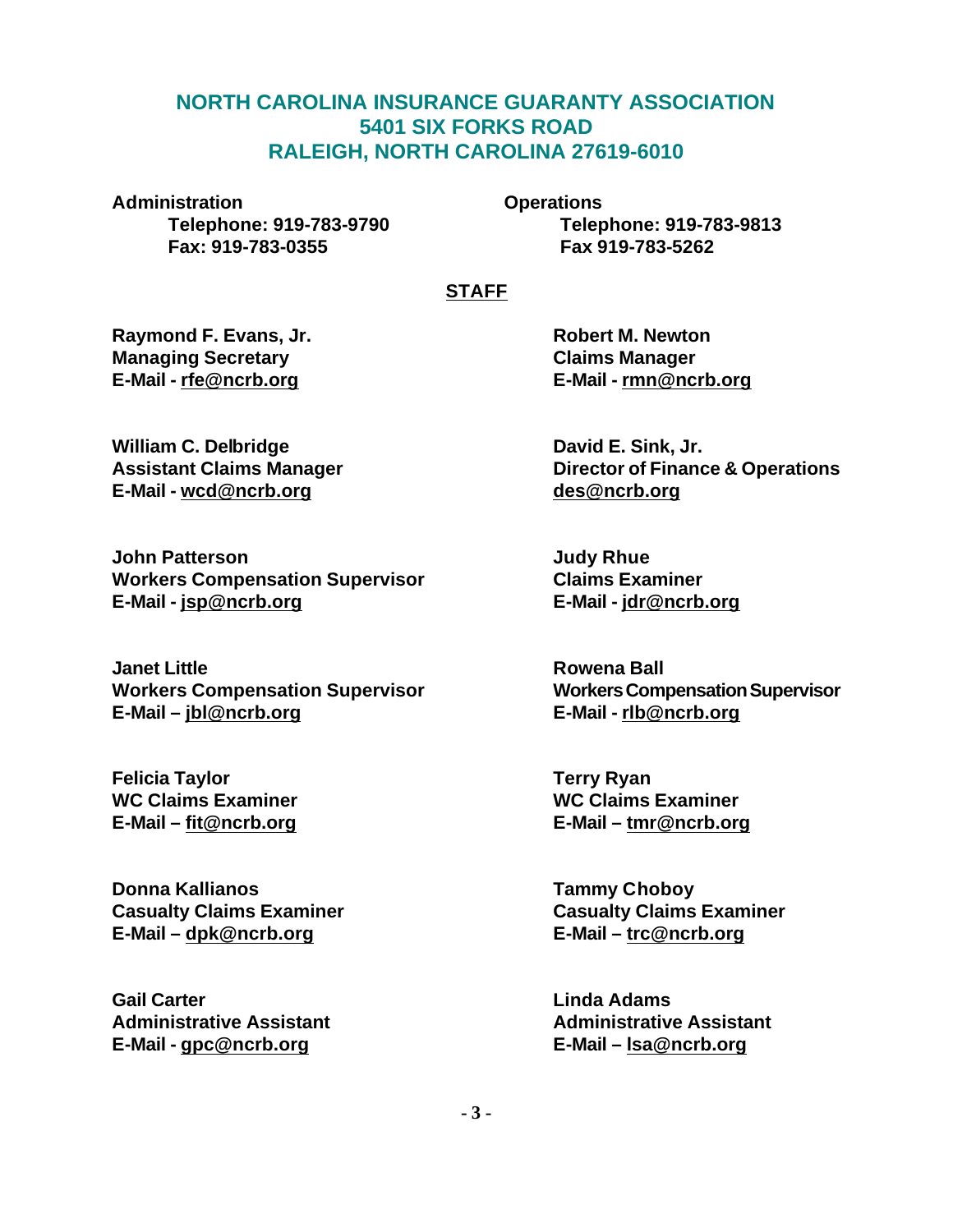# NORTH CAROLINA INSURANCE GUARANTY ASSOCIATION
## 5401 SIX FORKS ROAD
## RALEIGH, NORTH CAROLINA 27619-6010

**Administration**
**Telephone: 919-783-9790**
**Fax: 919-783-0355**

**Operations**
**Telephone: 919-783-9813**
**Fax 919-783-5262**

## STAFF

**Raymond F. Evans, Jr.**
**Managing Secretary**
**E-Mail - rfe@ncrb.org**

**Robert M. Newton**
**Claims Manager**
**E-Mail - rmn@ncrb.org**

**William C. Delbridge**
**Assistant Claims Manager**
**E-Mail - wcd@ncrb.org**

**David E. Sink, Jr.**
**Director of Finance & Operations**
**des@ncrb.org**

**John Patterson**
**Workers Compensation Supervisor**
**E-Mail - jsp@ncrb.org**

**Judy Rhue**
**Claims Examiner**
**E-Mail - jdr@ncrb.org**

**Janet Little**
**Workers Compensation Supervisor**
**E-Mail – jbl@ncrb.org**

**Rowena Ball**
**Workers Compensation Supervisor**
**E-Mail - rlb@ncrb.org**

**Felicia Taylor**
**WC Claims Examiner**
**E-Mail – fit@ncrb.org**

**Terry Ryan**
**WC Claims Examiner**
**E-Mail – tmr@ncrb.org**

**Donna Kallianos**
**Casualty Claims Examiner**
**E-Mail – dpk@ncrb.org**

**Tammy Choboy**
**Casualty Claims Examiner**
**E-Mail – trc@ncrb.org**

**Gail Carter**
**Administrative Assistant**
**E-Mail - gpc@ncrb.org**

**Linda Adams**
**Administrative Assistant**
**E-Mail – lsa@ncrb.org**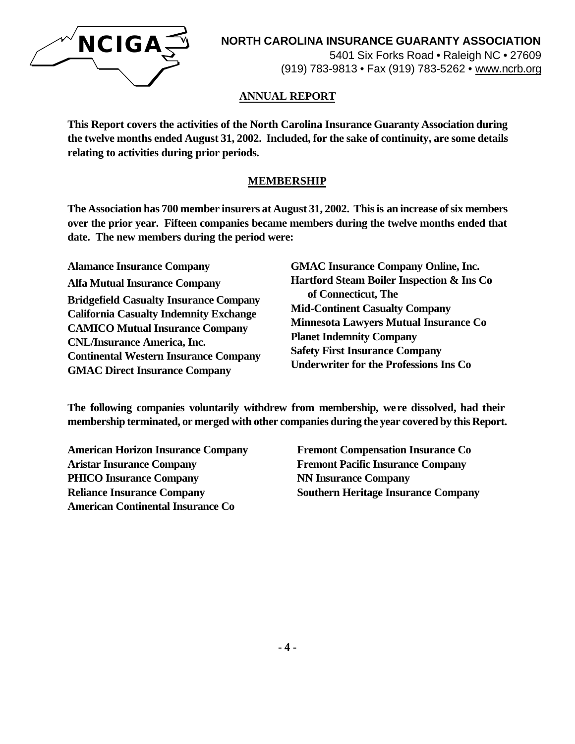NCIGA

**NORTH CAROLINA INSURANCE GUARANTY ASSOCIATION**
5401 Six Forks Road • Raleigh NC • 27609
(919) 783-9813 • Fax (919) 783-5262 • www.ncrb.org

## ANNUAL REPORT

**This Report covers the activities of the North Carolina Insurance Guaranty Association during the twelve months ended August 31, 2002. Included, for the sake of continuity, are some details relating to activities during prior periods.**

## MEMBERSHIP

**The Association has 700 member insurers at August 31, 2002. This is an increase of six members over the prior year. Fifteen companies became members during the twelve months ended that date. The new members during the period were:**

**Alamance Insurance Company**
**Alfa Mutual Insurance Company**
**Bridgefield Casualty Insurance Company**
**California Casualty Indemnity Exchange**
**CAMICO Mutual Insurance Company**
**CNL/Insurance America, Inc.**
**Continental Western Insurance Company**
**GMAC Direct Insurance Company**
**GMAC Insurance Company Online, Inc.**
**Hartford Steam Boiler Inspection & Ins Co of Connecticut, The**
**Mid-Continent Casualty Company**
**Minnesota Lawyers Mutual Insurance Co**
**Planet Indemnity Company**
**Safety First Insurance Company**
**Underwriter for the Professions Ins Co**

**The following companies voluntarily withdrew from membership, were dissolved, had their membership terminated, or merged with other companies during the year covered by this Report.**

**American Horizon Insurance Company**
**Aristar Insurance Company**
**PHICO Insurance Company**
**Reliance Insurance Company**
**American Continental Insurance Co**
**Fremont Compensation Insurance Co**
**Fremont Pacific Insurance Company**
**NN Insurance Company**
**Southern Heritage Insurance Company**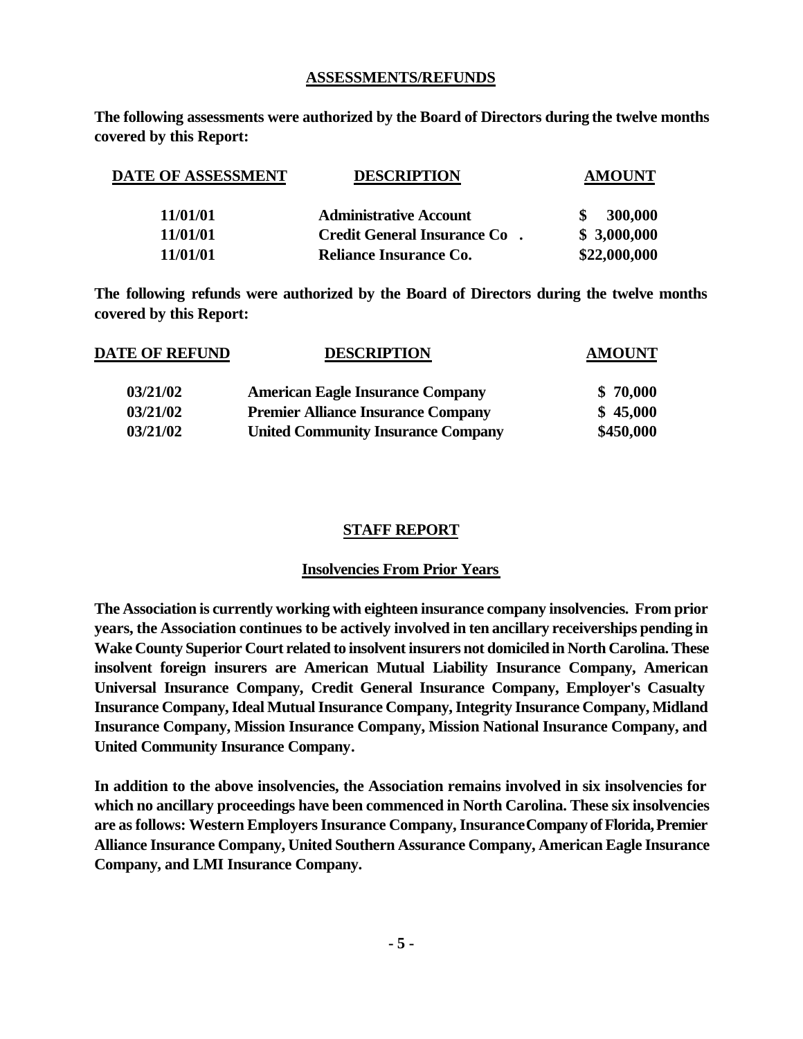## ASSESSMENTS/REFUNDS

**The following assessments were authorized by the Board of Directors during the twelve months covered by this Report:**

| DATE OF ASSESSMENT | DESCRIPTION | AMOUNT |
|---|---|---|
| 11/01/01 | Administrative Account | $ 300,000 |
| 11/01/01 | Credit General Insurance Co . | $ 3,000,000 |
| 11/01/01 | Reliance Insurance Co. | $22,000,000 |

**The following refunds were authorized by the Board of Directors during the twelve months covered by this Report:**

| DATE OF REFUND | DESCRIPTION | AMOUNT |
|---|---|---|
| 03/21/02 | American Eagle Insurance Company | $ 70,000 |
| 03/21/02 | Premier Alliance Insurance Company | $ 45,000 |
| 03/21/02 | United Community Insurance Company | $450,000 |

## STAFF REPORT

### Insolvencies From Prior Years

**The Association is currently working with eighteen insurance company insolvencies. From prior years, the Association continues to be actively involved in ten ancillary receiverships pending in Wake County Superior Court related to insolvent insurers not domiciled in North Carolina. These insolvent foreign insurers are American Mutual Liability Insurance Company, American Universal Insurance Company, Credit General Insurance Company, Employer's Casualty Insurance Company, Ideal Mutual Insurance Company, Integrity Insurance Company, Midland Insurance Company, Mission Insurance Company, Mission National Insurance Company, and United Community Insurance Company.**

**In addition to the above insolvencies, the Association remains involved in six insolvencies for which no ancillary proceedings have been commenced in North Carolina. These six insolvencies are as follows: Western Employers Insurance Company, Insurance Company of Florida, Premier Alliance Insurance Company, United Southern Assurance Company, American Eagle Insurance Company, and LMI Insurance Company.**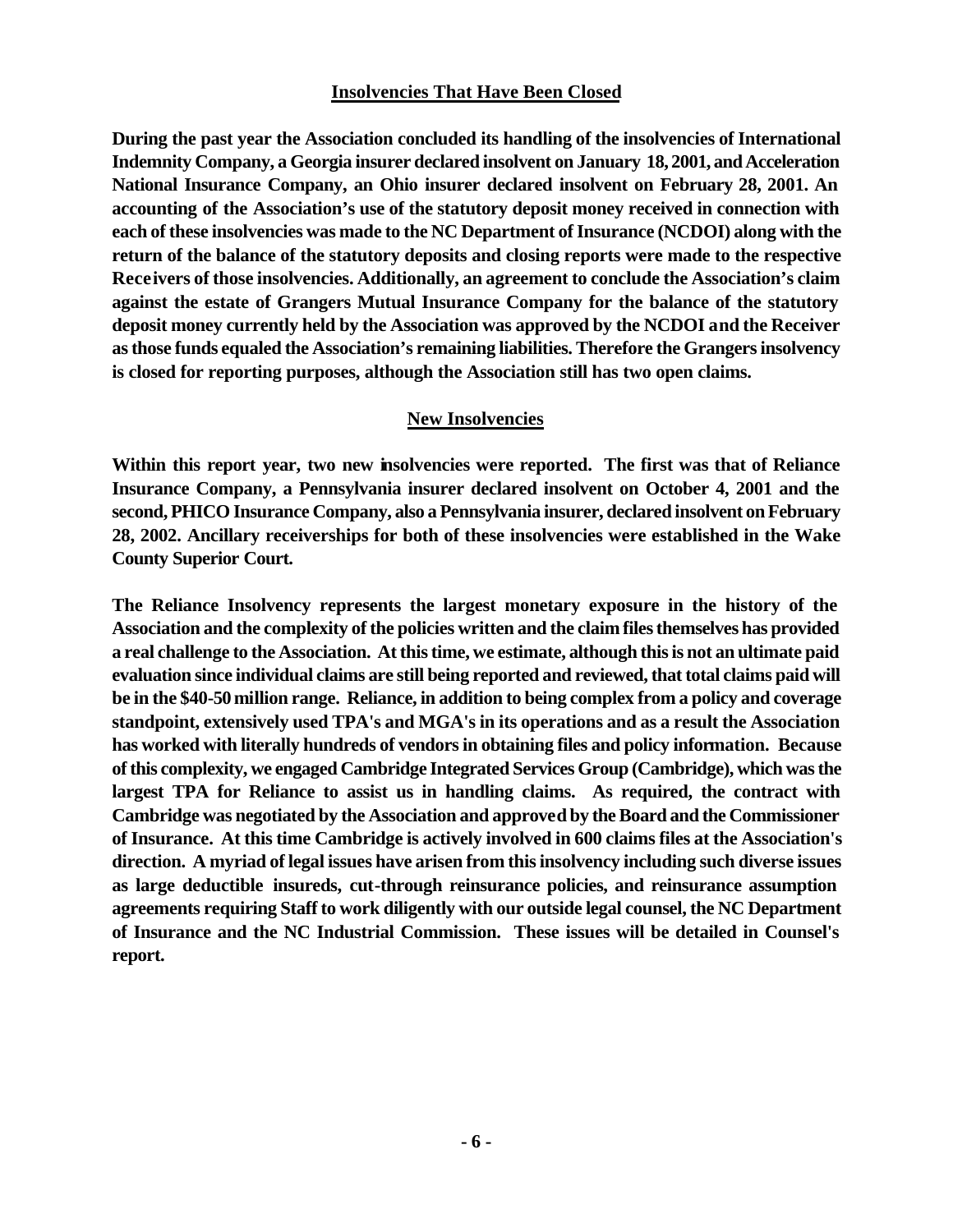## Insolvencies That Have Been Closed

**During the past year the Association concluded its handling of the insolvencies of International Indemnity Company, a Georgia insurer declared insolvent on January 18, 2001, and Acceleration National Insurance Company, an Ohio insurer declared insolvent on February 28, 2001. An accounting of the Association's use of the statutory deposit money received in connection with each of these insolvencies was made to the NC Department of Insurance (NCDOI) along with the return of the balance of the statutory deposits and closing reports were made to the respective Receivers of those insolvencies. Additionally, an agreement to conclude the Association's claim against the estate of Grangers Mutual Insurance Company for the balance of the statutory deposit money currently held by the Association was approved by the NCDOI and the Receiver as those funds equaled the Association's remaining liabilities. Therefore the Grangers insolvency is closed for reporting purposes, although the Association still has two open claims.**

## New Insolvencies

**Within this report year, two new insolvencies were reported. The first was that of Reliance Insurance Company, a Pennsylvania insurer declared insolvent on October 4, 2001 and the second, PHICO Insurance Company, also a Pennsylvania insurer, declared insolvent on February 28, 2002. Ancillary receiverships for both of these insolvencies were established in the Wake County Superior Court.**

**The Reliance Insolvency represents the largest monetary exposure in the history of the Association and the complexity of the policies written and the claim files themselves has provided a real challenge to the Association. At this time, we estimate, although this is not an ultimate paid evaluation since individual claims are still being reported and reviewed, that total claims paid will be in the $40-50 million range. Reliance, in addition to being complex from a policy and coverage standpoint, extensively used TPA's and MGA's in its operations and as a result the Association has worked with literally hundreds of vendors in obtaining files and policy information. Because of this complexity, we engaged Cambridge Integrated Services Group (Cambridge), which was the largest TPA for Reliance to assist us in handling claims. As required, the contract with Cambridge was negotiated by the Association and approved by the Board and the Commissioner of Insurance. At this time Cambridge is actively involved in 600 claims files at the Association's direction. A myriad of legal issues have arisen from this insolvency including such diverse issues as large deductible insureds, cut-through reinsurance policies, and reinsurance assumption agreements requiring Staff to work diligently with our outside legal counsel, the NC Department of Insurance and the NC Industrial Commission. These issues will be detailed in Counsel's report.**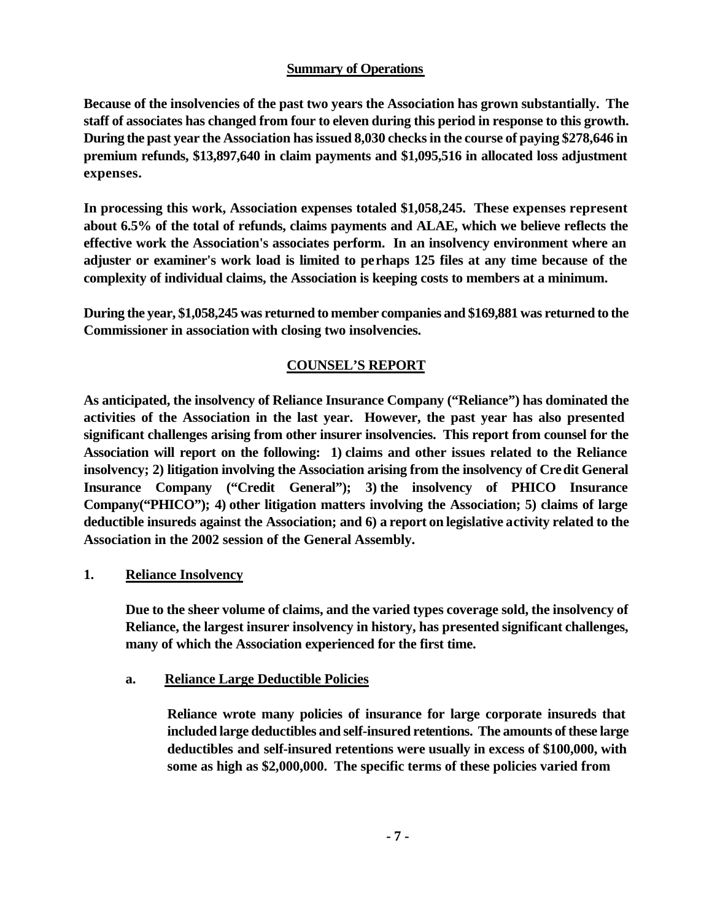## Summary of Operations

**Because of the insolvencies of the past two years the Association has grown substantially. The staff of associates has changed from four to eleven during this period in response to this growth. During the past year the Association has issued 8,030 checks in the course of paying $278,646 in premium refunds, $13,897,640 in claim payments and $1,095,516 in allocated loss adjustment expenses.**

**In processing this work, Association expenses totaled $1,058,245. These expenses represent about 6.5% of the total of refunds, claims payments and ALAE, which we believe reflects the effective work the Association's associates perform. In an insolvency environment where an adjuster or examiner's work load is limited to perhaps 125 files at any time because of the complexity of individual claims, the Association is keeping costs to members at a minimum.**

**During the year, $1,058,245 was returned to member companies and $169,881 was returned to the Commissioner in association with closing two insolvencies.**

## COUNSEL'S REPORT

**As anticipated, the insolvency of Reliance Insurance Company ("Reliance") has dominated the activities of the Association in the last year. However, the past year has also presented significant challenges arising from other insurer insolvencies. This report from counsel for the Association will report on the following: 1) claims and other issues related to the Reliance insolvency; 2) litigation involving the Association arising from the insolvency of Credit General Insurance Company ("Credit General"); 3) the insolvency of PHICO Insurance Company("PHICO"); 4) other litigation matters involving the Association; 5) claims of large deductible insureds against the Association; and 6) a report on legislative activity related to the Association in the 2002 session of the General Assembly.**

### 1. Reliance Insolvency

**Due to the sheer volume of claims, and the varied types coverage sold, the insolvency of Reliance, the largest insurer insolvency in history, has presented significant challenges, many of which the Association experienced for the first time.**

#### a. Reliance Large Deductible Policies

**Reliance wrote many policies of insurance for large corporate insureds that included large deductibles and self-insured retentions. The amounts of these large deductibles and self-insured retentions were usually in excess of $100,000, with some as high as $2,000,000. The specific terms of these policies varied from**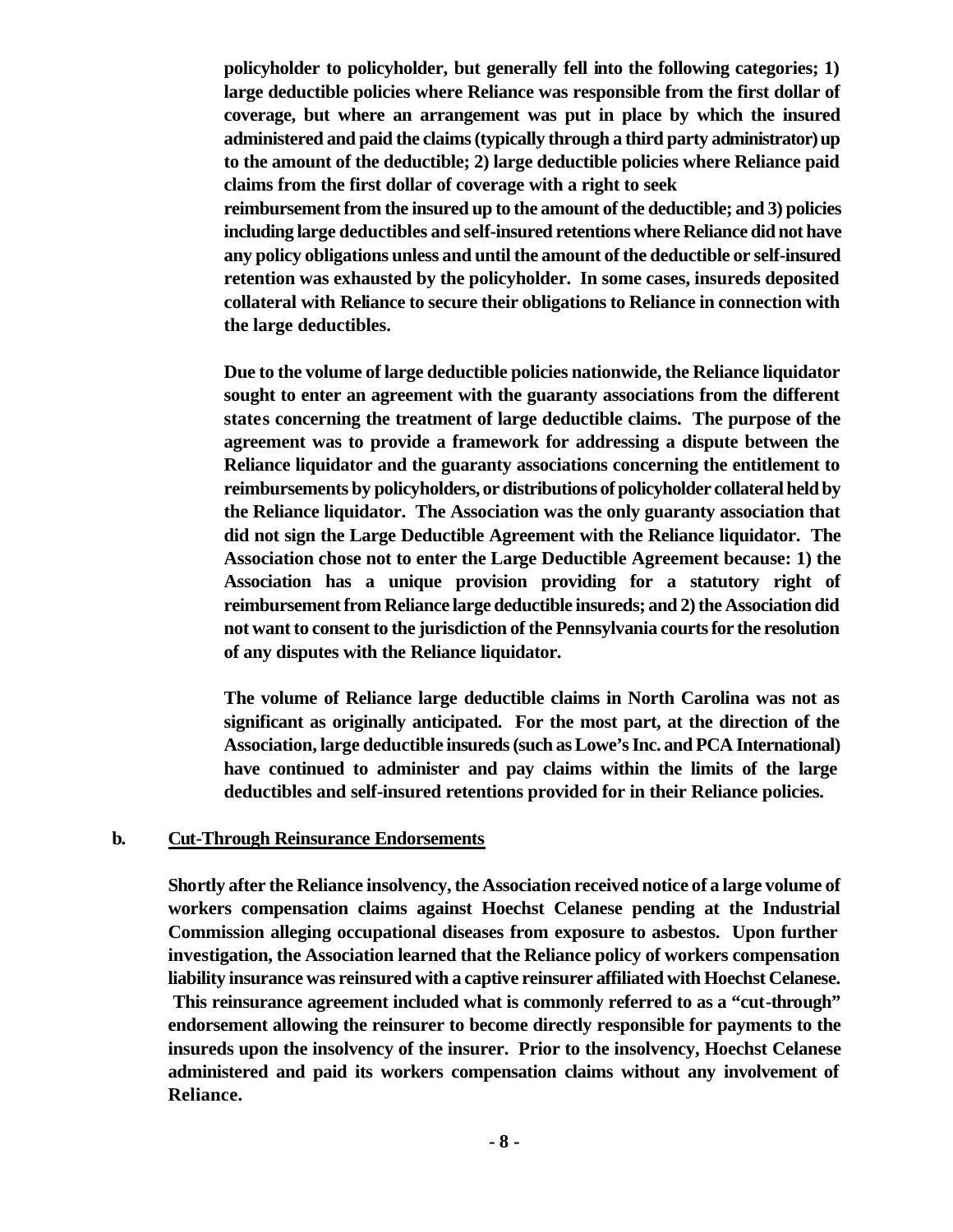**policyholder to policyholder, but generally fell into the following categories; 1) large deductible policies where Reliance was responsible from the first dollar of coverage, but where an arrangement was put in place by which the insured administered and paid the claims (typically through a third party administrator) up to the amount of the deductible; 2) large deductible policies where Reliance paid claims from the first dollar of coverage with a right to seek reimbursement from the insured up to the amount of the deductible; and 3) policies including large deductibles and self-insured retentions where Reliance did not have any policy obligations unless and until the amount of the deductible or self-insured retention was exhausted by the policyholder. In some cases, insureds deposited collateral with Reliance to secure their obligations to Reliance in connection with the large deductibles.**

**Due to the volume of large deductible policies nationwide, the Reliance liquidator sought to enter an agreement with the guaranty associations from the different states concerning the treatment of large deductible claims. The purpose of the agreement was to provide a framework for addressing a dispute between the Reliance liquidator and the guaranty associations concerning the entitlement to reimbursements by policyholders, or distributions of policyholder collateral held by the Reliance liquidator. The Association was the only guaranty association that did not sign the Large Deductible Agreement with the Reliance liquidator. The Association chose not to enter the Large Deductible Agreement because: 1) the Association has a unique provision providing for a statutory right of reimbursement from Reliance large deductible insureds; and 2) the Association did not want to consent to the jurisdiction of the Pennsylvania courts for the resolution of any disputes with the Reliance liquidator.**

**The volume of Reliance large deductible claims in North Carolina was not as significant as originally anticipated. For the most part, at the direction of the Association, large deductible insureds (such as Lowe's Inc. and PCA International) have continued to administer and pay claims within the limits of the large deductibles and self-insured retentions provided for in their Reliance policies.**

**b. <u>Cut-Through Reinsurance Endorsements</u>**

**Shortly after the Reliance insolvency, the Association received notice of a large volume of workers compensation claims against Hoechst Celanese pending at the Industrial Commission alleging occupational diseases from exposure to asbestos. Upon further investigation, the Association learned that the Reliance policy of workers compensation liability insurance was reinsured with a captive reinsurer affiliated with Hoechst Celanese. This reinsurance agreement included what is commonly referred to as a "cut-through" endorsement allowing the reinsurer to become directly responsible for payments to the insureds upon the insolvency of the insurer. Prior to the insolvency, Hoechst Celanese administered and paid its workers compensation claims without any involvement of Reliance.**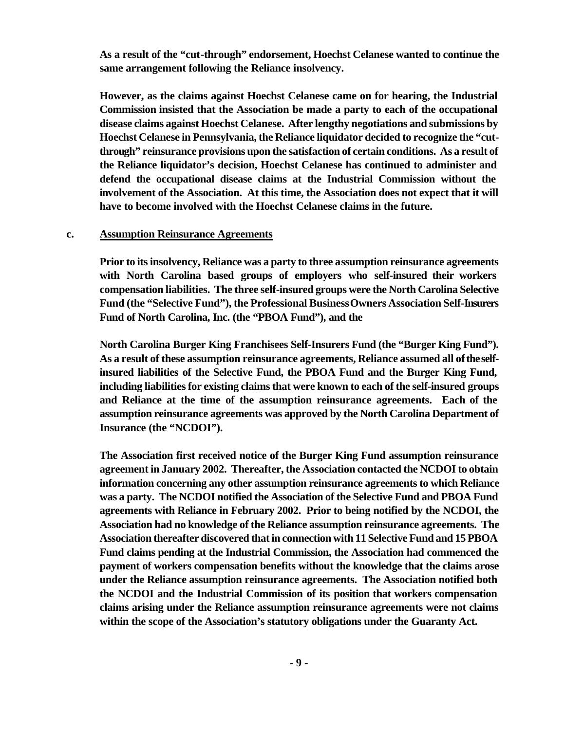**As a result of the "cut-through" endorsement, Hoechst Celanese wanted to continue the same arrangement following the Reliance insolvency.**

**However, as the claims against Hoechst Celanese came on for hearing, the Industrial Commission insisted that the Association be made a party to each of the occupational disease claims against Hoechst Celanese. After lengthy negotiations and submissions by Hoechst Celanese in Pennsylvania, the Reliance liquidator decided to recognize the "cut-through" reinsurance provisions upon the satisfaction of certain conditions. As a result of the Reliance liquidator's decision, Hoechst Celanese has continued to administer and defend the occupational disease claims at the Industrial Commission without the involvement of the Association. At this time, the Association does not expect that it will have to become involved with the Hoechst Celanese claims in the future.**

**c. <u>Assumption Reinsurance Agreements</u>**

**Prior to its insolvency, Reliance was a party to three assumption reinsurance agreements with North Carolina based groups of employers who self-insured their workers compensation liabilities. The three self-insured groups were the North Carolina Selective Fund (the "Selective Fund"), the Professional Business Owners Association Self-Insurers Fund of North Carolina, Inc. (the "PBOA Fund"), and the**

**North Carolina Burger King Franchisees Self-Insurers Fund (the "Burger King Fund"). As a result of these assumption reinsurance agreements, Reliance assumed all of the self-insured liabilities of the Selective Fund, the PBOA Fund and the Burger King Fund, including liabilities for existing claims that were known to each of the self-insured groups and Reliance at the time of the assumption reinsurance agreements. Each of the assumption reinsurance agreements was approved by the North Carolina Department of Insurance (the "NCDOI").**

**The Association first received notice of the Burger King Fund assumption reinsurance agreement in January 2002. Thereafter, the Association contacted the NCDOI to obtain information concerning any other assumption reinsurance agreements to which Reliance was a party. The NCDOI notified the Association of the Selective Fund and PBOA Fund agreements with Reliance in February 2002. Prior to being notified by the NCDOI, the Association had no knowledge of the Reliance assumption reinsurance agreements. The Association thereafter discovered that in connection with 11 Selective Fund and 15 PBOA Fund claims pending at the Industrial Commission, the Association had commenced the payment of workers compensation benefits without the knowledge that the claims arose under the Reliance assumption reinsurance agreements. The Association notified both the NCDOI and the Industrial Commission of its position that workers compensation claims arising under the Reliance assumption reinsurance agreements were not claims within the scope of the Association's statutory obligations under the Guaranty Act.**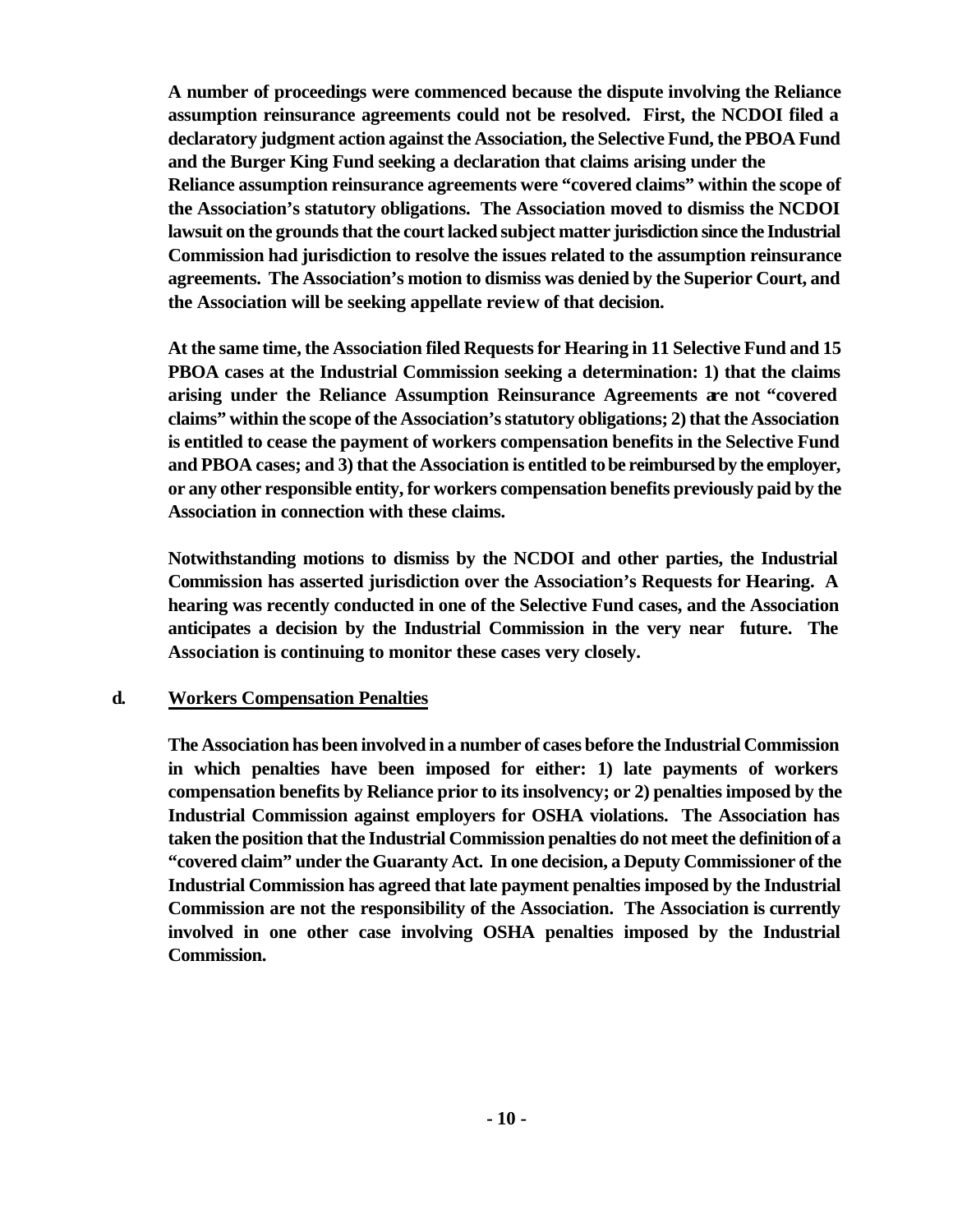**A number of proceedings were commenced because the dispute involving the Reliance assumption reinsurance agreements could not be resolved. First, the NCDOI filed a declaratory judgment action against the Association, the Selective Fund, the PBOA Fund and the Burger King Fund seeking a declaration that claims arising under the Reliance assumption reinsurance agreements were "covered claims" within the scope of the Association's statutory obligations. The Association moved to dismiss the NCDOI lawsuit on the grounds that the court lacked subject matter jurisdiction since the Industrial Commission had jurisdiction to resolve the issues related to the assumption reinsurance agreements. The Association's motion to dismiss was denied by the Superior Court, and the Association will be seeking appellate review of that decision.**

**At the same time, the Association filed Requests for Hearing in 11 Selective Fund and 15 PBOA cases at the Industrial Commission seeking a determination: 1) that the claims arising under the Reliance Assumption Reinsurance Agreements are not "covered claims" within the scope of the Association's statutory obligations; 2) that the Association is entitled to cease the payment of workers compensation benefits in the Selective Fund and PBOA cases; and 3) that the Association is entitled to be reimbursed by the employer, or any other responsible entity, for workers compensation benefits previously paid by the Association in connection with these claims.**

**Notwithstanding motions to dismiss by the NCDOI and other parties, the Industrial Commission has asserted jurisdiction over the Association's Requests for Hearing. A hearing was recently conducted in one of the Selective Fund cases, and the Association anticipates a decision by the Industrial Commission in the very near future. The Association is continuing to monitor these cases very closely.**

**d. <u>Workers Compensation Penalties</u>**

**The Association has been involved in a number of cases before the Industrial Commission in which penalties have been imposed for either: 1) late payments of workers compensation benefits by Reliance prior to its insolvency; or 2) penalties imposed by the Industrial Commission against employers for OSHA violations. The Association has taken the position that the Industrial Commission penalties do not meet the definition of a "covered claim" under the Guaranty Act. In one decision, a Deputy Commissioner of the Industrial Commission has agreed that late payment penalties imposed by the Industrial Commission are not the responsibility of the Association. The Association is currently involved in one other case involving OSHA penalties imposed by the Industrial Commission.**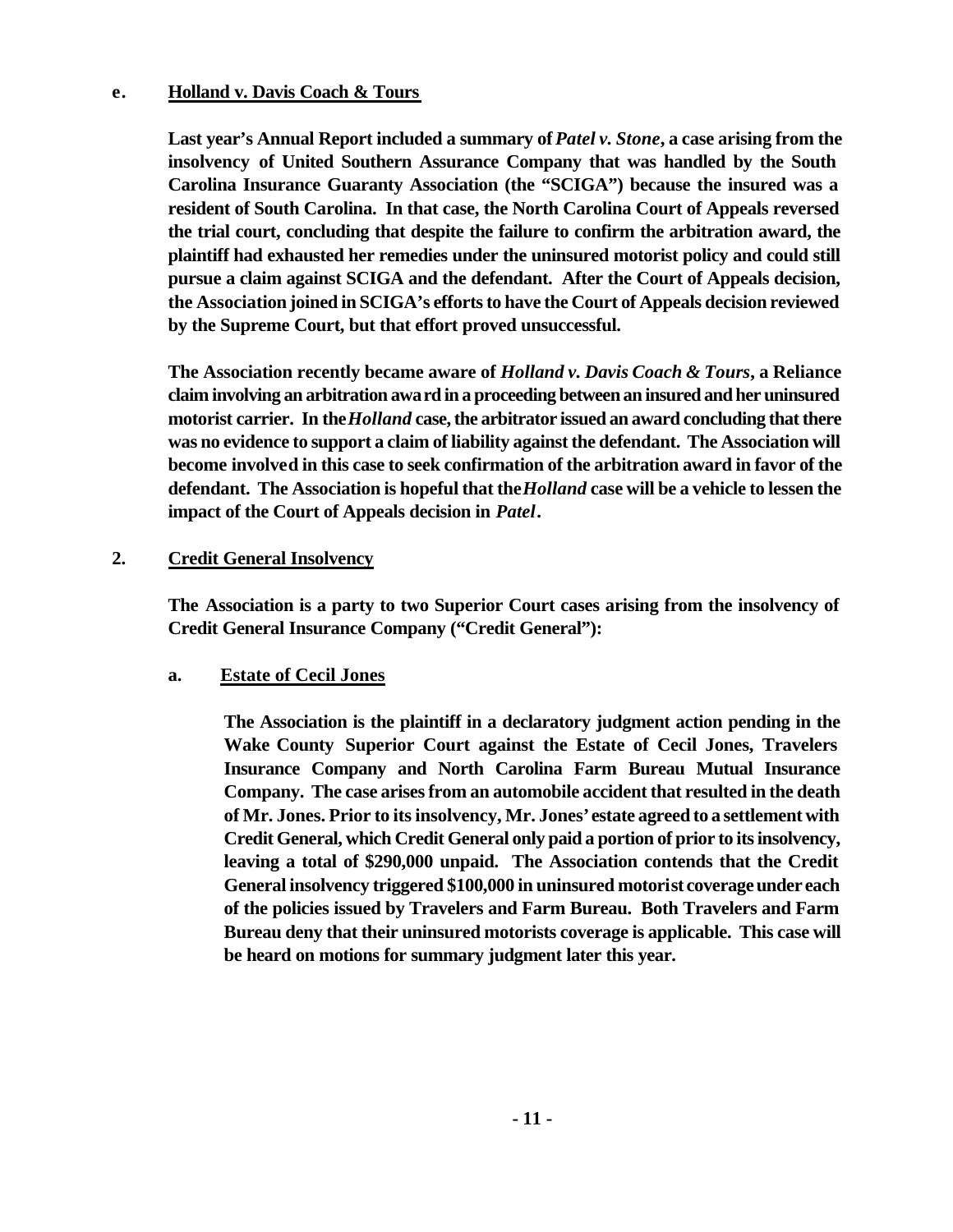**e. Holland v. Davis Coach & Tours**

**Last year's Annual Report included a summary of *Patel v. Stone*, a case arising from the insolvency of United Southern Assurance Company that was handled by the South Carolina Insurance Guaranty Association (the "SCIGA") because the insured was a resident of South Carolina. In that case, the North Carolina Court of Appeals reversed the trial court, concluding that despite the failure to confirm the arbitration award, the plaintiff had exhausted her remedies under the uninsured motorist policy and could still pursue a claim against SCIGA and the defendant. After the Court of Appeals decision, the Association joined in SCIGA's efforts to have the Court of Appeals decision reviewed by the Supreme Court, but that effort proved unsuccessful.**

**The Association recently became aware of *Holland v. Davis Coach & Tours*, a Reliance claim involving an arbitration award in a proceeding between an insured and her uninsured motorist carrier. In the *Holland* case, the arbitrator issued an award concluding that there was no evidence to support a claim of liability against the defendant. The Association will become involved in this case to seek confirmation of the arbitration award in favor of the defendant. The Association is hopeful that the *Holland* case will be a vehicle to lessen the impact of the Court of Appeals decision in *Patel*.**

**2. Credit General Insolvency**

**The Association is a party to two Superior Court cases arising from the insolvency of Credit General Insurance Company ("Credit General"):**

**a. Estate of Cecil Jones**

**The Association is the plaintiff in a declaratory judgment action pending in the Wake County Superior Court against the Estate of Cecil Jones, Travelers Insurance Company and North Carolina Farm Bureau Mutual Insurance Company. The case arises from an automobile accident that resulted in the death of Mr. Jones. Prior to its insolvency, Mr. Jones' estate agreed to a settlement with Credit General, which Credit General only paid a portion of prior to its insolvency, leaving a total of $290,000 unpaid. The Association contends that the Credit General insolvency triggered $100,000 in uninsured motorist coverage under each of the policies issued by Travelers and Farm Bureau. Both Travelers and Farm Bureau deny that their uninsured motorists coverage is applicable. This case will be heard on motions for summary judgment later this year.**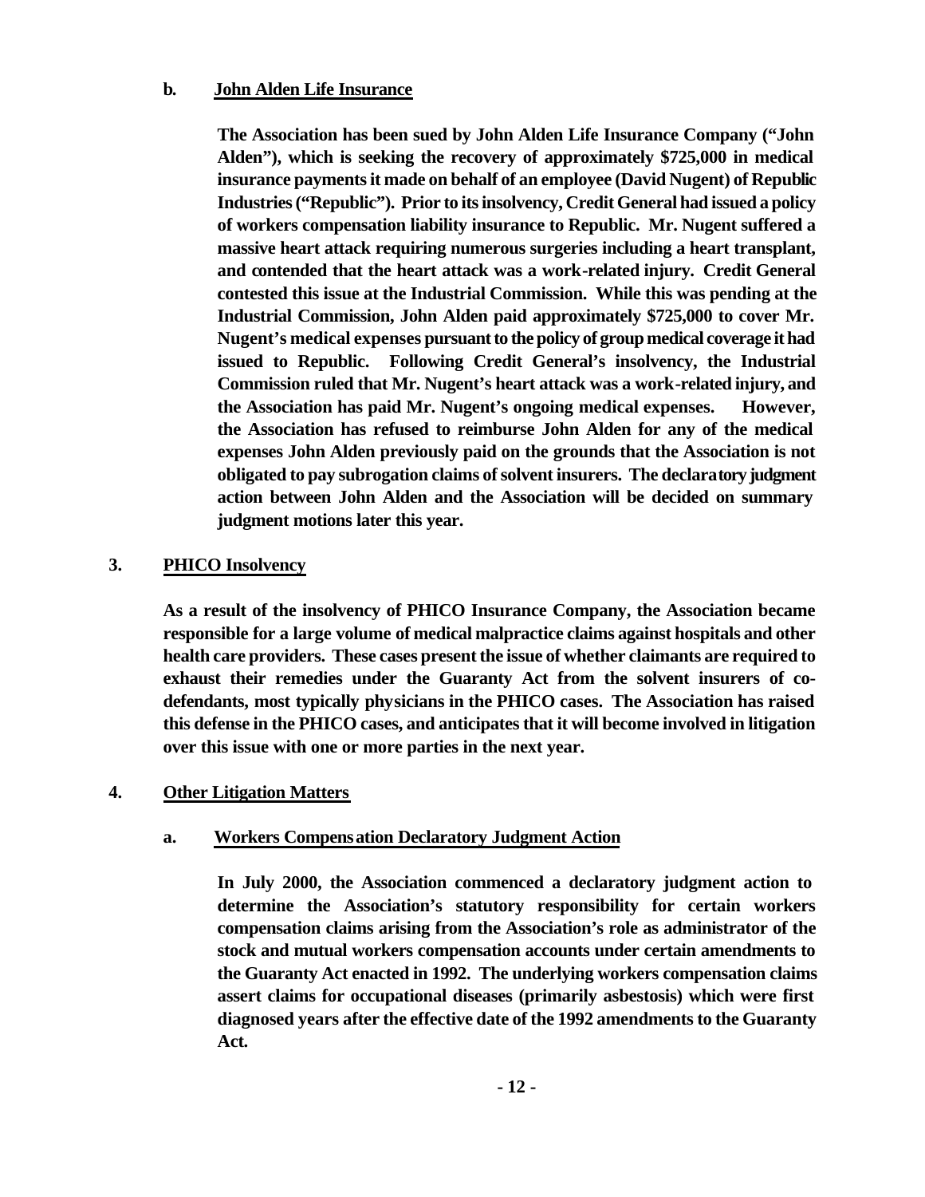**b. John Alden Life Insurance**

**The Association has been sued by John Alden Life Insurance Company ("John Alden"), which is seeking the recovery of approximately $725,000 in medical insurance payments it made on behalf of an employee (David Nugent) of Republic Industries ("Republic"). Prior to its insolvency, Credit General had issued a policy of workers compensation liability insurance to Republic. Mr. Nugent suffered a massive heart attack requiring numerous surgeries including a heart transplant, and contended that the heart attack was a work-related injury. Credit General contested this issue at the Industrial Commission. While this was pending at the Industrial Commission, John Alden paid approximately $725,000 to cover Mr. Nugent's medical expenses pursuant to the policy of group medical coverage it had issued to Republic. Following Credit General's insolvency, the Industrial Commission ruled that Mr. Nugent's heart attack was a work-related injury, and the Association has paid Mr. Nugent's ongoing medical expenses. However, the Association has refused to reimburse John Alden for any of the medical expenses John Alden previously paid on the grounds that the Association is not obligated to pay subrogation claims of solvent insurers. The declaratory judgment action between John Alden and the Association will be decided on summary judgment motions later this year.**

**3. PHICO Insolvency**

**As a result of the insolvency of PHICO Insurance Company, the Association became responsible for a large volume of medical malpractice claims against hospitals and other health care providers. These cases present the issue of whether claimants are required to exhaust their remedies under the Guaranty Act from the solvent insurers of co-defendants, most typically physicians in the PHICO cases. The Association has raised this defense in the PHICO cases, and anticipates that it will become involved in litigation over this issue with one or more parties in the next year.**

**4. Other Litigation Matters**

**a. Workers Compensation Declaratory Judgment Action**

**In July 2000, the Association commenced a declaratory judgment action to determine the Association's statutory responsibility for certain workers compensation claims arising from the Association's role as administrator of the stock and mutual workers compensation accounts under certain amendments to the Guaranty Act enacted in 1992. The underlying workers compensation claims assert claims for occupational diseases (primarily asbestosis) which were first diagnosed years after the effective date of the 1992 amendments to the Guaranty Act.**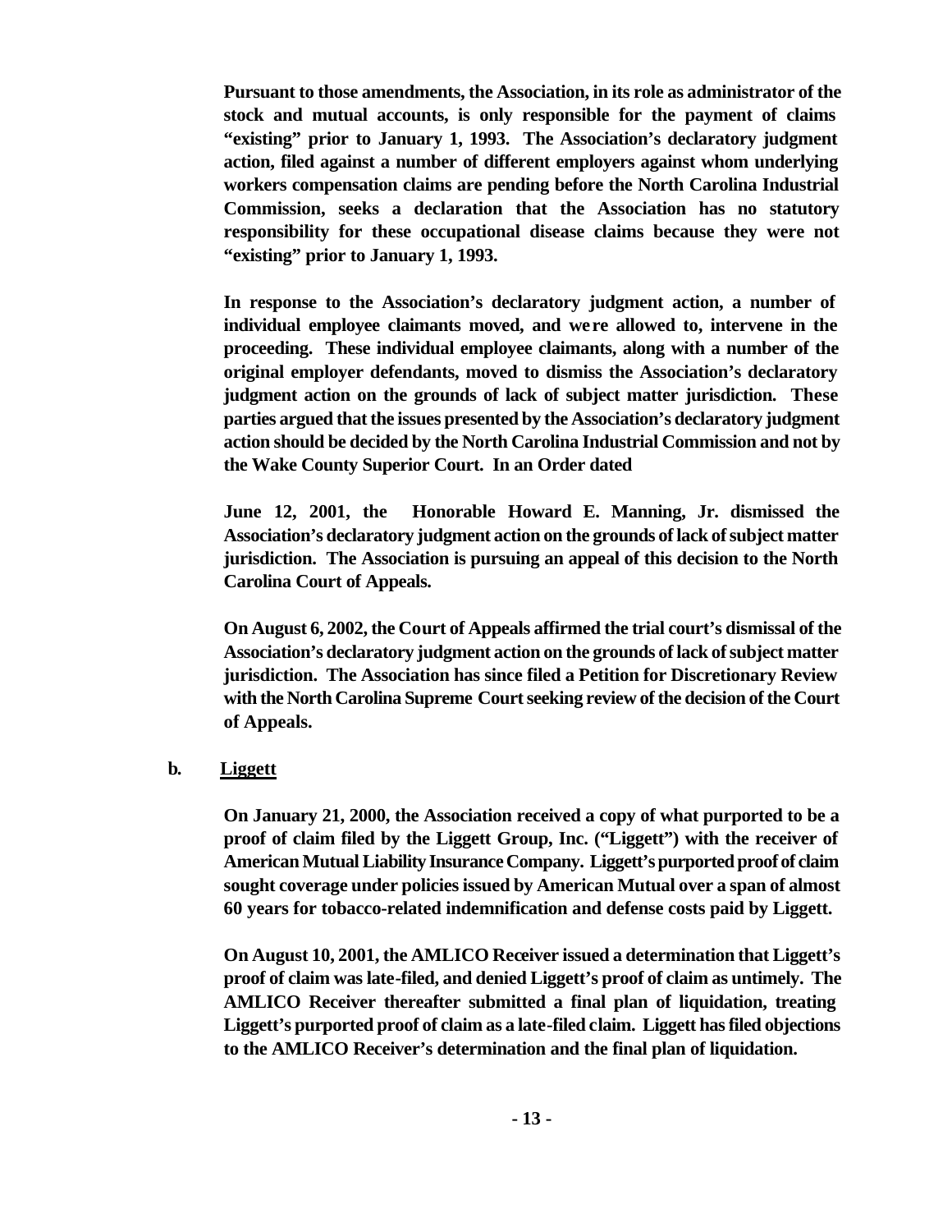**Pursuant to those amendments, the Association, in its role as administrator of the stock and mutual accounts, is only responsible for the payment of claims "existing" prior to January 1, 1993. The Association's declaratory judgment action, filed against a number of different employers against whom underlying workers compensation claims are pending before the North Carolina Industrial Commission, seeks a declaration that the Association has no statutory responsibility for these occupational disease claims because they were not "existing" prior to January 1, 1993.**

**In response to the Association's declaratory judgment action, a number of individual employee claimants moved, and were allowed to, intervene in the proceeding. These individual employee claimants, along with a number of the original employer defendants, moved to dismiss the Association's declaratory judgment action on the grounds of lack of subject matter jurisdiction. These parties argued that the issues presented by the Association's declaratory judgment action should be decided by the North Carolina Industrial Commission and not by the Wake County Superior Court. In an Order dated**

**June 12, 2001, the Honorable Howard E. Manning, Jr. dismissed the Association's declaratory judgment action on the grounds of lack of subject matter jurisdiction. The Association is pursuing an appeal of this decision to the North Carolina Court of Appeals.**

**On August 6, 2002, the Court of Appeals affirmed the trial court's dismissal of the Association's declaratory judgment action on the grounds of lack of subject matter jurisdiction. The Association has since filed a Petition for Discretionary Review with the North Carolina Supreme Court seeking review of the decision of the Court of Appeals.**

**b. <u>Liggett</u>**

**On January 21, 2000, the Association received a copy of what purported to be a proof of claim filed by the Liggett Group, Inc. ("Liggett") with the receiver of American Mutual Liability Insurance Company. Liggett's purported proof of claim sought coverage under policies issued by American Mutual over a span of almost 60 years for tobacco-related indemnification and defense costs paid by Liggett.**

**On August 10, 2001, the AMLICO Receiver issued a determination that Liggett's proof of claim was late-filed, and denied Liggett's proof of claim as untimely. The AMLICO Receiver thereafter submitted a final plan of liquidation, treating Liggett's purported proof of claim as a late-filed claim. Liggett has filed objections to the AMLICO Receiver's determination and the final plan of liquidation.**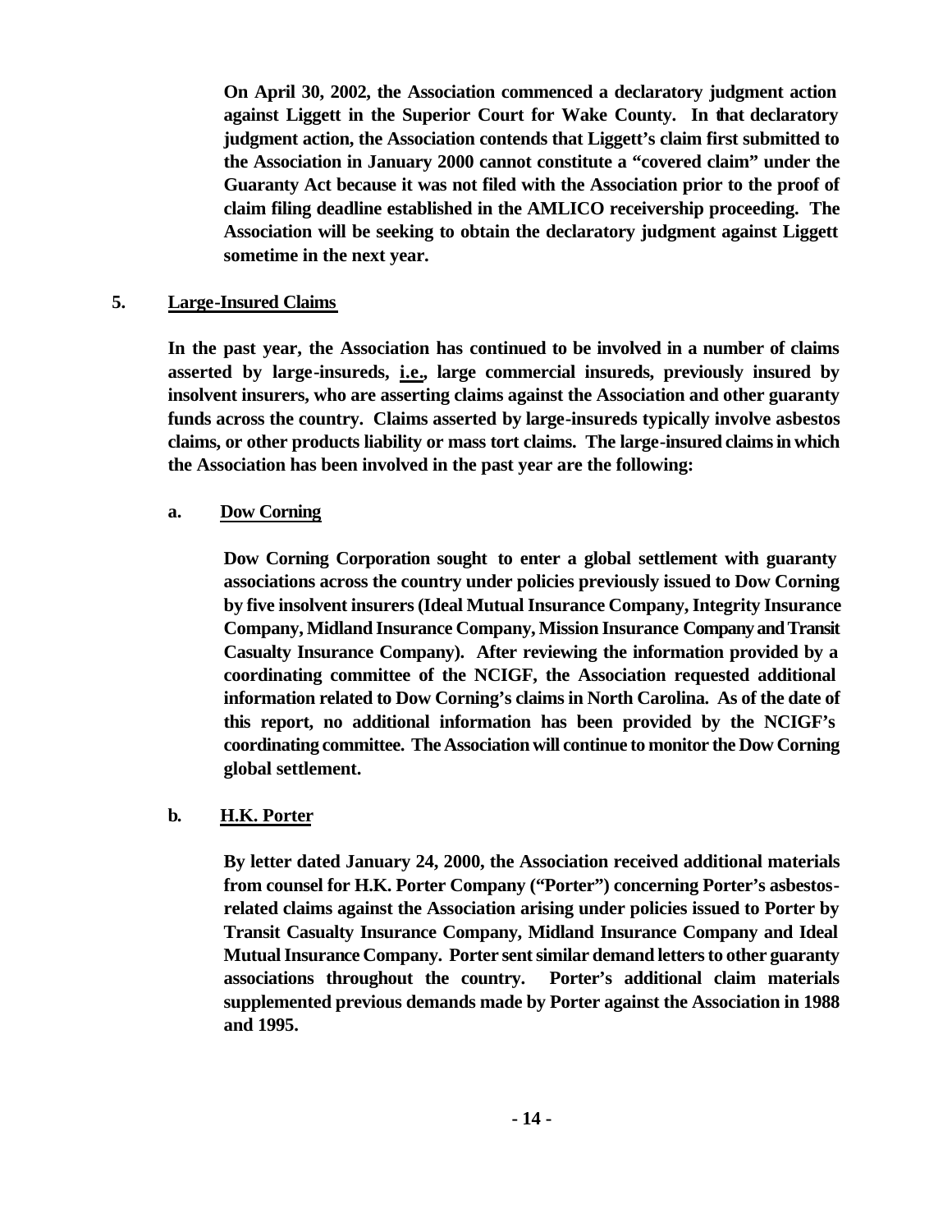**On April 30, 2002, the Association commenced a declaratory judgment action against Liggett in the Superior Court for Wake County. In that declaratory judgment action, the Association contends that Liggett's claim first submitted to the Association in January 2000 cannot constitute a "covered claim" under the Guaranty Act because it was not filed with the Association prior to the proof of claim filing deadline established in the AMLICO receivership proceeding. The Association will be seeking to obtain the declaratory judgment against Liggett sometime in the next year.**

**5. <u>Large-Insured Claims</u>**

**In the past year, the Association has continued to be involved in a number of claims asserted by large-insureds, <u>i.e.</u>, large commercial insureds, previously insured by insolvent insurers, who are asserting claims against the Association and other guaranty funds across the country. Claims asserted by large-insureds typically involve asbestos claims, or other products liability or mass tort claims. The large-insured claims in which the Association has been involved in the past year are the following:**

**a. <u>Dow Corning</u>**

**Dow Corning Corporation sought to enter a global settlement with guaranty associations across the country under policies previously issued to Dow Corning by five insolvent insurers (Ideal Mutual Insurance Company, Integrity Insurance Company, Midland Insurance Company, Mission Insurance Company and Transit Casualty Insurance Company). After reviewing the information provided by a coordinating committee of the NCIGF, the Association requested additional information related to Dow Corning's claims in North Carolina. As of the date of this report, no additional information has been provided by the NCIGF's coordinating committee. The Association will continue to monitor the Dow Corning global settlement.**

**b. <u>H.K. Porter</u>**

**By letter dated January 24, 2000, the Association received additional materials from counsel for H.K. Porter Company ("Porter") concerning Porter's asbestos-related claims against the Association arising under policies issued to Porter by Transit Casualty Insurance Company, Midland Insurance Company and Ideal Mutual Insurance Company. Porter sent similar demand letters to other guaranty associations throughout the country. Porter's additional claim materials supplemented previous demands made by Porter against the Association in 1988 and 1995.**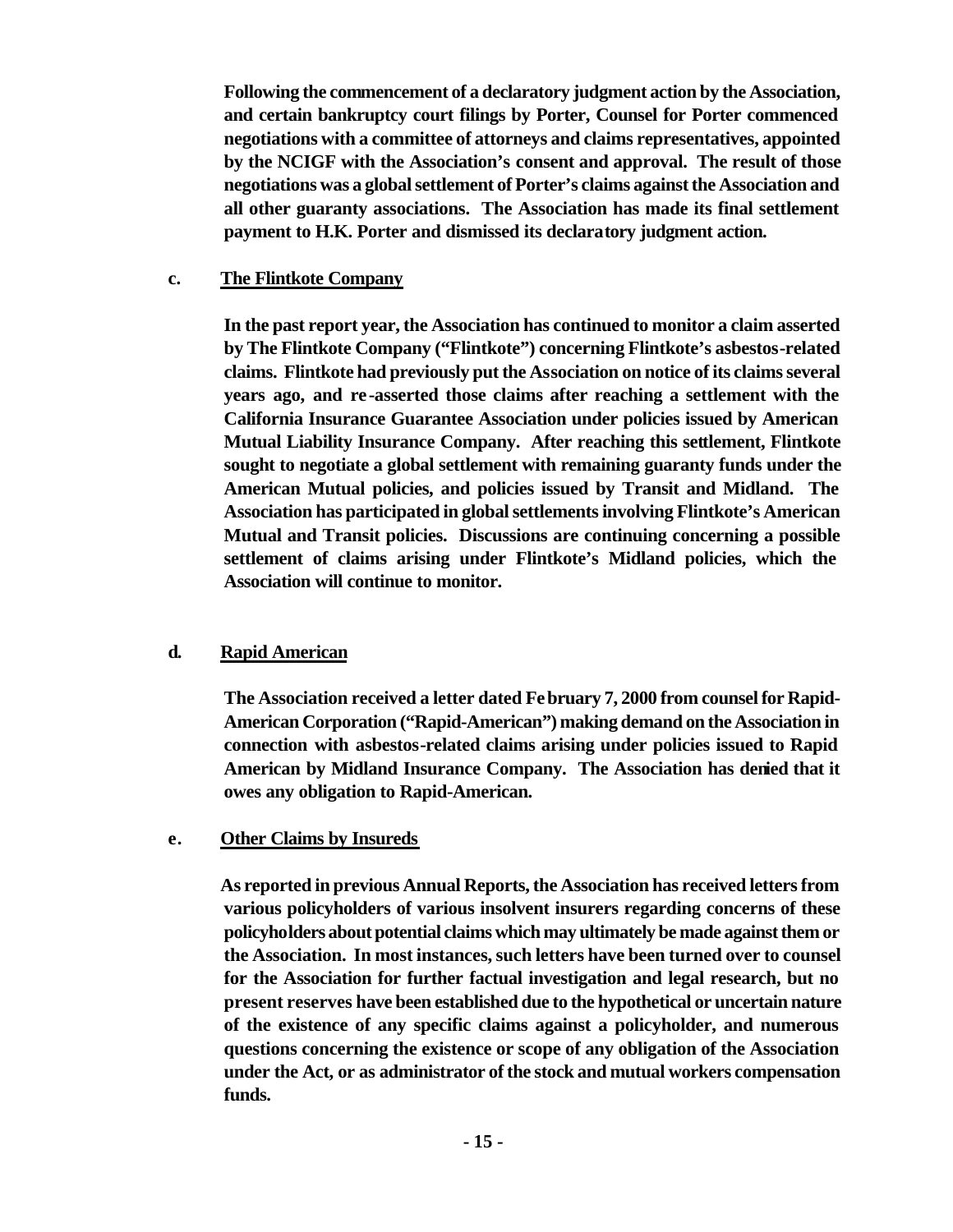**Following the commencement of a declaratory judgment action by the Association, and certain bankruptcy court filings by Porter, Counsel for Porter commenced negotiations with a committee of attorneys and claims representatives, appointed by the NCIGF with the Association's consent and approval. The result of those negotiations was a global settlement of Porter's claims against the Association and all other guaranty associations. The Association has made its final settlement payment to H.K. Porter and dismissed its declaratory judgment action.**

**c. The Flintkote Company**

**In the past report year, the Association has continued to monitor a claim asserted by The Flintkote Company ("Flintkote") concerning Flintkote's asbestos-related claims. Flintkote had previously put the Association on notice of its claims several years ago, and re-asserted those claims after reaching a settlement with the California Insurance Guarantee Association under policies issued by American Mutual Liability Insurance Company. After reaching this settlement, Flintkote sought to negotiate a global settlement with remaining guaranty funds under the American Mutual policies, and policies issued by Transit and Midland. The Association has participated in global settlements involving Flintkote's American Mutual and Transit policies. Discussions are continuing concerning a possible settlement of claims arising under Flintkote's Midland policies, which the Association will continue to monitor.**

**d. Rapid American**

**The Association received a letter dated February 7, 2000 from counsel for Rapid-American Corporation ("Rapid-American") making demand on the Association in connection with asbestos-related claims arising under policies issued to Rapid American by Midland Insurance Company. The Association has denied that it owes any obligation to Rapid-American.**

**e. Other Claims by Insureds**

**As reported in previous Annual Reports, the Association has received letters from various policyholders of various insolvent insurers regarding concerns of these policyholders about potential claims which may ultimately be made against them or the Association. In most instances, such letters have been turned over to counsel for the Association for further factual investigation and legal research, but no present reserves have been established due to the hypothetical or uncertain nature of the existence of any specific claims against a policyholder, and numerous questions concerning the existence or scope of any obligation of the Association under the Act, or as administrator of the stock and mutual workers compensation funds.**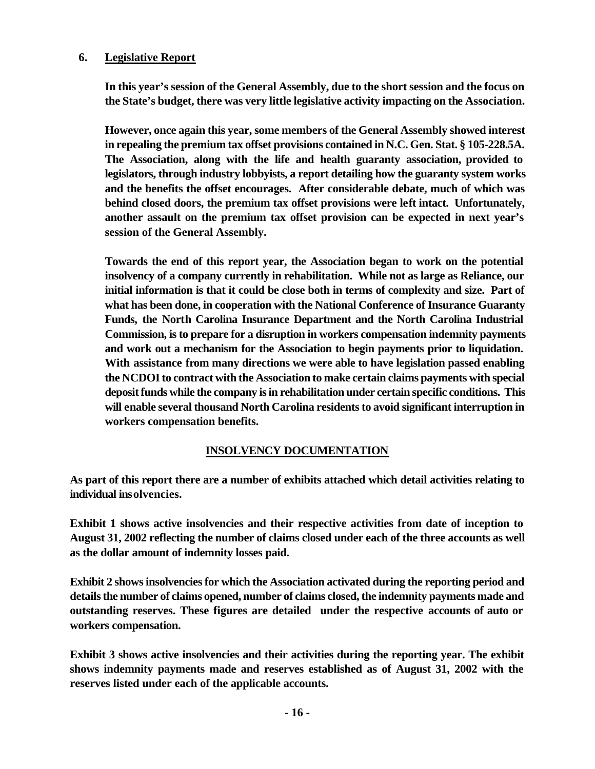## 6. Legislative Report

**In this year's session of the General Assembly, due to the short session and the focus on the State's budget, there was very little legislative activity impacting on the Association.**

**However, once again this year, some members of the General Assembly showed interest in repealing the premium tax offset provisions contained in N.C. Gen. Stat. § 105-228.5A. The Association, along with the life and health guaranty association, provided to legislators, through industry lobbyists, a report detailing how the guaranty system works and the benefits the offset encourages. After considerable debate, much of which was behind closed doors, the premium tax offset provisions were left intact. Unfortunately, another assault on the premium tax offset provision can be expected in next year's session of the General Assembly.**

**Towards the end of this report year, the Association began to work on the potential insolvency of a company currently in rehabilitation. While not as large as Reliance, our initial information is that it could be close both in terms of complexity and size. Part of what has been done, in cooperation with the National Conference of Insurance Guaranty Funds, the North Carolina Insurance Department and the North Carolina Industrial Commission, is to prepare for a disruption in workers compensation indemnity payments and work out a mechanism for the Association to begin payments prior to liquidation. With assistance from many directions we were able to have legislation passed enabling the NCDOI to contract with the Association to make certain claims payments with special deposit funds while the company is in rehabilitation under certain specific conditions. This will enable several thousand North Carolina residents to avoid significant interruption in workers compensation benefits.**

## INSOLVENCY DOCUMENTATION

**As part of this report there are a number of exhibits attached which detail activities relating to individual insolvencies.**

**Exhibit 1 shows active insolvencies and their respective activities from date of inception to August 31, 2002 reflecting the number of claims closed under each of the three accounts as well as the dollar amount of indemnity losses paid.**

**Exhibit 2 shows insolvencies for which the Association activated during the reporting period and details the number of claims opened, number of claims closed, the indemnity payments made and outstanding reserves. These figures are detailed under the respective accounts of auto or workers compensation.**

**Exhibit 3 shows active insolvencies and their activities during the reporting year. The exhibit shows indemnity payments made and reserves established as of August 31, 2002 with the reserves listed under each of the applicable accounts.**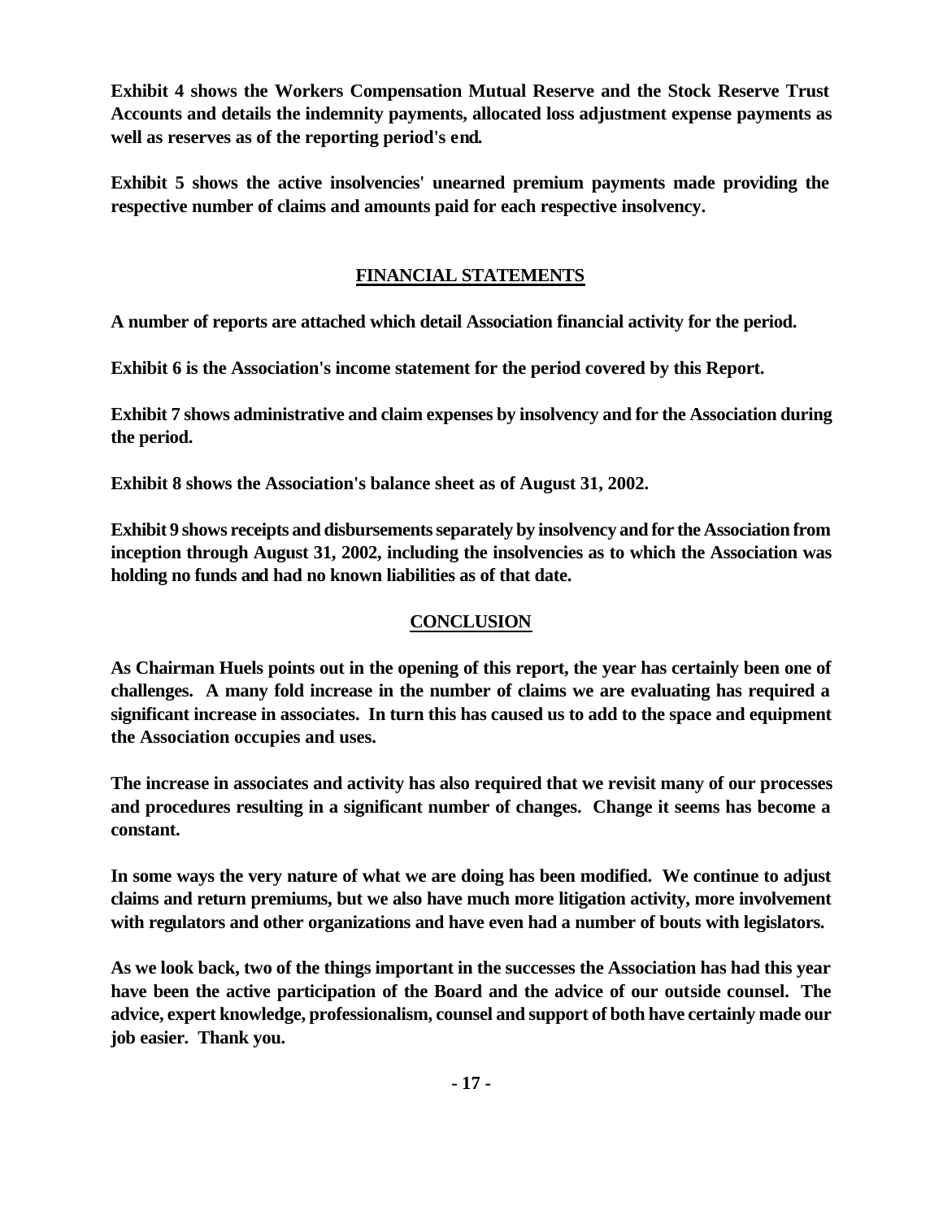**Exhibit 4 shows the Workers Compensation Mutual Reserve and the Stock Reserve Trust Accounts and details the indemnity payments, allocated loss adjustment expense payments as well as reserves as of the reporting period's end.**

**Exhibit 5 shows the active insolvencies' unearned premium payments made providing the respective number of claims and amounts paid for each respective insolvency.**

## FINANCIAL STATEMENTS

**A number of reports are attached which detail Association financial activity for the period.**

**Exhibit 6 is the Association's income statement for the period covered by this Report.**

**Exhibit 7 shows administrative and claim expenses by insolvency and for the Association during the period.**

**Exhibit 8 shows the Association's balance sheet as of August 31, 2002.**

**Exhibit 9 shows receipts and disbursements separately by insolvency and for the Association from inception through August 31, 2002, including the insolvencies as to which the Association was holding no funds and had no known liabilities as of that date.**

## CONCLUSION

**As Chairman Huels points out in the opening of this report, the year has certainly been one of challenges. A many fold increase in the number of claims we are evaluating has required a significant increase in associates. In turn this has caused us to add to the space and equipment the Association occupies and uses.**

**The increase in associates and activity has also required that we revisit many of our processes and procedures resulting in a significant number of changes. Change it seems has become a constant.**

**In some ways the very nature of what we are doing has been modified. We continue to adjust claims and return premiums, but we also have much more litigation activity, more involvement with regulators and other organizations and have even had a number of bouts with legislators.**

**As we look back, two of the things important in the successes the Association has had this year have been the active participation of the Board and the advice of our outside counsel. The advice, expert knowledge, professionalism, counsel and support of both have certainly made our job easier. Thank you.**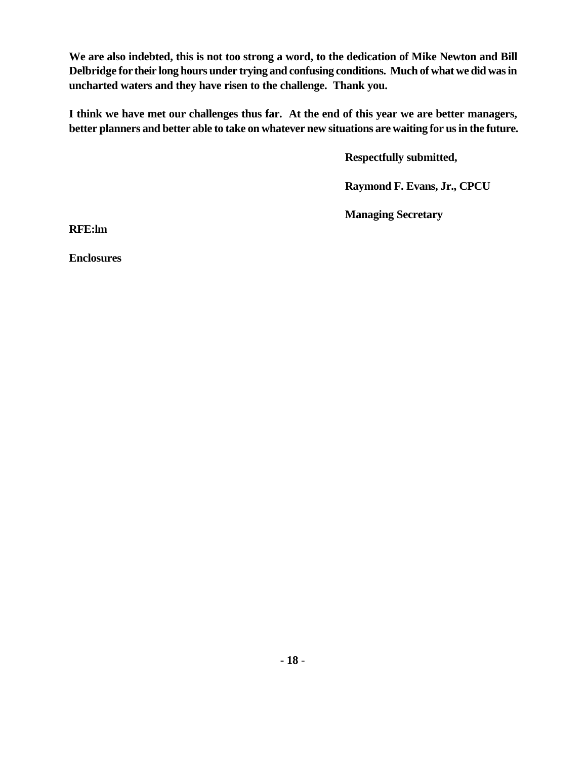**We are also indebted, this is not too strong a word, to the dedication of Mike Newton and Bill Delbridge for their long hours under trying and confusing conditions. Much of what we did was in uncharted waters and they have risen to the challenge. Thank you.**

**I think we have met our challenges thus far. At the end of this year we are better managers, better planners and better able to take on whatever new situations are waiting for us in the future.**

**Respectfully submitted,**

**Raymond F. Evans, Jr., CPCU**

**Managing Secretary**

**RFE:lm**

**Enclosures**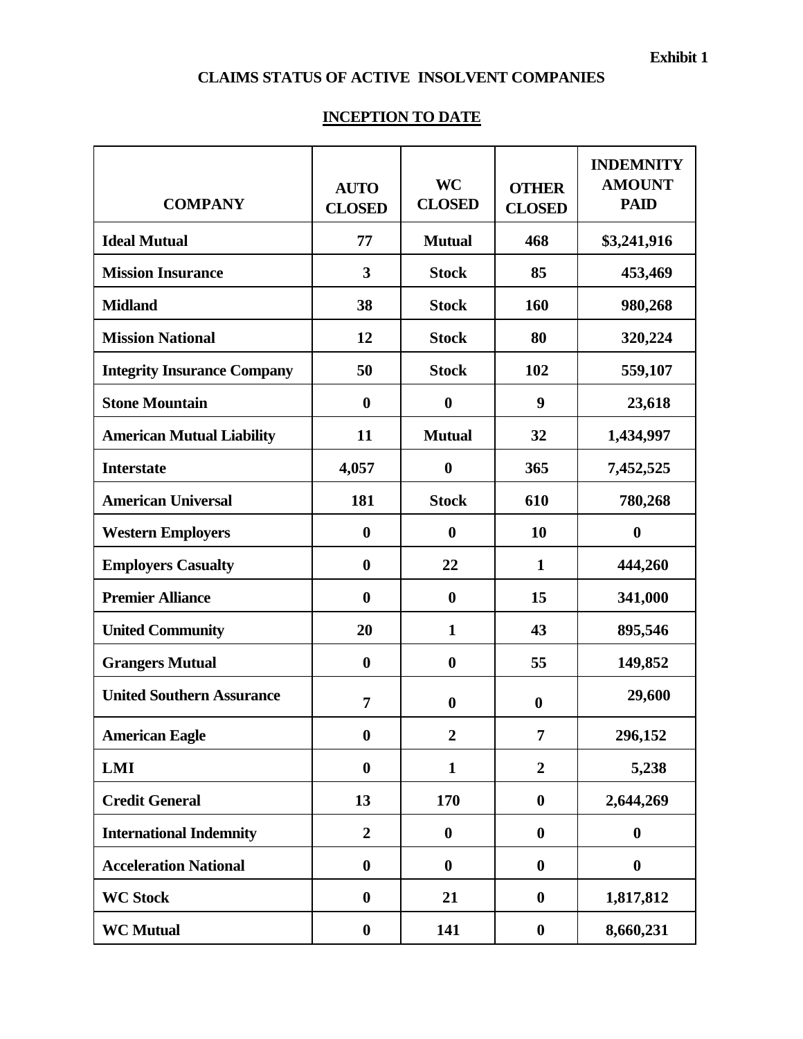**Exhibit 1**

## CLAIMS STATUS OF ACTIVE INSOLVENT COMPANIES

### INCEPTION TO DATE

| COMPANY | AUTO CLOSED | WC CLOSED | OTHER CLOSED | INDEMNITY AMOUNT PAID |
|---|---|---|---|---|
| Ideal Mutual | 77 | Mutual | 468 | $3,241,916 |
| Mission Insurance | 3 | Stock | 85 | 453,469 |
| Midland | 38 | Stock | 160 | 980,268 |
| Mission National | 12 | Stock | 80 | 320,224 |
| Integrity Insurance Company | 50 | Stock | 102 | 559,107 |
| Stone Mountain | 0 | 0 | 9 | 23,618 |
| American Mutual Liability | 11 | Mutual | 32 | 1,434,997 |
| Interstate | 4,057 | 0 | 365 | 7,452,525 |
| American Universal | 181 | Stock | 610 | 780,268 |
| Western Employers | 0 | 0 | 10 | 0 |
| Employers Casualty | 0 | 22 | 1 | 444,260 |
| Premier Alliance | 0 | 0 | 15 | 341,000 |
| United Community | 20 | 1 | 43 | 895,546 |
| Grangers Mutual | 0 | 0 | 55 | 149,852 |
| United Southern Assurance | 7 | 0 | 0 | 29,600 |
| American Eagle | 0 | 2 | 7 | 296,152 |
| LMI | 0 | 1 | 2 | 5,238 |
| Credit General | 13 | 170 | 0 | 2,644,269 |
| International Indemnity | 2 | 0 | 0 | 0 |
| Acceleration National | 0 | 0 | 0 | 0 |
| WC Stock | 0 | 21 | 0 | 1,817,812 |
| WC Mutual | 0 | 141 | 0 | 8,660,231 |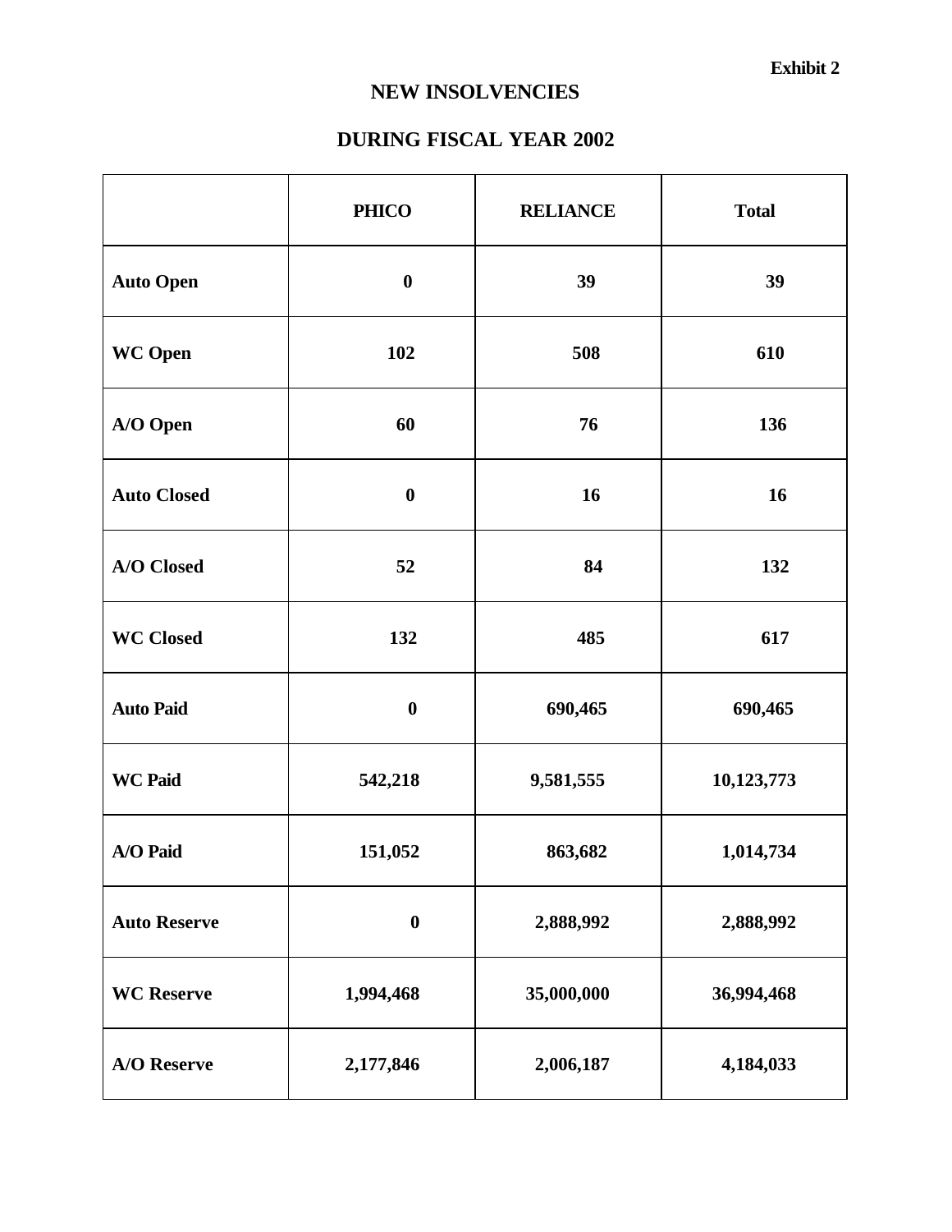**Exhibit 2**

# NEW INSOLVENCIES

## DURING FISCAL YEAR 2002

| | PHICO | RELIANCE | Total |
|---|---|---|---|
| **Auto Open** | 0 | 39 | 39 |
| **WC Open** | 102 | 508 | 610 |
| **A/O Open** | 60 | 76 | 136 |
| **Auto Closed** | 0 | 16 | 16 |
| **A/O Closed** | 52 | 84 | 132 |
| **WC Closed** | 132 | 485 | 617 |
| **Auto Paid** | 0 | 690,465 | 690,465 |
| **WC Paid** | 542,218 | 9,581,555 | 10,123,773 |
| **A/O Paid** | 151,052 | 863,682 | 1,014,734 |
| **Auto Reserve** | 0 | 2,888,992 | 2,888,992 |
| **WC Reserve** | 1,994,468 | 35,000,000 | 36,994,468 |
| **A/O Reserve** | 2,177,846 | 2,006,187 | 4,184,033 |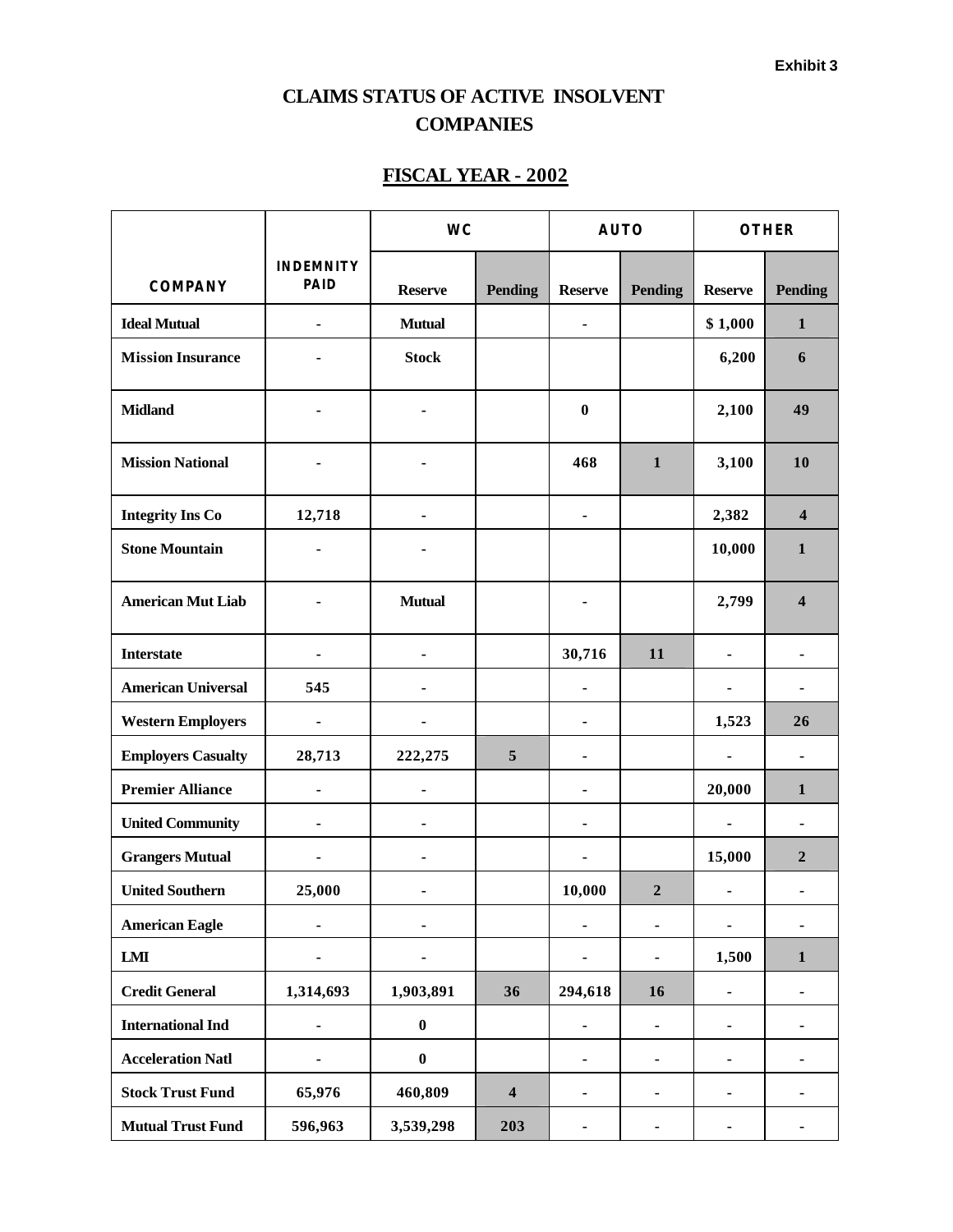Exhibit 3

# CLAIMS STATUS OF ACTIVE INSOLVENT COMPANIES

## FISCAL YEAR - 2002

| COMPANY | INDEMNITY PAID | WC | | AUTO | | OTHER | |
|---|---|---|---|---|---|---|---|
| | | Reserve | Pending | Reserve | Pending | Reserve | Pending |
| Ideal Mutual | - | Mutual | | - | | $ 1,000 | 1 |
| Mission Insurance | - | Stock | | | | 6,200 | 6 |
| Midland | - | - | | 0 | | 2,100 | 49 |
| Mission National | - | - | | 468 | 1 | 3,100 | 10 |
| Integrity Ins Co | 12,718 | - | | - | | 2,382 | 4 |
| Stone Mountain | - | - | | | | 10,000 | 1 |
| American Mut Liab | - | Mutual | | - | | 2,799 | 4 |
| Interstate | - | - | | 30,716 | 11 | - | - |
| American Universal | 545 | - | | - | | - | - |
| Western Employers | - | - | | - | | 1,523 | 26 |
| Employers Casualty | 28,713 | 222,275 | 5 | - | | - | - |
| Premier Alliance | - | - | | - | | 20,000 | 1 |
| United Community | - | - | | - | | - | - |
| Grangers Mutual | - | - | | - | | 15,000 | 2 |
| United Southern | 25,000 | - | | 10,000 | 2 | - | - |
| American Eagle | - | - | | - | - | - | - |
| LMI | - | - | | - | - | 1,500 | 1 |
| Credit General | 1,314,693 | 1,903,891 | 36 | 294,618 | 16 | - | - |
| International Ind | - | 0 | | - | - | - | - |
| Acceleration Natl | - | 0 | | - | - | - | - |
| Stock Trust Fund | 65,976 | 460,809 | 4 | - | - | - | - |
| Mutual Trust Fund | 596,963 | 3,539,298 | 203 | - | - | - | - |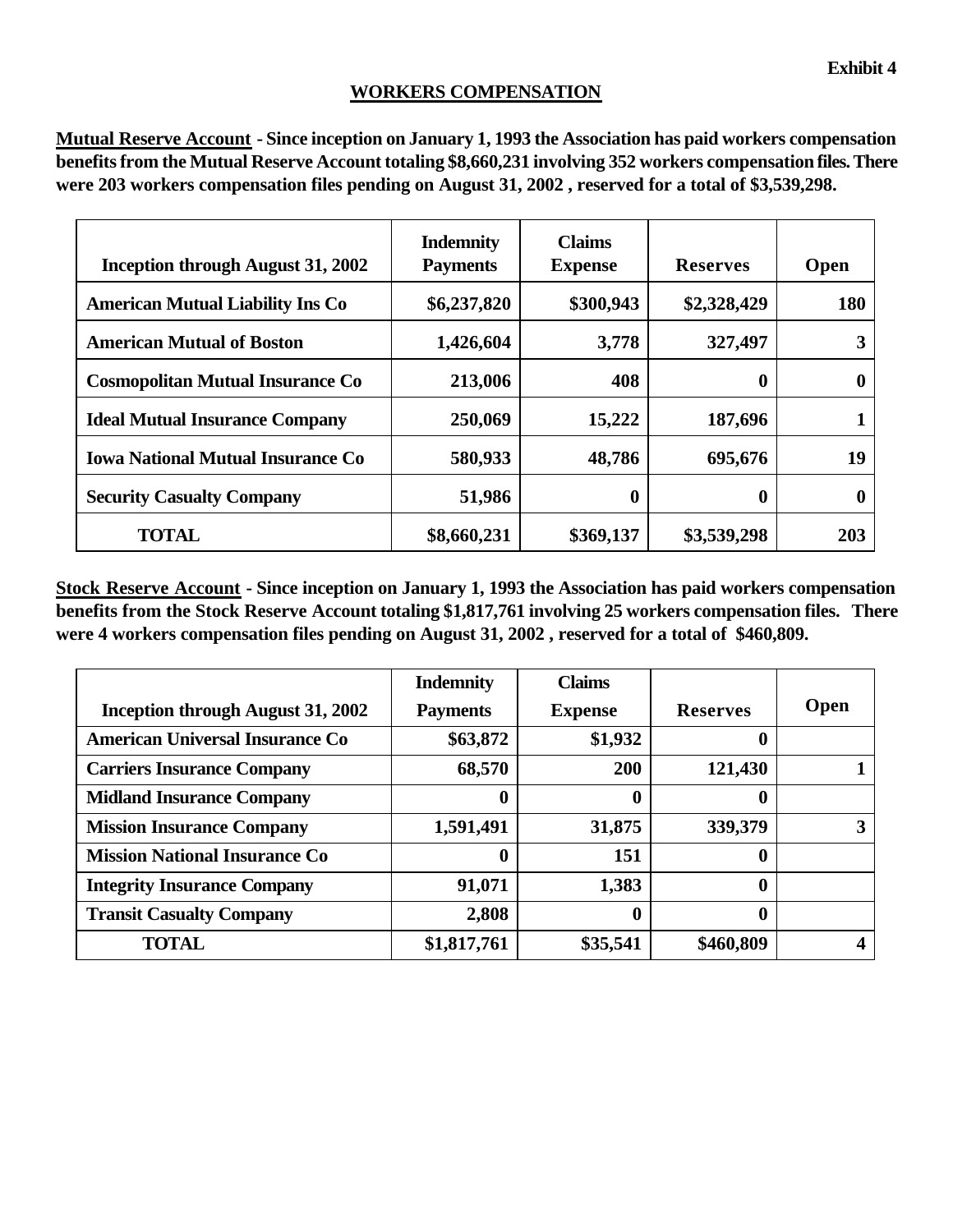**Exhibit 4**

## WORKERS COMPENSATION

**Mutual Reserve Account - Since inception on January 1, 1993 the Association has paid workers compensation benefits from the Mutual Reserve Account totaling $8,660,231 involving 352 workers compensation files. There were 203 workers compensation files pending on August 31, 2002 , reserved for a total of $3,539,298.**

| Inception through August 31, 2002 | Indemnity Payments | Claims Expense | Reserves | Open |
|---|---|---|---|---|
| American Mutual Liability Ins Co | $6,237,820 | $300,943 | $2,328,429 | 180 |
| American Mutual of Boston | 1,426,604 | 3,778 | 327,497 | 3 |
| Cosmopolitan Mutual Insurance Co | 213,006 | 408 | 0 | 0 |
| Ideal Mutual Insurance Company | 250,069 | 15,222 | 187,696 | 1 |
| Iowa National Mutual Insurance Co | 580,933 | 48,786 | 695,676 | 19 |
| Security Casualty Company | 51,986 | 0 | 0 | 0 |
| TOTAL | $8,660,231 | $369,137 | $3,539,298 | 203 |

**Stock Reserve Account - Since inception on January 1, 1993 the Association has paid workers compensation benefits from the Stock Reserve Account totaling $1,817,761 involving 25 workers compensation files. There were 4 workers compensation files pending on August 31, 2002 , reserved for a total of $460,809.**

| Inception through August 31, 2002 | Indemnity Payments | Claims Expense | Reserves | Open |
|---|---|---|---|---|
| American Universal Insurance Co | $63,872 | $1,932 | 0 | |
| Carriers Insurance Company | 68,570 | 200 | 121,430 | 1 |
| Midland Insurance Company | 0 | 0 | 0 | |
| Mission Insurance Company | 1,591,491 | 31,875 | 339,379 | 3 |
| Mission National Insurance Co | 0 | 151 | 0 | |
| Integrity Insurance Company | 91,071 | 1,383 | 0 | |
| Transit Casualty Company | 2,808 | 0 | 0 | |
| TOTAL | $1,817,761 | $35,541 | $460,809 | 4 |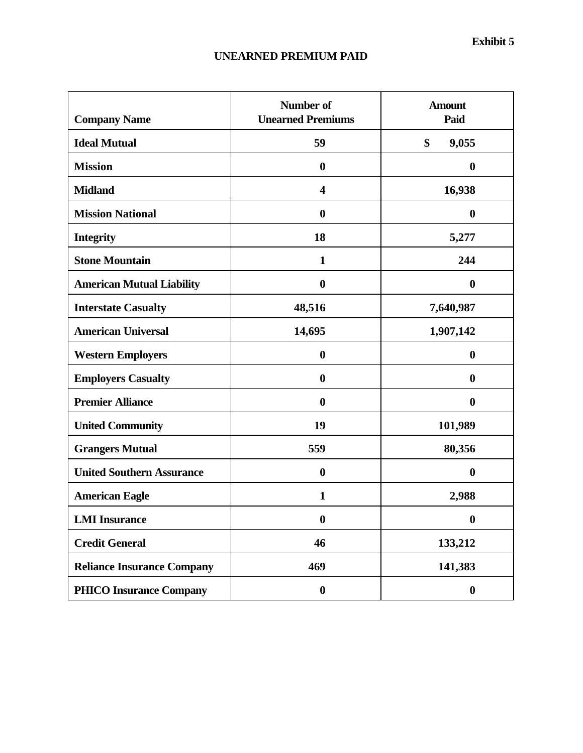**Exhibit 5**

## UNEARNED PREMIUM PAID

| Company Name | Number of Unearned Premiums | Amount Paid |
|---|---|---|
| **Ideal Mutual** | **59** | **$ 9,055** |
| **Mission** | **0** | **0** |
| **Midland** | **4** | **16,938** |
| **Mission National** | **0** | **0** |
| **Integrity** | **18** | **5,277** |
| **Stone Mountain** | **1** | **244** |
| **American Mutual Liability** | **0** | **0** |
| **Interstate Casualty** | **48,516** | **7,640,987** |
| **American Universal** | **14,695** | **1,907,142** |
| **Western Employers** | **0** | **0** |
| **Employers Casualty** | **0** | **0** |
| **Premier Alliance** | **0** | **0** |
| **United Community** | **19** | **101,989** |
| **Grangers Mutual** | **559** | **80,356** |
| **United Southern Assurance** | **0** | **0** |
| **American Eagle** | **1** | **2,988** |
| **LMI Insurance** | **0** | **0** |
| **Credit General** | **46** | **133,212** |
| **Reliance Insurance Company** | **469** | **141,383** |
| **PHICO Insurance Company** | **0** | **0** |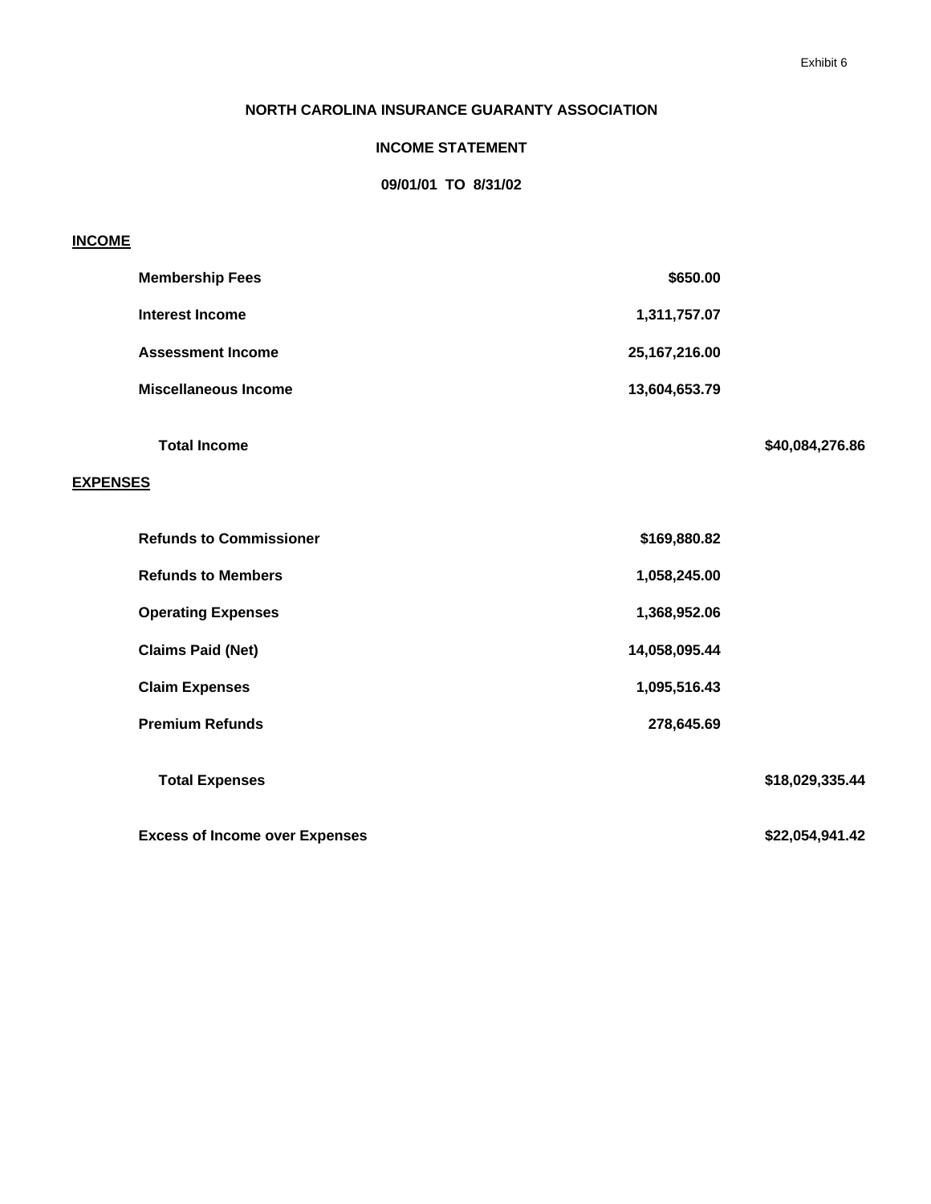Exhibit 6

# NORTH CAROLINA INSURANCE GUARANTY ASSOCIATION

## INCOME STATEMENT

**09/01/01 TO 8/31/02**

| | | |
|---|---|---|
| **INCOME** | | |
| **Membership Fees** | **$650.00** | |
| **Interest Income** | **1,311,757.07** | |
| **Assessment Income** | **25,167,216.00** | |
| **Miscellaneous Income** | **13,604,653.79** | |
| **Total Income** | | **$40,084,276.86** |
| **EXPENSES** | | |
| **Refunds to Commissioner** | **$169,880.82** | |
| **Refunds to Members** | **1,058,245.00** | |
| **Operating Expenses** | **1,368,952.06** | |
| **Claims Paid (Net)** | **14,058,095.44** | |
| **Claim Expenses** | **1,095,516.43** | |
| **Premium Refunds** | **278,645.69** | |
| **Total Expenses** | | **$18,029,335.44** |
| **Excess of Income over Expenses** | | **$22,054,941.42** |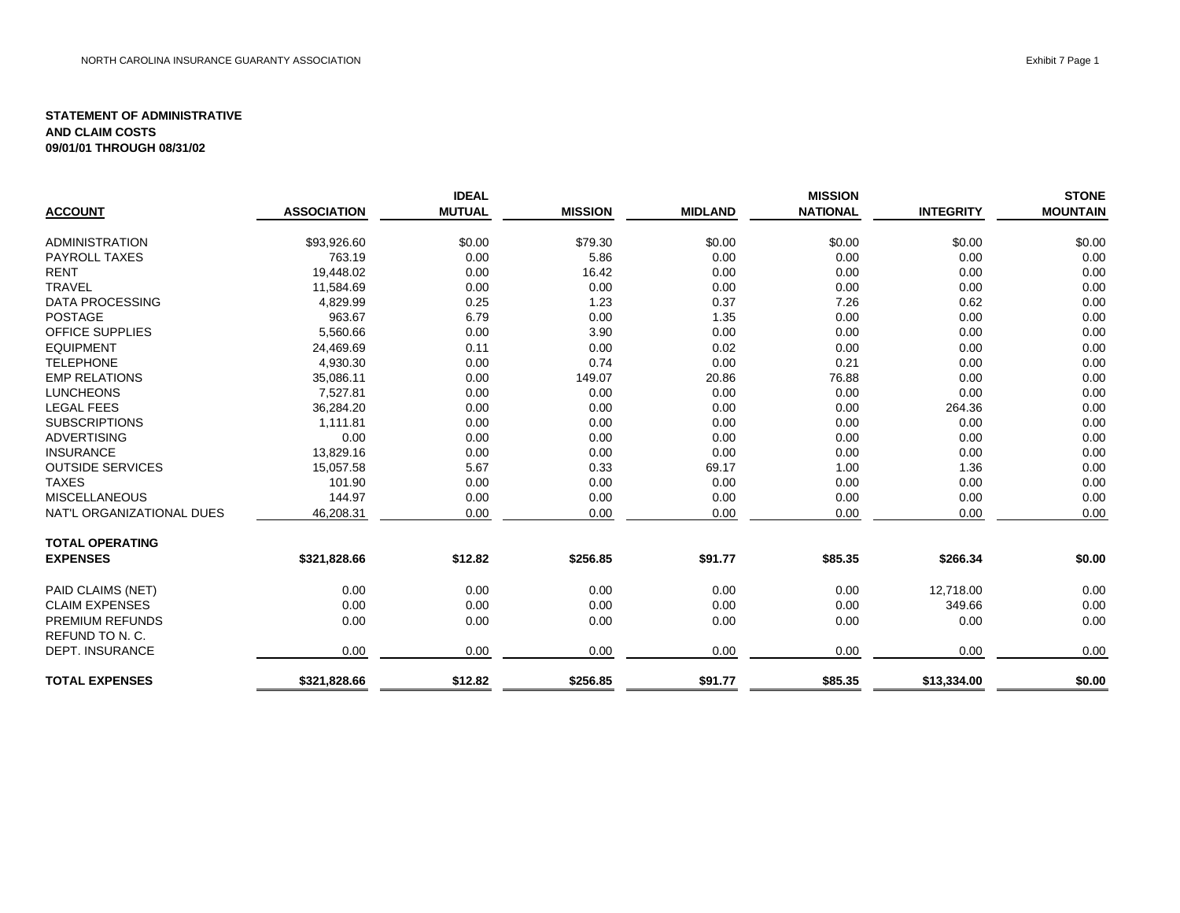**STATEMENT OF ADMINISTRATIVE AND CLAIM COSTS 09/01/01 THROUGH 08/31/02**

| ACCOUNT | ASSOCIATION | IDEAL MUTUAL | MISSION | MIDLAND | MISSION NATIONAL | INTEGRITY | STONE MOUNTAIN |
|---|---|---|---|---|---|---|---|
| ADMINISTRATION | $93,926.60 | $0.00 | $79.30 | $0.00 | $0.00 | $0.00 | $0.00 |
| PAYROLL TAXES | 763.19 | 0.00 | 5.86 | 0.00 | 0.00 | 0.00 | 0.00 |
| RENT | 19,448.02 | 0.00 | 16.42 | 0.00 | 0.00 | 0.00 | 0.00 |
| TRAVEL | 11,584.69 | 0.00 | 0.00 | 0.00 | 0.00 | 0.00 | 0.00 |
| DATA PROCESSING | 4,829.99 | 0.25 | 1.23 | 0.37 | 7.26 | 0.62 | 0.00 |
| POSTAGE | 963.67 | 6.79 | 0.00 | 1.35 | 0.00 | 0.00 | 0.00 |
| OFFICE SUPPLIES | 5,560.66 | 0.00 | 3.90 | 0.00 | 0.00 | 0.00 | 0.00 |
| EQUIPMENT | 24,469.69 | 0.11 | 0.00 | 0.02 | 0.00 | 0.00 | 0.00 |
| TELEPHONE | 4,930.30 | 0.00 | 0.74 | 0.00 | 0.21 | 0.00 | 0.00 |
| EMP RELATIONS | 35,086.11 | 0.00 | 149.07 | 20.86 | 76.88 | 0.00 | 0.00 |
| LUNCHEONS | 7,527.81 | 0.00 | 0.00 | 0.00 | 0.00 | 0.00 | 0.00 |
| LEGAL FEES | 36,284.20 | 0.00 | 0.00 | 0.00 | 0.00 | 264.36 | 0.00 |
| SUBSCRIPTIONS | 1,111.81 | 0.00 | 0.00 | 0.00 | 0.00 | 0.00 | 0.00 |
| ADVERTISING | 0.00 | 0.00 | 0.00 | 0.00 | 0.00 | 0.00 | 0.00 |
| INSURANCE | 13,829.16 | 0.00 | 0.00 | 0.00 | 0.00 | 0.00 | 0.00 |
| OUTSIDE SERVICES | 15,057.58 | 5.67 | 0.33 | 69.17 | 1.00 | 1.36 | 0.00 |
| TAXES | 101.90 | 0.00 | 0.00 | 0.00 | 0.00 | 0.00 | 0.00 |
| MISCELLANEOUS | 144.97 | 0.00 | 0.00 | 0.00 | 0.00 | 0.00 | 0.00 |
| NAT'L ORGANIZATIONAL DUES | 46,208.31 | 0.00 | 0.00 | 0.00 | 0.00 | 0.00 | 0.00 |
| **TOTAL OPERATING EXPENSES** | **$321,828.66** | **$12.82** | **$256.85** | **$91.77** | **$85.35** | **$266.34** | **$0.00** |
| PAID CLAIMS (NET) | 0.00 | 0.00 | 0.00 | 0.00 | 0.00 | 12,718.00 | 0.00 |
| CLAIM EXPENSES | 0.00 | 0.00 | 0.00 | 0.00 | 0.00 | 349.66 | 0.00 |
| PREMIUM REFUNDS | 0.00 | 0.00 | 0.00 | 0.00 | 0.00 | 0.00 | 0.00 |
| REFUND TO N. C. DEPT. INSURANCE | 0.00 | 0.00 | 0.00 | 0.00 | 0.00 | 0.00 | 0.00 |
| **TOTAL EXPENSES** | **$321,828.66** | **$12.82** | **$256.85** | **$91.77** | **$85.35** | **$13,334.00** | **$0.00** |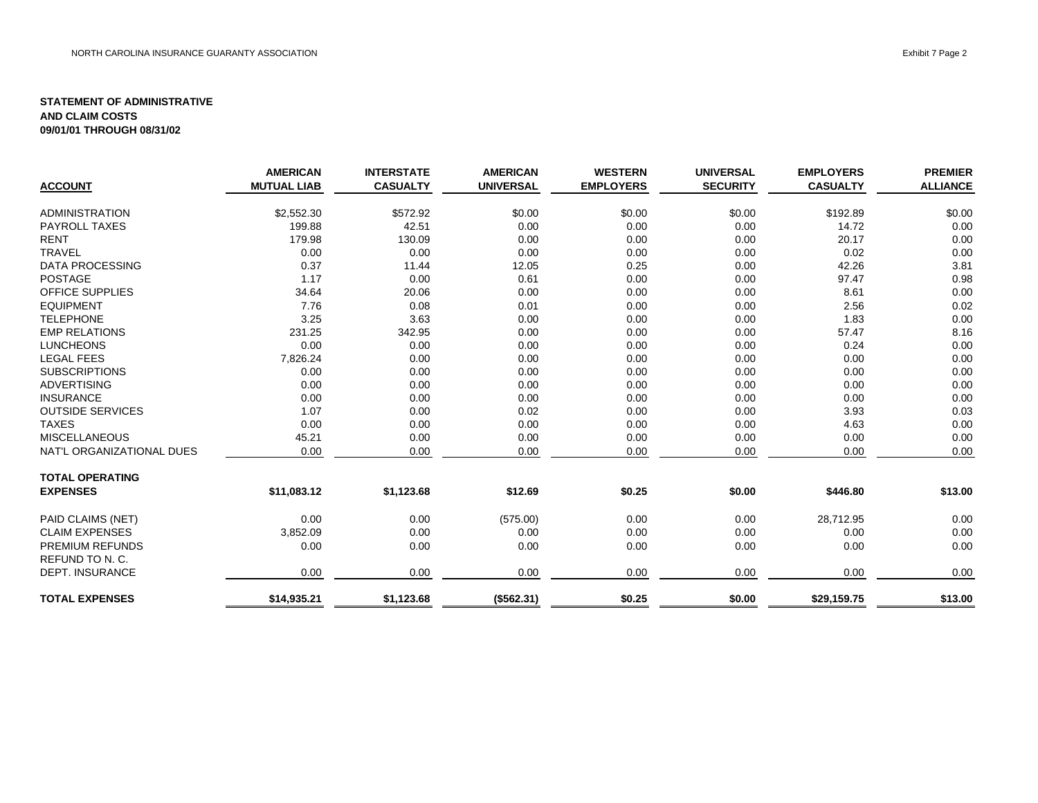**STATEMENT OF ADMINISTRATIVE AND CLAIM COSTS 09/01/01 THROUGH 08/31/02**

| ACCOUNT | AMERICAN MUTUAL LIAB | INTERSTATE CASUALTY | AMERICAN UNIVERSAL | WESTERN EMPLOYERS | UNIVERSAL SECURITY | EMPLOYERS CASUALTY | PREMIER ALLIANCE |
|---|---|---|---|---|---|---|---|
| ADMINISTRATION | $2,552.30 | $572.92 | $0.00 | $0.00 | $0.00 | $192.89 | $0.00 |
| PAYROLL TAXES | 199.88 | 42.51 | 0.00 | 0.00 | 0.00 | 14.72 | 0.00 |
| RENT | 179.98 | 130.09 | 0.00 | 0.00 | 0.00 | 20.17 | 0.00 |
| TRAVEL | 0.00 | 0.00 | 0.00 | 0.00 | 0.00 | 0.02 | 0.00 |
| DATA PROCESSING | 0.37 | 11.44 | 12.05 | 0.25 | 0.00 | 42.26 | 3.81 |
| POSTAGE | 1.17 | 0.00 | 0.61 | 0.00 | 0.00 | 97.47 | 0.98 |
| OFFICE SUPPLIES | 34.64 | 20.06 | 0.00 | 0.00 | 0.00 | 8.61 | 0.00 |
| EQUIPMENT | 7.76 | 0.08 | 0.01 | 0.00 | 0.00 | 2.56 | 0.02 |
| TELEPHONE | 3.25 | 3.63 | 0.00 | 0.00 | 0.00 | 1.83 | 0.00 |
| EMP RELATIONS | 231.25 | 342.95 | 0.00 | 0.00 | 0.00 | 57.47 | 8.16 |
| LUNCHEONS | 0.00 | 0.00 | 0.00 | 0.00 | 0.00 | 0.24 | 0.00 |
| LEGAL FEES | 7,826.24 | 0.00 | 0.00 | 0.00 | 0.00 | 0.00 | 0.00 |
| SUBSCRIPTIONS | 0.00 | 0.00 | 0.00 | 0.00 | 0.00 | 0.00 | 0.00 |
| ADVERTISING | 0.00 | 0.00 | 0.00 | 0.00 | 0.00 | 0.00 | 0.00 |
| INSURANCE | 0.00 | 0.00 | 0.00 | 0.00 | 0.00 | 0.00 | 0.00 |
| OUTSIDE SERVICES | 1.07 | 0.00 | 0.02 | 0.00 | 0.00 | 3.93 | 0.03 |
| TAXES | 0.00 | 0.00 | 0.00 | 0.00 | 0.00 | 4.63 | 0.00 |
| MISCELLANEOUS | 45.21 | 0.00 | 0.00 | 0.00 | 0.00 | 0.00 | 0.00 |
| NAT'L ORGANIZATIONAL DUES | 0.00 | 0.00 | 0.00 | 0.00 | 0.00 | 0.00 | 0.00 |
| **TOTAL OPERATING EXPENSES** | **$11,083.12** | **$1,123.68** | **$12.69** | **$0.25** | **$0.00** | **$446.80** | **$13.00** |
| PAID CLAIMS (NET) | 0.00 | 0.00 | (575.00) | 0.00 | 0.00 | 28,712.95 | 0.00 |
| CLAIM EXPENSES | 3,852.09 | 0.00 | 0.00 | 0.00 | 0.00 | 0.00 | 0.00 |
| PREMIUM REFUNDS | 0.00 | 0.00 | 0.00 | 0.00 | 0.00 | 0.00 | 0.00 |
| REFUND TO N. C. DEPT. INSURANCE | 0.00 | 0.00 | 0.00 | 0.00 | 0.00 | 0.00 | 0.00 |
| **TOTAL EXPENSES** | **$14,935.21** | **$1,123.68** | **($562.31)** | **$0.25** | **$0.00** | **$29,159.75** | **$13.00** |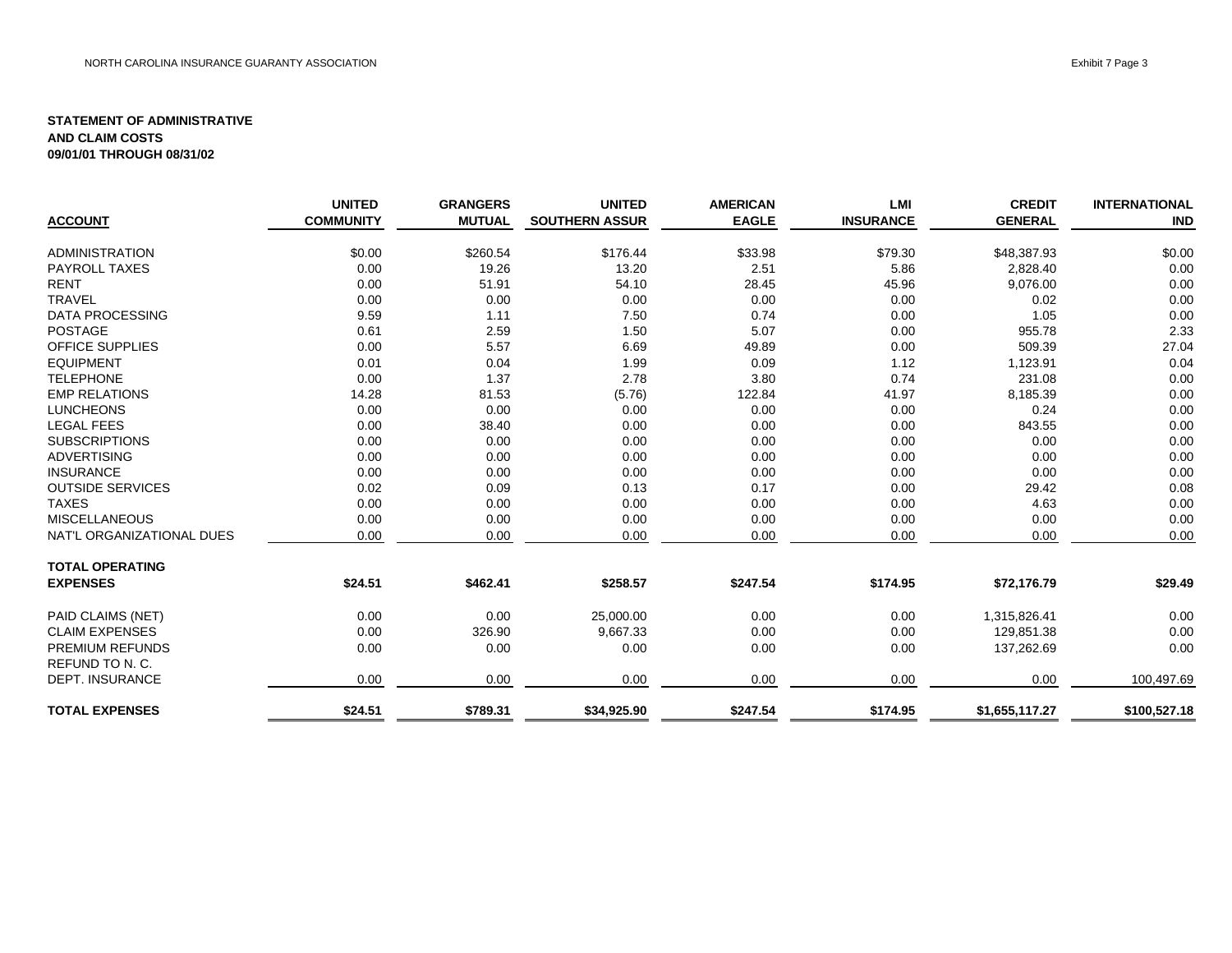**STATEMENT OF ADMINISTRATIVE AND CLAIM COSTS 09/01/01 THROUGH 08/31/02**

| ACCOUNT | UNITED COMMUNITY | GRANGERS MUTUAL | UNITED SOUTHERN ASSUR | AMERICAN EAGLE | LMI INSURANCE | CREDIT GENERAL | INTERNATIONAL IND |
|---|---|---|---|---|---|---|---|
| ADMINISTRATION | $0.00 | $260.54 | $176.44 | $33.98 | $79.30 | $48,387.93 | $0.00 |
| PAYROLL TAXES | 0.00 | 19.26 | 13.20 | 2.51 | 5.86 | 2,828.40 | 0.00 |
| RENT | 0.00 | 51.91 | 54.10 | 28.45 | 45.96 | 9,076.00 | 0.00 |
| TRAVEL | 0.00 | 0.00 | 0.00 | 0.00 | 0.00 | 0.02 | 0.00 |
| DATA PROCESSING | 9.59 | 1.11 | 7.50 | 0.74 | 0.00 | 1.05 | 0.00 |
| POSTAGE | 0.61 | 2.59 | 1.50 | 5.07 | 0.00 | 955.78 | 2.33 |
| OFFICE SUPPLIES | 0.00 | 5.57 | 6.69 | 49.89 | 0.00 | 509.39 | 27.04 |
| EQUIPMENT | 0.01 | 0.04 | 1.99 | 0.09 | 1.12 | 1,123.91 | 0.04 |
| TELEPHONE | 0.00 | 1.37 | 2.78 | 3.80 | 0.74 | 231.08 | 0.00 |
| EMP RELATIONS | 14.28 | 81.53 | (5.76) | 122.84 | 41.97 | 8,185.39 | 0.00 |
| LUNCHEONS | 0.00 | 0.00 | 0.00 | 0.00 | 0.00 | 0.24 | 0.00 |
| LEGAL FEES | 0.00 | 38.40 | 0.00 | 0.00 | 0.00 | 843.55 | 0.00 |
| SUBSCRIPTIONS | 0.00 | 0.00 | 0.00 | 0.00 | 0.00 | 0.00 | 0.00 |
| ADVERTISING | 0.00 | 0.00 | 0.00 | 0.00 | 0.00 | 0.00 | 0.00 |
| INSURANCE | 0.00 | 0.00 | 0.00 | 0.00 | 0.00 | 0.00 | 0.00 |
| OUTSIDE SERVICES | 0.02 | 0.09 | 0.13 | 0.17 | 0.00 | 29.42 | 0.08 |
| TAXES | 0.00 | 0.00 | 0.00 | 0.00 | 0.00 | 4.63 | 0.00 |
| MISCELLANEOUS | 0.00 | 0.00 | 0.00 | 0.00 | 0.00 | 0.00 | 0.00 |
| NAT'L ORGANIZATIONAL DUES | 0.00 | 0.00 | 0.00 | 0.00 | 0.00 | 0.00 | 0.00 |
| **TOTAL OPERATING EXPENSES** | **$24.51** | **$462.41** | **$258.57** | **$247.54** | **$174.95** | **$72,176.79** | **$29.49** |
| PAID CLAIMS (NET) | 0.00 | 0.00 | 25,000.00 | 0.00 | 0.00 | 1,315,826.41 | 0.00 |
| CLAIM EXPENSES | 0.00 | 326.90 | 9,667.33 | 0.00 | 0.00 | 129,851.38 | 0.00 |
| PREMIUM REFUNDS | 0.00 | 0.00 | 0.00 | 0.00 | 0.00 | 137,262.69 | 0.00 |
| REFUND TO N. C. DEPT. INSURANCE | 0.00 | 0.00 | 0.00 | 0.00 | 0.00 | 0.00 | 100,497.69 |
| **TOTAL EXPENSES** | **$24.51** | **$789.31** | **$34,925.90** | **$247.54** | **$174.95** | **$1,655,117.27** | **$100,527.18** |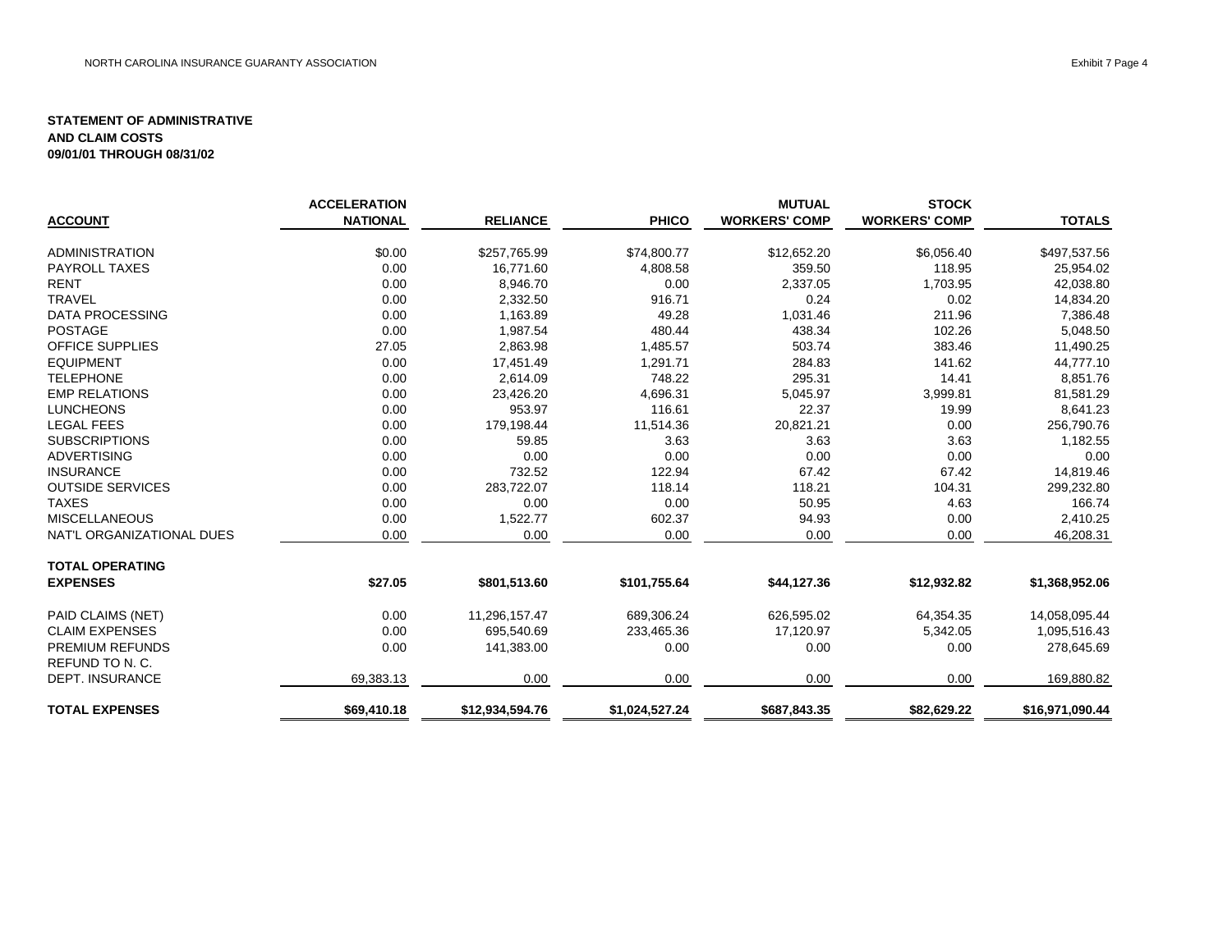**STATEMENT OF ADMINISTRATIVE AND CLAIM COSTS 09/01/01 THROUGH 08/31/02**

| ACCOUNT | ACCELERATION NATIONAL | RELIANCE | PHICO | MUTUAL WORKERS' COMP | STOCK WORKERS' COMP | TOTALS |
|---|---|---|---|---|---|---|
| ADMINISTRATION | $0.00 | $257,765.99 | $74,800.77 | $12,652.20 | $6,056.40 | $497,537.56 |
| PAYROLL TAXES | 0.00 | 16,771.60 | 4,808.58 | 359.50 | 118.95 | 25,954.02 |
| RENT | 0.00 | 8,946.70 | 0.00 | 2,337.05 | 1,703.95 | 42,038.80 |
| TRAVEL | 0.00 | 2,332.50 | 916.71 | 0.24 | 0.02 | 14,834.20 |
| DATA PROCESSING | 0.00 | 1,163.89 | 49.28 | 1,031.46 | 211.96 | 7,386.48 |
| POSTAGE | 0.00 | 1,987.54 | 480.44 | 438.34 | 102.26 | 5,048.50 |
| OFFICE SUPPLIES | 27.05 | 2,863.98 | 1,485.57 | 503.74 | 383.46 | 11,490.25 |
| EQUIPMENT | 0.00 | 17,451.49 | 1,291.71 | 284.83 | 141.62 | 44,777.10 |
| TELEPHONE | 0.00 | 2,614.09 | 748.22 | 295.31 | 14.41 | 8,851.76 |
| EMP RELATIONS | 0.00 | 23,426.20 | 4,696.31 | 5,045.97 | 3,999.81 | 81,581.29 |
| LUNCHEONS | 0.00 | 953.97 | 116.61 | 22.37 | 19.99 | 8,641.23 |
| LEGAL FEES | 0.00 | 179,198.44 | 11,514.36 | 20,821.21 | 0.00 | 256,790.76 |
| SUBSCRIPTIONS | 0.00 | 59.85 | 3.63 | 3.63 | 3.63 | 1,182.55 |
| ADVERTISING | 0.00 | 0.00 | 0.00 | 0.00 | 0.00 | 0.00 |
| INSURANCE | 0.00 | 732.52 | 122.94 | 67.42 | 67.42 | 14,819.46 |
| OUTSIDE SERVICES | 0.00 | 283,722.07 | 118.14 | 118.21 | 104.31 | 299,232.80 |
| TAXES | 0.00 | 0.00 | 0.00 | 50.95 | 4.63 | 166.74 |
| MISCELLANEOUS | 0.00 | 1,522.77 | 602.37 | 94.93 | 0.00 | 2,410.25 |
| NAT'L ORGANIZATIONAL DUES | 0.00 | 0.00 | 0.00 | 0.00 | 0.00 | 46,208.31 |
| **TOTAL OPERATING EXPENSES** | **$27.05** | **$801,513.60** | **$101,755.64** | **$44,127.36** | **$12,932.82** | **$1,368,952.06** |
| PAID CLAIMS (NET) | 0.00 | 11,296,157.47 | 689,306.24 | 626,595.02 | 64,354.35 | 14,058,095.44 |
| CLAIM EXPENSES | 0.00 | 695,540.69 | 233,465.36 | 17,120.97 | 5,342.05 | 1,095,516.43 |
| PREMIUM REFUNDS | 0.00 | 141,383.00 | 0.00 | 0.00 | 0.00 | 278,645.69 |
| REFUND TO N. C. DEPT. INSURANCE | 69,383.13 | 0.00 | 0.00 | 0.00 | 0.00 | 169,880.82 |
| **TOTAL EXPENSES** | **$69,410.18** | **$12,934,594.76** | **$1,024,527.24** | **$687,843.35** | **$82,629.22** | **$16,971,090.44** |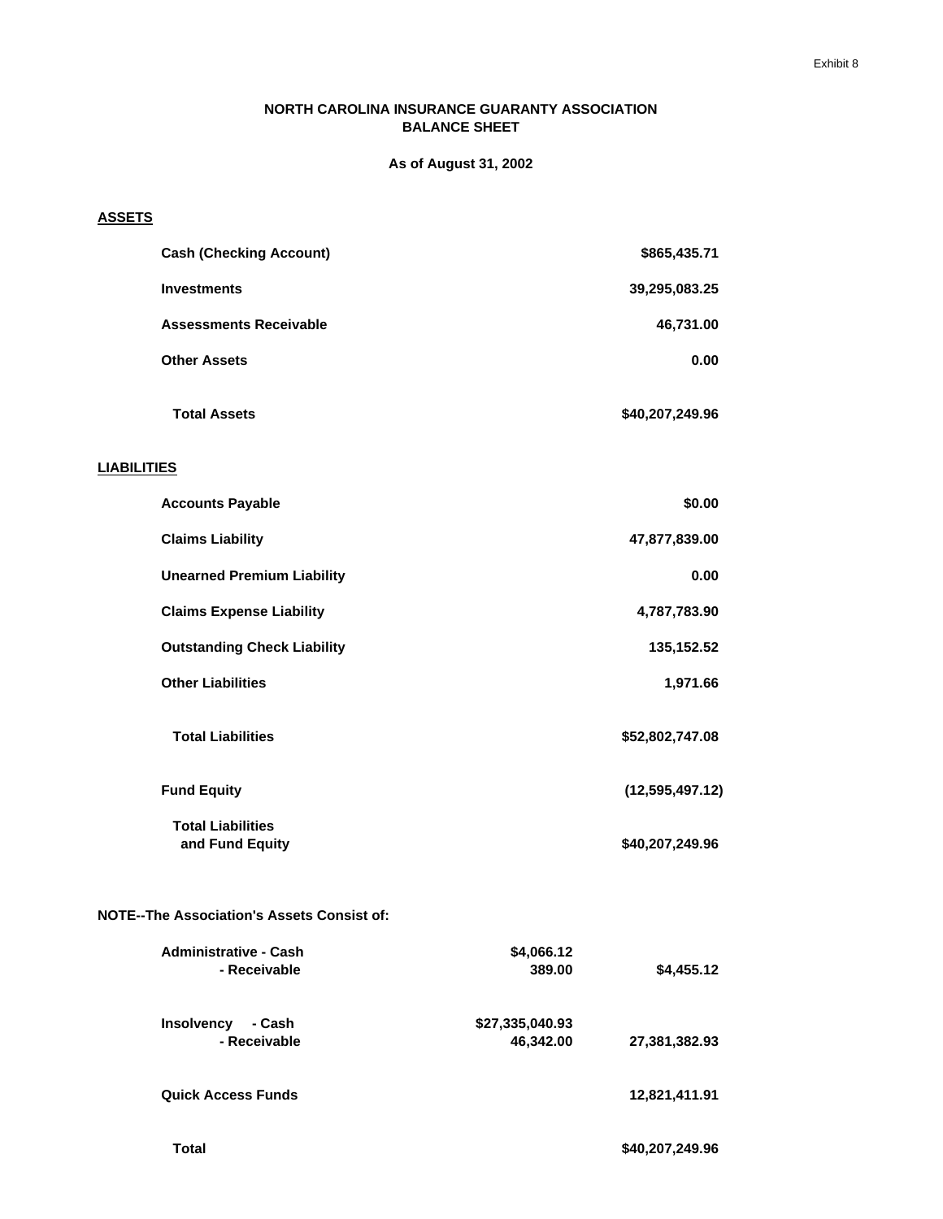Exhibit 8

# NORTH CAROLINA INSURANCE GUARANTY ASSOCIATION
## BALANCE SHEET

**As of August 31, 2002**

**ASSETS**

| | |
|---|---|
| **Cash (Checking Account)** | **$865,435.71** |
| **Investments** | **39,295,083.25** |
| **Assessments Receivable** | **46,731.00** |
| **Other Assets** | **0.00** |
| **Total Assets** | **$40,207,249.96** |

**LIABILITIES**

| | |
|---|---|
| **Accounts Payable** | **$0.00** |
| **Claims Liability** | **47,877,839.00** |
| **Unearned Premium Liability** | **0.00** |
| **Claims Expense Liability** | **4,787,783.90** |
| **Outstanding Check Liability** | **135,152.52** |
| **Other Liabilities** | **1,971.66** |
| **Total Liabilities** | **$52,802,747.08** |
| **Fund Equity** | **(12,595,497.12)** |
| **Total Liabilities and Fund Equity** | **$40,207,249.96** |

**NOTE--The Association's Assets Consist of:**

| | | |
|---|---|---|
| **Administrative - Cash** | **$4,066.12** | |
| **- Receivable** | **389.00** | **$4,455.12** |
| **Insolvency - Cash** | **$27,335,040.93** | |
| **- Receivable** | **46,342.00** | **27,381,382.93** |
| **Quick Access Funds** | | **12,821,411.91** |
| **Total** | | **$40,207,249.96** |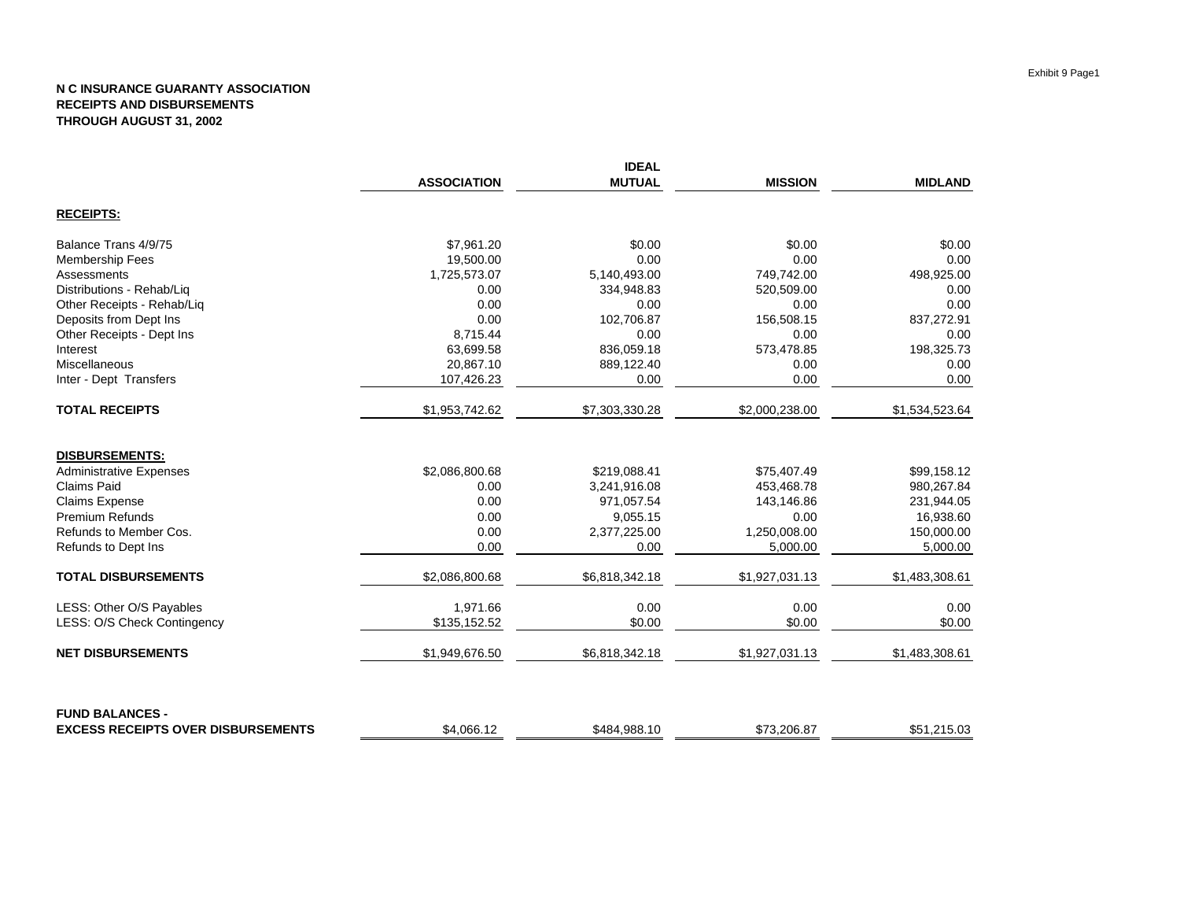**N C INSURANCE GUARANTY ASSOCIATION**
**RECEIPTS AND DISBURSEMENTS**
**THROUGH AUGUST 31, 2002**

| | ASSOCIATION | IDEAL MUTUAL | MISSION | MIDLAND |
|---|---|---|---|---|
| **RECEIPTS:** | | | | |
| Balance Trans 4/9/75 | $7,961.20 | $0.00 | $0.00 | $0.00 |
| Membership Fees | 19,500.00 | 0.00 | 0.00 | 0.00 |
| Assessments | 1,725,573.07 | 5,140,493.00 | 749,742.00 | 498,925.00 |
| Distributions - Rehab/Liq | 0.00 | 334,948.83 | 520,509.00 | 0.00 |
| Other Receipts - Rehab/Liq | 0.00 | 0.00 | 0.00 | 0.00 |
| Deposits from Dept Ins | 0.00 | 102,706.87 | 156,508.15 | 837,272.91 |
| Other Receipts - Dept Ins | 8,715.44 | 0.00 | 0.00 | 0.00 |
| Interest | 63,699.58 | 836,059.18 | 573,478.85 | 198,325.73 |
| Miscellaneous | 20,867.10 | 889,122.40 | 0.00 | 0.00 |
| Inter - Dept Transfers | 107,426.23 | 0.00 | 0.00 | 0.00 |
| **TOTAL RECEIPTS** | $1,953,742.62 | $7,303,330.28 | $2,000,238.00 | $1,534,523.64 |
| **DISBURSEMENTS:** | | | | |
| Administrative Expenses | $2,086,800.68 | $219,088.41 | $75,407.49 | $99,158.12 |
| Claims Paid | 0.00 | 3,241,916.08 | 453,468.78 | 980,267.84 |
| Claims Expense | 0.00 | 971,057.54 | 143,146.86 | 231,944.05 |
| Premium Refunds | 0.00 | 9,055.15 | 0.00 | 16,938.60 |
| Refunds to Member Cos. | 0.00 | 2,377,225.00 | 1,250,008.00 | 150,000.00 |
| Refunds to Dept Ins | 0.00 | 0.00 | 5,000.00 | 5,000.00 |
| **TOTAL DISBURSEMENTS** | $2,086,800.68 | $6,818,342.18 | $1,927,031.13 | $1,483,308.61 |
| LESS: Other O/S Payables | 1,971.66 | 0.00 | 0.00 | 0.00 |
| LESS: O/S Check Contingency | $135,152.52 | $0.00 | $0.00 | $0.00 |
| **NET DISBURSEMENTS** | $1,949,676.50 | $6,818,342.18 | $1,927,031.13 | $1,483,308.61 |
| **FUND BALANCES - EXCESS RECEIPTS OVER DISBURSEMENTS** | $4,066.12 | $484,988.10 | $73,206.87 | $51,215.03 |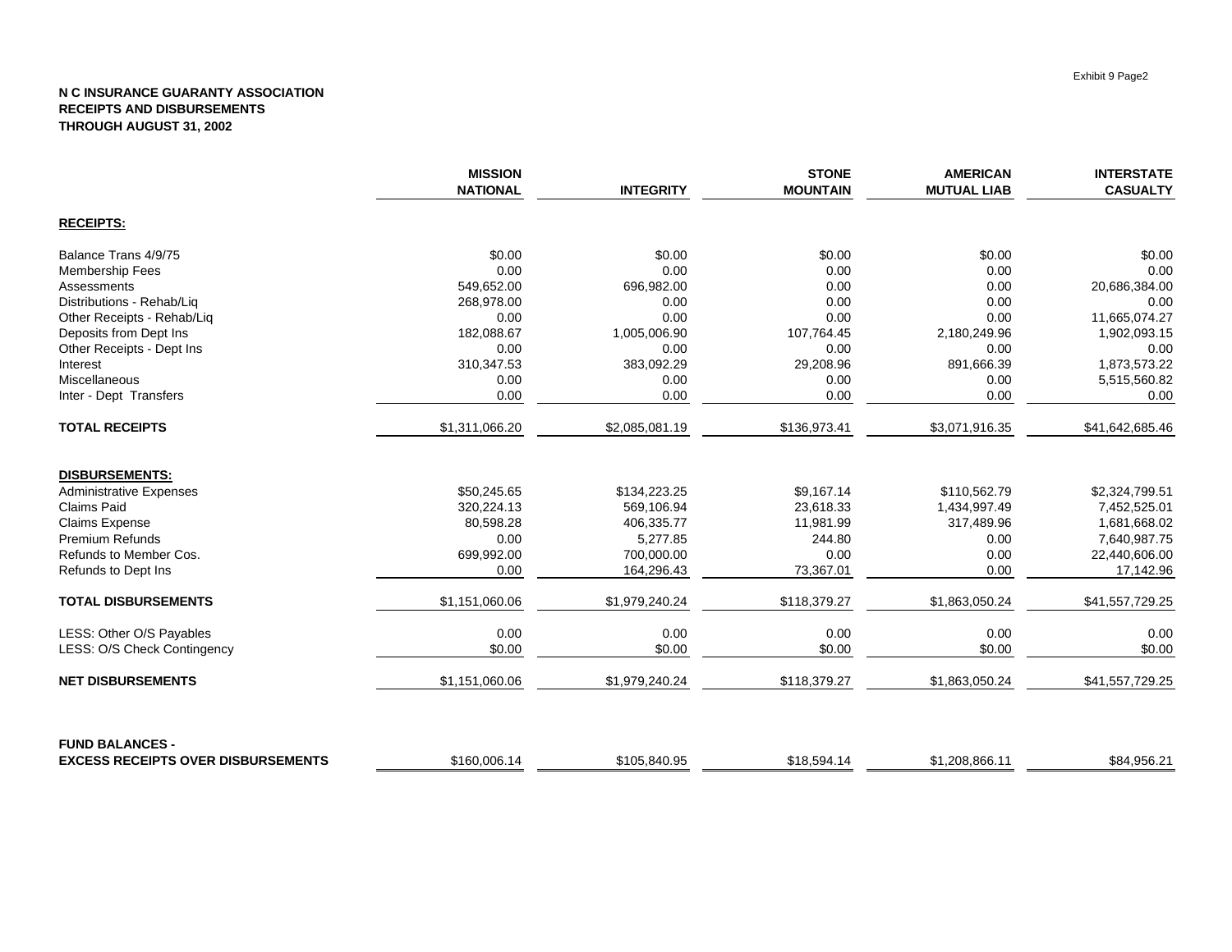Exhibit 9 Page2

**N C INSURANCE GUARANTY ASSOCIATION**
**RECEIPTS AND DISBURSEMENTS**
**THROUGH AUGUST 31, 2002**

| | MISSION NATIONAL | INTEGRITY | STONE MOUNTAIN | AMERICAN MUTUAL LIAB | INTERSTATE CASUALTY |
|---|---|---|---|---|---|
| **RECEIPTS:** | | | | | |
| Balance Trans 4/9/75 | $0.00 | $0.00 | $0.00 | $0.00 | $0.00 |
| Membership Fees | 0.00 | 0.00 | 0.00 | 0.00 | 0.00 |
| Assessments | 549,652.00 | 696,982.00 | 0.00 | 0.00 | 20,686,384.00 |
| Distributions - Rehab/Liq | 268,978.00 | 0.00 | 0.00 | 0.00 | 0.00 |
| Other Receipts - Rehab/Liq | 0.00 | 0.00 | 0.00 | 0.00 | 11,665,074.27 |
| Deposits from Dept Ins | 182,088.67 | 1,005,006.90 | 107,764.45 | 2,180,249.96 | 1,902,093.15 |
| Other Receipts - Dept Ins | 0.00 | 0.00 | 0.00 | 0.00 | 0.00 |
| Interest | 310,347.53 | 383,092.29 | 29,208.96 | 891,666.39 | 1,873,573.22 |
| Miscellaneous | 0.00 | 0.00 | 0.00 | 0.00 | 5,515,560.82 |
| Inter - Dept Transfers | 0.00 | 0.00 | 0.00 | 0.00 | 0.00 |
| **TOTAL RECEIPTS** | $1,311,066.20 | $2,085,081.19 | $136,973.41 | $3,071,916.35 | $41,642,685.46 |
| **DISBURSEMENTS:** | | | | | |
| Administrative Expenses | $50,245.65 | $134,223.25 | $9,167.14 | $110,562.79 | $2,324,799.51 |
| Claims Paid | 320,224.13 | 569,106.94 | 23,618.33 | 1,434,997.49 | 7,452,525.01 |
| Claims Expense | 80,598.28 | 406,335.77 | 11,981.99 | 317,489.96 | 1,681,668.02 |
| Premium Refunds | 0.00 | 5,277.85 | 244.80 | 0.00 | 7,640,987.75 |
| Refunds to Member Cos. | 699,992.00 | 700,000.00 | 0.00 | 0.00 | 22,440,606.00 |
| Refunds to Dept Ins | 0.00 | 164,296.43 | 73,367.01 | 0.00 | 17,142.96 |
| **TOTAL DISBURSEMENTS** | $1,151,060.06 | $1,979,240.24 | $118,379.27 | $1,863,050.24 | $41,557,729.25 |
| LESS: Other O/S Payables | 0.00 | 0.00 | 0.00 | 0.00 | 0.00 |
| LESS: O/S Check Contingency | $0.00 | $0.00 | $0.00 | $0.00 | $0.00 |
| **NET DISBURSEMENTS** | $1,151,060.06 | $1,979,240.24 | $118,379.27 | $1,863,050.24 | $41,557,729.25 |
| **FUND BALANCES - EXCESS RECEIPTS OVER DISBURSEMENTS** | $160,006.14 | $105,840.95 | $18,594.14 | $1,208,866.11 | $84,956.21 |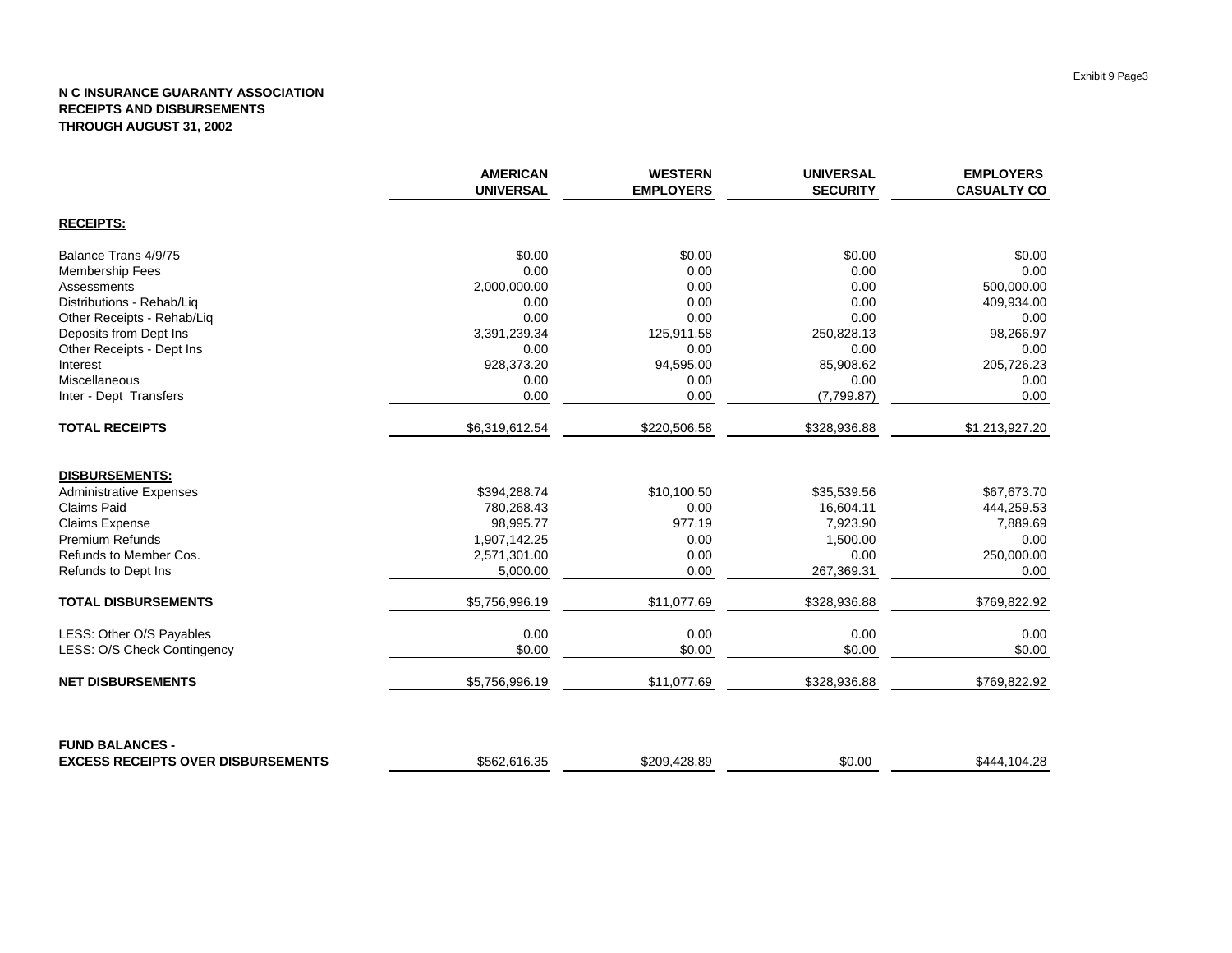Exhibit 9 Page3

**N C INSURANCE GUARANTY ASSOCIATION**
**RECEIPTS AND DISBURSEMENTS**
**THROUGH AUGUST 31, 2002**

| | AMERICAN UNIVERSAL | WESTERN EMPLOYERS | UNIVERSAL SECURITY | EMPLOYERS CASUALTY CO |
|---|---|---|---|---|
| **RECEIPTS:** | | | | |
| Balance Trans 4/9/75 | $0.00 | $0.00 | $0.00 | $0.00 |
| Membership Fees | 0.00 | 0.00 | 0.00 | 0.00 |
| Assessments | 2,000,000.00 | 0.00 | 0.00 | 500,000.00 |
| Distributions - Rehab/Liq | 0.00 | 0.00 | 0.00 | 409,934.00 |
| Other Receipts - Rehab/Liq | 0.00 | 0.00 | 0.00 | 0.00 |
| Deposits from Dept Ins | 3,391,239.34 | 125,911.58 | 250,828.13 | 98,266.97 |
| Other Receipts - Dept Ins | 0.00 | 0.00 | 0.00 | 0.00 |
| Interest | 928,373.20 | 94,595.00 | 85,908.62 | 205,726.23 |
| Miscellaneous | 0.00 | 0.00 | 0.00 | 0.00 |
| Inter - Dept Transfers | 0.00 | 0.00 | (7,799.87) | 0.00 |
| **TOTAL RECEIPTS** | $6,319,612.54 | $220,506.58 | $328,936.88 | $1,213,927.20 |
| **DISBURSEMENTS:** | | | | |
| Administrative Expenses | $394,288.74 | $10,100.50 | $35,539.56 | $67,673.70 |
| Claims Paid | 780,268.43 | 0.00 | 16,604.11 | 444,259.53 |
| Claims Expense | 98,995.77 | 977.19 | 7,923.90 | 7,889.69 |
| Premium Refunds | 1,907,142.25 | 0.00 | 1,500.00 | 0.00 |
| Refunds to Member Cos. | 2,571,301.00 | 0.00 | 0.00 | 250,000.00 |
| Refunds to Dept Ins | 5,000.00 | 0.00 | 267,369.31 | 0.00 |
| **TOTAL DISBURSEMENTS** | $5,756,996.19 | $11,077.69 | $328,936.88 | $769,822.92 |
| LESS: Other O/S Payables | 0.00 | 0.00 | 0.00 | 0.00 |
| LESS: O/S Check Contingency | $0.00 | $0.00 | $0.00 | $0.00 |
| **NET DISBURSEMENTS** | $5,756,996.19 | $11,077.69 | $328,936.88 | $769,822.92 |
| **FUND BALANCES - EXCESS RECEIPTS OVER DISBURSEMENTS** | $562,616.35 | $209,428.89 | $0.00 | $444,104.28 |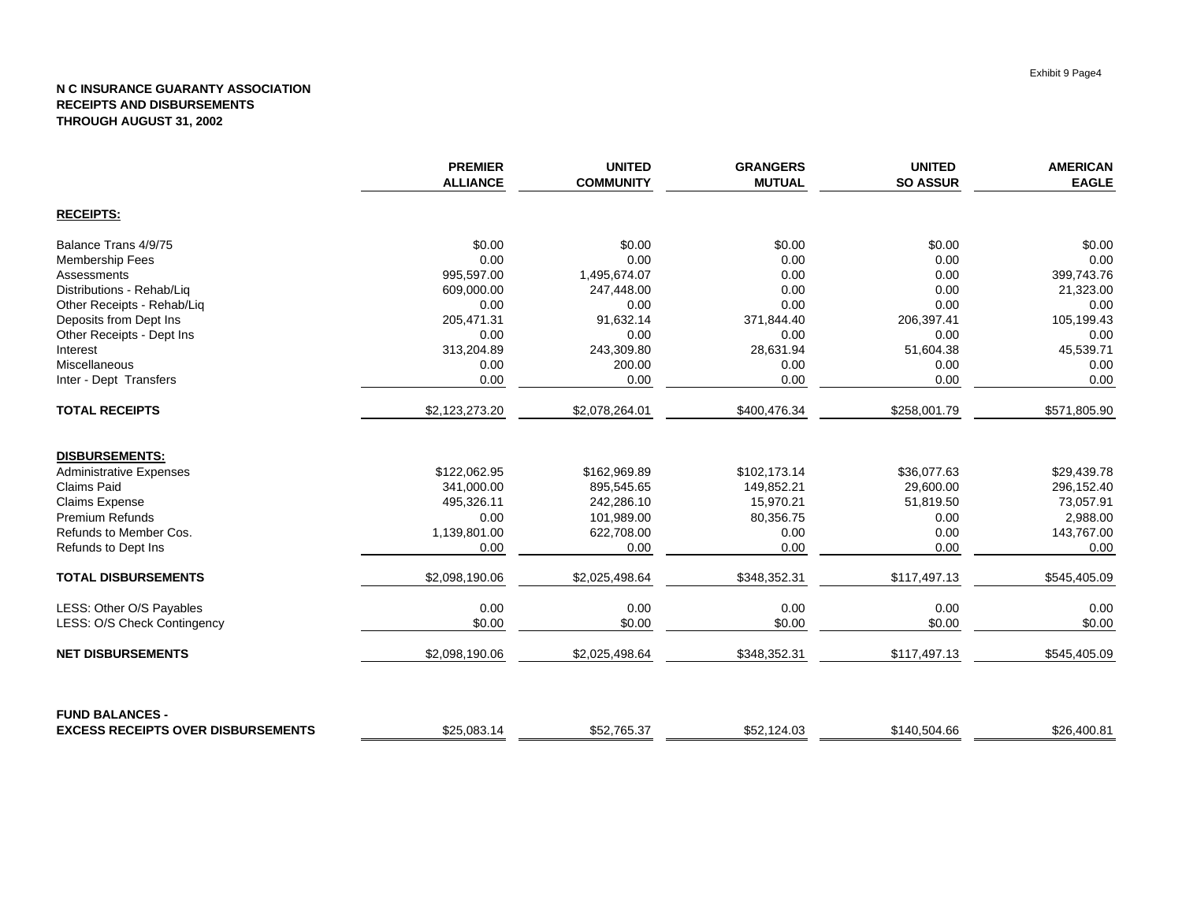Exhibit 9 Page4

**N C INSURANCE GUARANTY ASSOCIATION**
**RECEIPTS AND DISBURSEMENTS**
**THROUGH AUGUST 31, 2002**

| | PREMIER ALLIANCE | UNITED COMMUNITY | GRANGERS MUTUAL | UNITED SO ASSUR | AMERICAN EAGLE |
|---|---|---|---|---|---|
| **RECEIPTS:** | | | | | |
| Balance Trans 4/9/75 | $0.00 | $0.00 | $0.00 | $0.00 | $0.00 |
| Membership Fees | 0.00 | 0.00 | 0.00 | 0.00 | 0.00 |
| Assessments | 995,597.00 | 1,495,674.07 | 0.00 | 0.00 | 399,743.76 |
| Distributions - Rehab/Liq | 609,000.00 | 247,448.00 | 0.00 | 0.00 | 21,323.00 |
| Other Receipts - Rehab/Liq | 0.00 | 0.00 | 0.00 | 0.00 | 0.00 |
| Deposits from Dept Ins | 205,471.31 | 91,632.14 | 371,844.40 | 206,397.41 | 105,199.43 |
| Other Receipts - Dept Ins | 0.00 | 0.00 | 0.00 | 0.00 | 0.00 |
| Interest | 313,204.89 | 243,309.80 | 28,631.94 | 51,604.38 | 45,539.71 |
| Miscellaneous | 0.00 | 200.00 | 0.00 | 0.00 | 0.00 |
| Inter - Dept Transfers | 0.00 | 0.00 | 0.00 | 0.00 | 0.00 |
| **TOTAL RECEIPTS** | $2,123,273.20 | $2,078,264.01 | $400,476.34 | $258,001.79 | $571,805.90 |
| **DISBURSEMENTS:** | | | | | |
| Administrative Expenses | $122,062.95 | $162,969.89 | $102,173.14 | $36,077.63 | $29,439.78 |
| Claims Paid | 341,000.00 | 895,545.65 | 149,852.21 | 29,600.00 | 296,152.40 |
| Claims Expense | 495,326.11 | 242,286.10 | 15,970.21 | 51,819.50 | 73,057.91 |
| Premium Refunds | 0.00 | 101,989.00 | 80,356.75 | 0.00 | 2,988.00 |
| Refunds to Member Cos. | 1,139,801.00 | 622,708.00 | 0.00 | 0.00 | 143,767.00 |
| Refunds to Dept Ins | 0.00 | 0.00 | 0.00 | 0.00 | 0.00 |
| **TOTAL DISBURSEMENTS** | $2,098,190.06 | $2,025,498.64 | $348,352.31 | $117,497.13 | $545,405.09 |
| LESS: Other O/S Payables | 0.00 | 0.00 | 0.00 | 0.00 | 0.00 |
| LESS: O/S Check Contingency | $0.00 | $0.00 | $0.00 | $0.00 | $0.00 |
| **NET DISBURSEMENTS** | $2,098,190.06 | $2,025,498.64 | $348,352.31 | $117,497.13 | $545,405.09 |
| **FUND BALANCES - EXCESS RECEIPTS OVER DISBURSEMENTS** | $25,083.14 | $52,765.37 | $52,124.03 | $140,504.66 | $26,400.81 |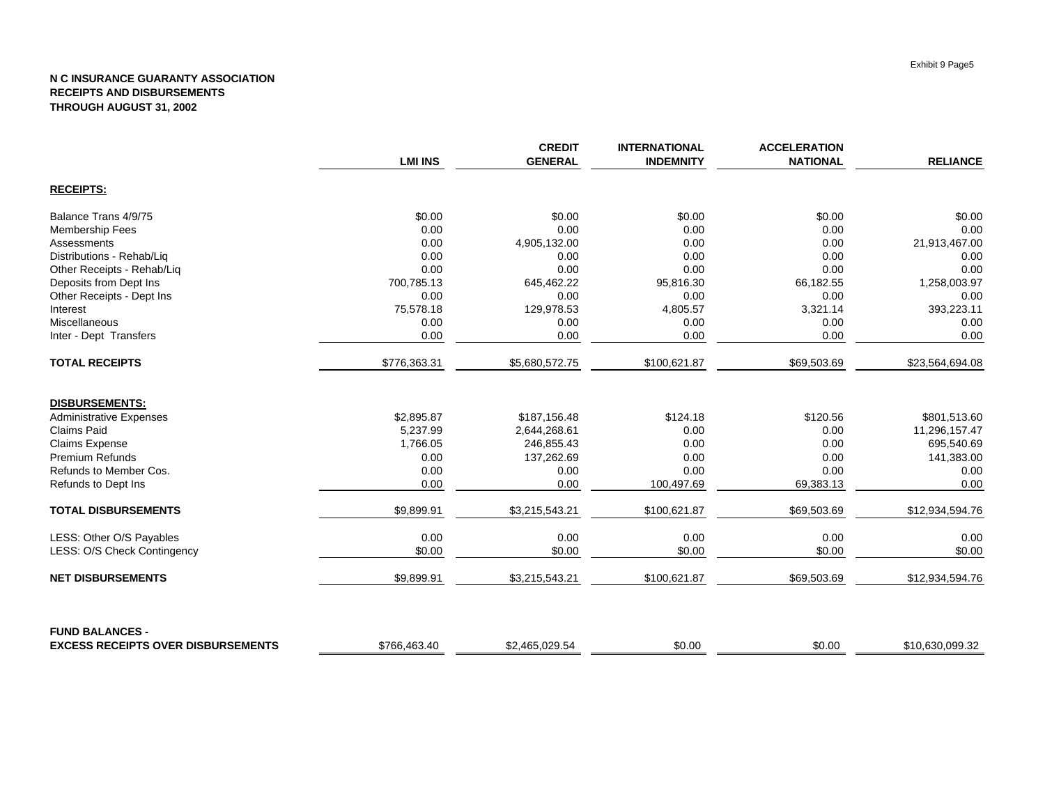**N C INSURANCE GUARANTY ASSOCIATION**
**RECEIPTS AND DISBURSEMENTS**
**THROUGH AUGUST 31, 2002**

| | LMI INS | CREDIT GENERAL | INTERNATIONAL INDEMNITY | ACCELERATION NATIONAL | RELIANCE |
|---|---|---|---|---|---|
| **RECEIPTS:** | | | | | |
| Balance Trans 4/9/75 | $0.00 | $0.00 | $0.00 | $0.00 | $0.00 |
| Membership Fees | 0.00 | 0.00 | 0.00 | 0.00 | 0.00 |
| Assessments | 0.00 | 4,905,132.00 | 0.00 | 0.00 | 21,913,467.00 |
| Distributions - Rehab/Liq | 0.00 | 0.00 | 0.00 | 0.00 | 0.00 |
| Other Receipts - Rehab/Liq | 0.00 | 0.00 | 0.00 | 0.00 | 0.00 |
| Deposits from Dept Ins | 700,785.13 | 645,462.22 | 95,816.30 | 66,182.55 | 1,258,003.97 |
| Other Receipts - Dept Ins | 0.00 | 0.00 | 0.00 | 0.00 | 0.00 |
| Interest | 75,578.18 | 129,978.53 | 4,805.57 | 3,321.14 | 393,223.11 |
| Miscellaneous | 0.00 | 0.00 | 0.00 | 0.00 | 0.00 |
| Inter - Dept Transfers | 0.00 | 0.00 | 0.00 | 0.00 | 0.00 |
| **TOTAL RECEIPTS** | $776,363.31 | $5,680,572.75 | $100,621.87 | $69,503.69 | $23,564,694.08 |
| **DISBURSEMENTS:** | | | | | |
| Administrative Expenses | $2,895.87 | $187,156.48 | $124.18 | $120.56 | $801,513.60 |
| Claims Paid | 5,237.99 | 2,644,268.61 | 0.00 | 0.00 | 11,296,157.47 |
| Claims Expense | 1,766.05 | 246,855.43 | 0.00 | 0.00 | 695,540.69 |
| Premium Refunds | 0.00 | 137,262.69 | 0.00 | 0.00 | 141,383.00 |
| Refunds to Member Cos. | 0.00 | 0.00 | 0.00 | 0.00 | 0.00 |
| Refunds to Dept Ins | 0.00 | 0.00 | 100,497.69 | 69,383.13 | 0.00 |
| **TOTAL DISBURSEMENTS** | $9,899.91 | $3,215,543.21 | $100,621.87 | $69,503.69 | $12,934,594.76 |
| LESS: Other O/S Payables | 0.00 | 0.00 | 0.00 | 0.00 | 0.00 |
| LESS: O/S Check Contingency | $0.00 | $0.00 | $0.00 | $0.00 | $0.00 |
| **NET DISBURSEMENTS** | $9,899.91 | $3,215,543.21 | $100,621.87 | $69,503.69 | $12,934,594.76 |
| **FUND BALANCES - EXCESS RECEIPTS OVER DISBURSEMENTS** | $766,463.40 | $2,465,029.54 | $0.00 | $0.00 | $10,630,099.32 |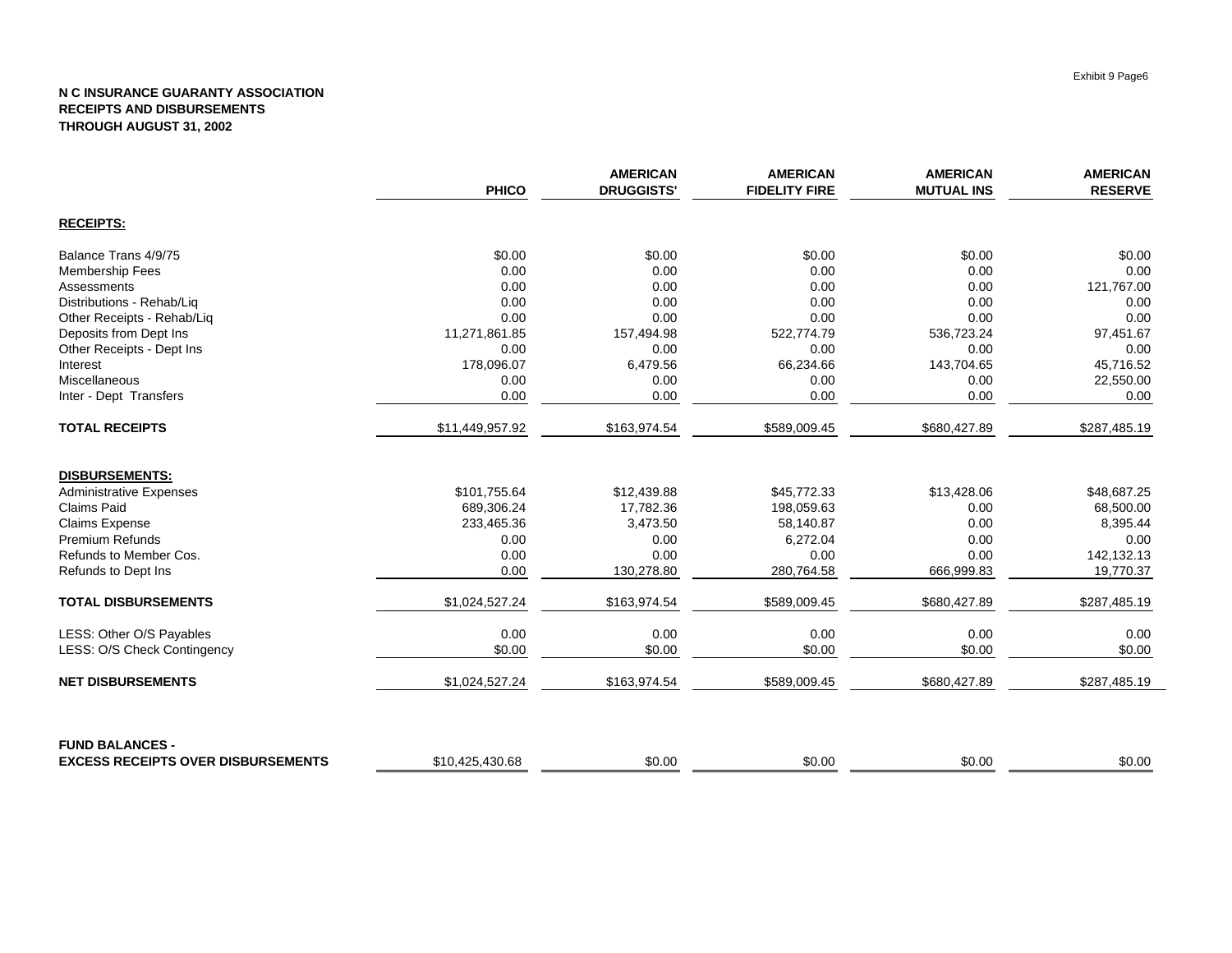**N C INSURANCE GUARANTY ASSOCIATION**
**RECEIPTS AND DISBURSEMENTS**
**THROUGH AUGUST 31, 2002**

| | PHICO | AMERICAN DRUGGISTS' | AMERICAN FIDELITY FIRE | AMERICAN MUTUAL INS | AMERICAN RESERVE |
|---|---|---|---|---|---|
| **RECEIPTS:** | | | | | |
| Balance Trans 4/9/75 | $0.00 | $0.00 | $0.00 | $0.00 | $0.00 |
| Membership Fees | 0.00 | 0.00 | 0.00 | 0.00 | 0.00 |
| Assessments | 0.00 | 0.00 | 0.00 | 0.00 | 121,767.00 |
| Distributions - Rehab/Liq | 0.00 | 0.00 | 0.00 | 0.00 | 0.00 |
| Other Receipts - Rehab/Liq | 0.00 | 0.00 | 0.00 | 0.00 | 0.00 |
| Deposits from Dept Ins | 11,271,861.85 | 157,494.98 | 522,774.79 | 536,723.24 | 97,451.67 |
| Other Receipts - Dept Ins | 0.00 | 0.00 | 0.00 | 0.00 | 0.00 |
| Interest | 178,096.07 | 6,479.56 | 66,234.66 | 143,704.65 | 45,716.52 |
| Miscellaneous | 0.00 | 0.00 | 0.00 | 0.00 | 22,550.00 |
| Inter - Dept Transfers | 0.00 | 0.00 | 0.00 | 0.00 | 0.00 |
| **TOTAL RECEIPTS** | $11,449,957.92 | $163,974.54 | $589,009.45 | $680,427.89 | $287,485.19 |
| **DISBURSEMENTS:** | | | | | |
| Administrative Expenses | $101,755.64 | $12,439.88 | $45,772.33 | $13,428.06 | $48,687.25 |
| Claims Paid | 689,306.24 | 17,782.36 | 198,059.63 | 0.00 | 68,500.00 |
| Claims Expense | 233,465.36 | 3,473.50 | 58,140.87 | 0.00 | 8,395.44 |
| Premium Refunds | 0.00 | 0.00 | 6,272.04 | 0.00 | 0.00 |
| Refunds to Member Cos. | 0.00 | 0.00 | 0.00 | 0.00 | 142,132.13 |
| Refunds to Dept Ins | 0.00 | 130,278.80 | 280,764.58 | 666,999.83 | 19,770.37 |
| **TOTAL DISBURSEMENTS** | $1,024,527.24 | $163,974.54 | $589,009.45 | $680,427.89 | $287,485.19 |
| LESS: Other O/S Payables | 0.00 | 0.00 | 0.00 | 0.00 | 0.00 |
| LESS: O/S Check Contingency | $0.00 | $0.00 | $0.00 | $0.00 | $0.00 |
| **NET DISBURSEMENTS** | $1,024,527.24 | $163,974.54 | $589,009.45 | $680,427.89 | $287,485.19 |
| **FUND BALANCES - EXCESS RECEIPTS OVER DISBURSEMENTS** | $10,425,430.68 | $0.00 | $0.00 | $0.00 | $0.00 |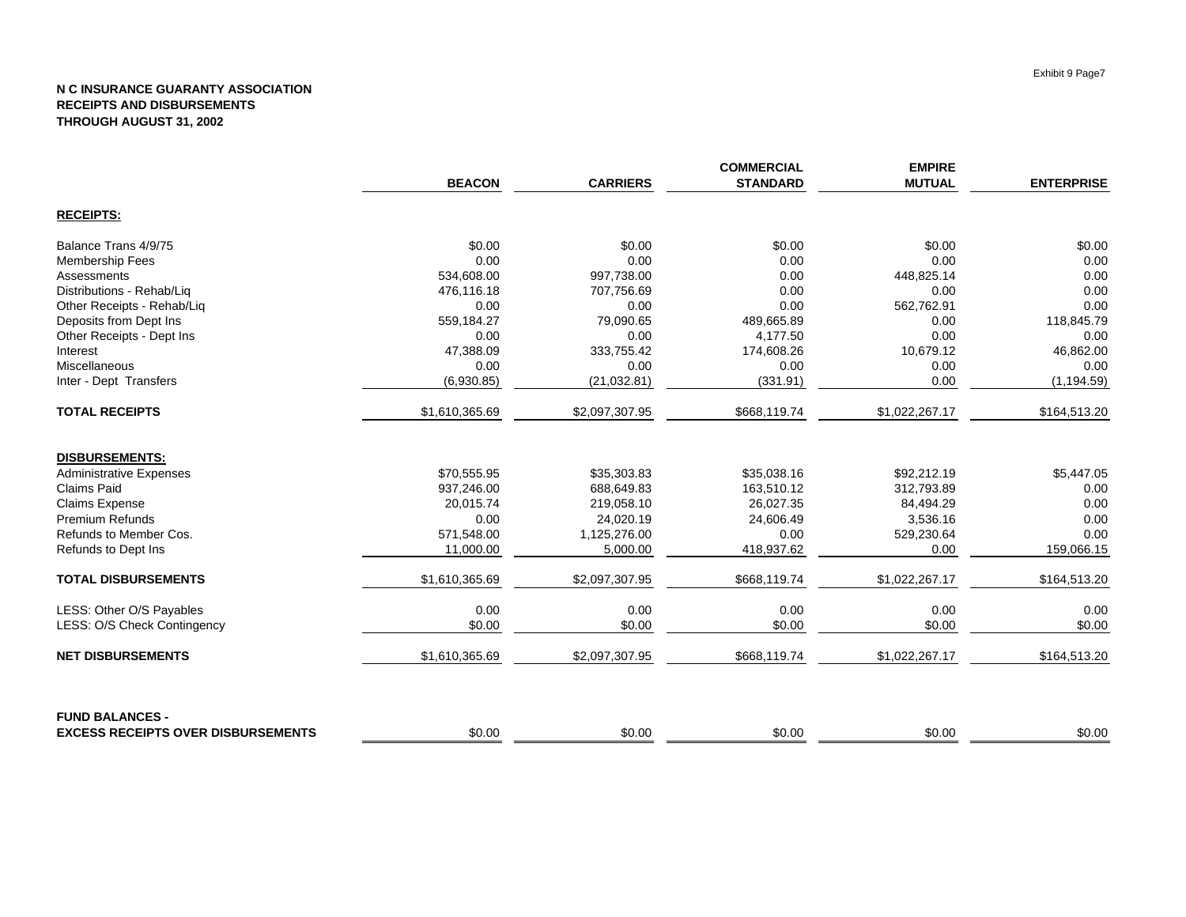Exhibit 9 Page7

**N C INSURANCE GUARANTY ASSOCIATION**
**RECEIPTS AND DISBURSEMENTS**
**THROUGH AUGUST 31, 2002**

| | BEACON | CARRIERS | COMMERCIAL STANDARD | EMPIRE MUTUAL | ENTERPRISE |
|---|---|---|---|---|---|
| **RECEIPTS:** | | | | | |
| Balance Trans 4/9/75 | $0.00 | $0.00 | $0.00 | $0.00 | $0.00 |
| Membership Fees | 0.00 | 0.00 | 0.00 | 0.00 | 0.00 |
| Assessments | 534,608.00 | 997,738.00 | 0.00 | 448,825.14 | 0.00 |
| Distributions - Rehab/Liq | 476,116.18 | 707,756.69 | 0.00 | 0.00 | 0.00 |
| Other Receipts - Rehab/Liq | 0.00 | 0.00 | 0.00 | 562,762.91 | 0.00 |
| Deposits from Dept Ins | 559,184.27 | 79,090.65 | 489,665.89 | 0.00 | 118,845.79 |
| Other Receipts - Dept Ins | 0.00 | 0.00 | 4,177.50 | 0.00 | 0.00 |
| Interest | 47,388.09 | 333,755.42 | 174,608.26 | 10,679.12 | 46,862.00 |
| Miscellaneous | 0.00 | 0.00 | 0.00 | 0.00 | 0.00 |
| Inter - Dept Transfers | (6,930.85) | (21,032.81) | (331.91) | 0.00 | (1,194.59) |
| **TOTAL RECEIPTS** | $1,610,365.69 | $2,097,307.95 | $668,119.74 | $1,022,267.17 | $164,513.20 |
| **DISBURSEMENTS:** | | | | | |
| Administrative Expenses | $70,555.95 | $35,303.83 | $35,038.16 | $92,212.19 | $5,447.05 |
| Claims Paid | 937,246.00 | 688,649.83 | 163,510.12 | 312,793.89 | 0.00 |
| Claims Expense | 20,015.74 | 219,058.10 | 26,027.35 | 84,494.29 | 0.00 |
| Premium Refunds | 0.00 | 24,020.19 | 24,606.49 | 3,536.16 | 0.00 |
| Refunds to Member Cos. | 571,548.00 | 1,125,276.00 | 0.00 | 529,230.64 | 0.00 |
| Refunds to Dept Ins | 11,000.00 | 5,000.00 | 418,937.62 | 0.00 | 159,066.15 |
| **TOTAL DISBURSEMENTS** | $1,610,365.69 | $2,097,307.95 | $668,119.74 | $1,022,267.17 | $164,513.20 |
| LESS: Other O/S Payables | 0.00 | 0.00 | 0.00 | 0.00 | 0.00 |
| LESS: O/S Check Contingency | $0.00 | $0.00 | $0.00 | $0.00 | $0.00 |
| **NET DISBURSEMENTS** | $1,610,365.69 | $2,097,307.95 | $668,119.74 | $1,022,267.17 | $164,513.20 |
| **FUND BALANCES - EXCESS RECEIPTS OVER DISBURSEMENTS** | $0.00 | $0.00 | $0.00 | $0.00 | $0.00 |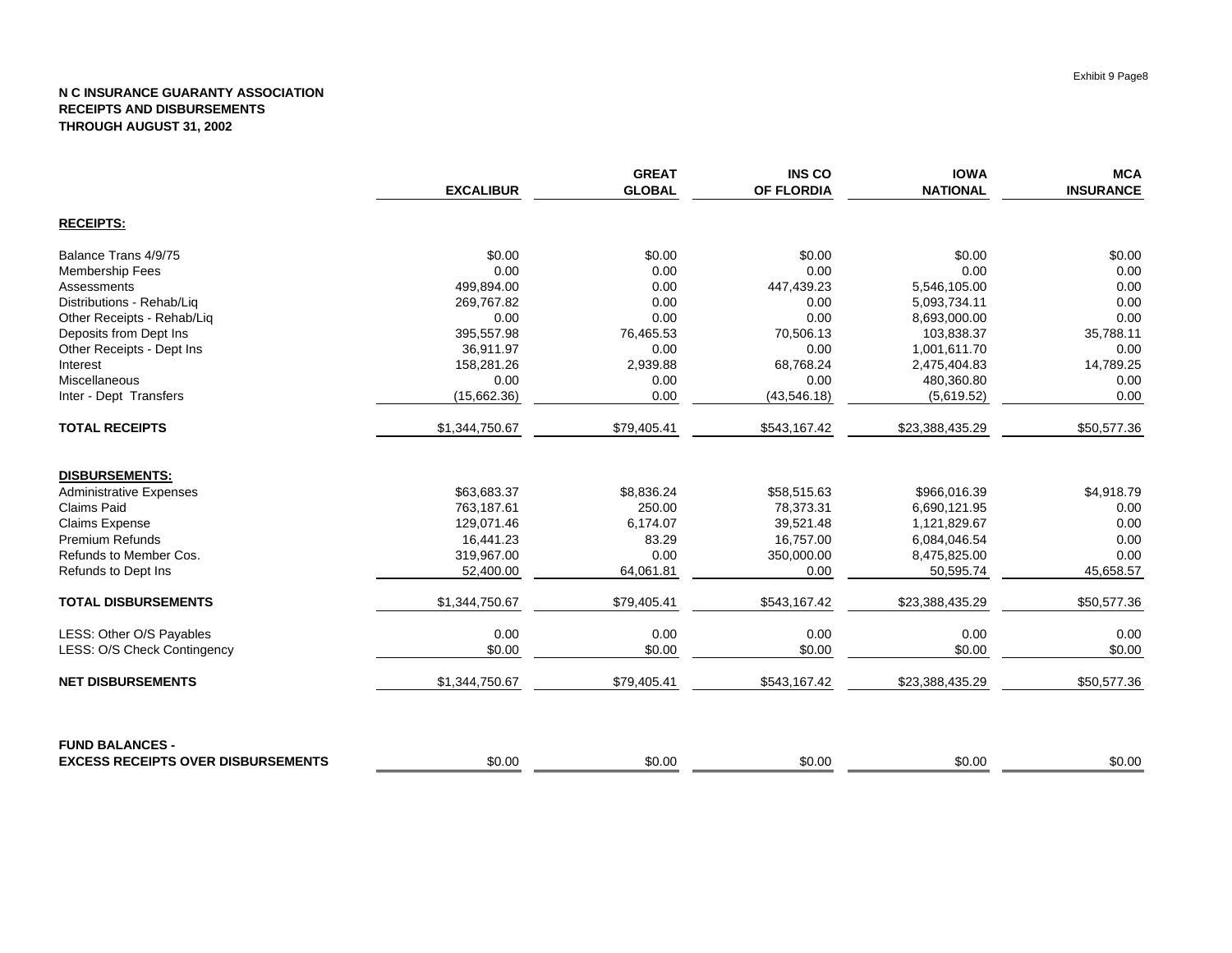**N C INSURANCE GUARANTY ASSOCIATION**
**RECEIPTS AND DISBURSEMENTS**
**THROUGH AUGUST 31, 2002**

| | EXCALIBUR | GREAT GLOBAL | INS CO OF FLORDIA | IOWA NATIONAL | MCA INSURANCE |
|---|---|---|---|---|---|
| **RECEIPTS:** | | | | | |
| Balance Trans 4/9/75 | $0.00 | $0.00 | $0.00 | $0.00 | $0.00 |
| Membership Fees | 0.00 | 0.00 | 0.00 | 0.00 | 0.00 |
| Assessments | 499,894.00 | 0.00 | 447,439.23 | 5,546,105.00 | 0.00 |
| Distributions - Rehab/Liq | 269,767.82 | 0.00 | 0.00 | 5,093,734.11 | 0.00 |
| Other Receipts - Rehab/Liq | 0.00 | 0.00 | 0.00 | 8,693,000.00 | 0.00 |
| Deposits from Dept Ins | 395,557.98 | 76,465.53 | 70,506.13 | 103,838.37 | 35,788.11 |
| Other Receipts - Dept Ins | 36,911.97 | 0.00 | 0.00 | 1,001,611.70 | 0.00 |
| Interest | 158,281.26 | 2,939.88 | 68,768.24 | 2,475,404.83 | 14,789.25 |
| Miscellaneous | 0.00 | 0.00 | 0.00 | 480,360.80 | 0.00 |
| Inter - Dept Transfers | (15,662.36) | 0.00 | (43,546.18) | (5,619.52) | 0.00 |
| **TOTAL RECEIPTS** | $1,344,750.67 | $79,405.41 | $543,167.42 | $23,388,435.29 | $50,577.36 |
| **DISBURSEMENTS:** | | | | | |
| Administrative Expenses | $63,683.37 | $8,836.24 | $58,515.63 | $966,016.39 | $4,918.79 |
| Claims Paid | 763,187.61 | 250.00 | 78,373.31 | 6,690,121.95 | 0.00 |
| Claims Expense | 129,071.46 | 6,174.07 | 39,521.48 | 1,121,829.67 | 0.00 |
| Premium Refunds | 16,441.23 | 83.29 | 16,757.00 | 6,084,046.54 | 0.00 |
| Refunds to Member Cos. | 319,967.00 | 0.00 | 350,000.00 | 8,475,825.00 | 0.00 |
| Refunds to Dept Ins | 52,400.00 | 64,061.81 | 0.00 | 50,595.74 | 45,658.57 |
| **TOTAL DISBURSEMENTS** | $1,344,750.67 | $79,405.41 | $543,167.42 | $23,388,435.29 | $50,577.36 |
| LESS: Other O/S Payables | 0.00 | 0.00 | 0.00 | 0.00 | 0.00 |
| LESS: O/S Check Contingency | $0.00 | $0.00 | $0.00 | $0.00 | $0.00 |
| **NET DISBURSEMENTS** | $1,344,750.67 | $79,405.41 | $543,167.42 | $23,388,435.29 | $50,577.36 |
| **FUND BALANCES - EXCESS RECEIPTS OVER DISBURSEMENTS** | $0.00 | $0.00 | $0.00 | $0.00 | $0.00 |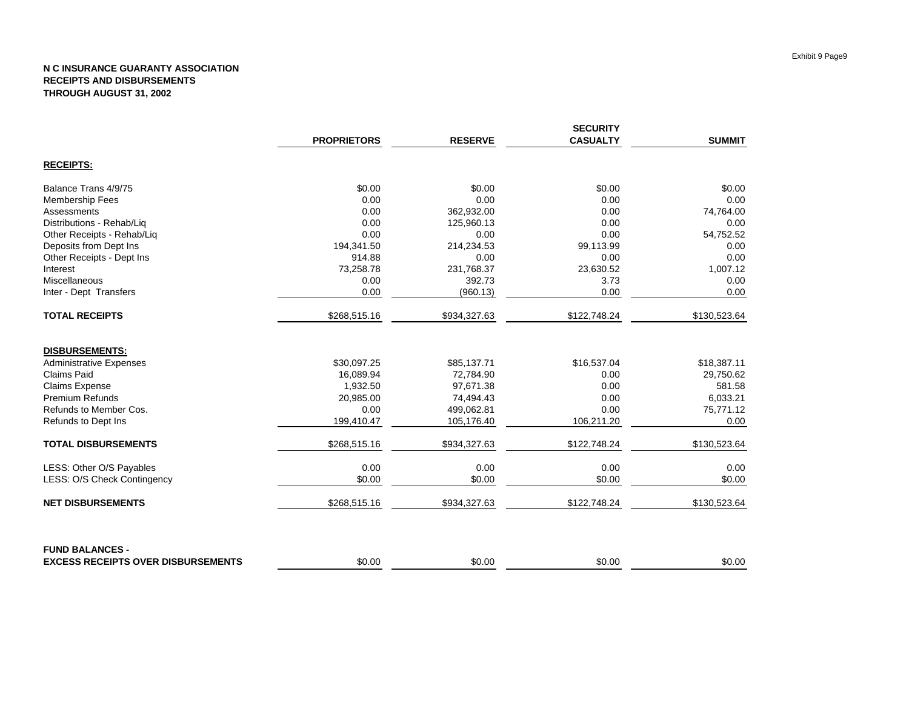**N C INSURANCE GUARANTY ASSOCIATION**
**RECEIPTS AND DISBURSEMENTS**
**THROUGH AUGUST 31, 2002**

| | PROPRIETORS | RESERVE | SECURITY CASUALTY | SUMMIT |
|---|---|---|---|---|
| **RECEIPTS:** | | | | |
| Balance Trans 4/9/75 | $0.00 | $0.00 | $0.00 | $0.00 |
| Membership Fees | 0.00 | 0.00 | 0.00 | 0.00 |
| Assessments | 0.00 | 362,932.00 | 0.00 | 74,764.00 |
| Distributions - Rehab/Liq | 0.00 | 125,960.13 | 0.00 | 0.00 |
| Other Receipts - Rehab/Liq | 0.00 | 0.00 | 0.00 | 54,752.52 |
| Deposits from Dept Ins | 194,341.50 | 214,234.53 | 99,113.99 | 0.00 |
| Other Receipts - Dept Ins | 914.88 | 0.00 | 0.00 | 0.00 |
| Interest | 73,258.78 | 231,768.37 | 23,630.52 | 1,007.12 |
| Miscellaneous | 0.00 | 392.73 | 3.73 | 0.00 |
| Inter - Dept Transfers | 0.00 | (960.13) | 0.00 | 0.00 |
| **TOTAL RECEIPTS** | $268,515.16 | $934,327.63 | $122,748.24 | $130,523.64 |
| **DISBURSEMENTS:** | | | | |
| Administrative Expenses | $30,097.25 | $85,137.71 | $16,537.04 | $18,387.11 |
| Claims Paid | 16,089.94 | 72,784.90 | 0.00 | 29,750.62 |
| Claims Expense | 1,932.50 | 97,671.38 | 0.00 | 581.58 |
| Premium Refunds | 20,985.00 | 74,494.43 | 0.00 | 6,033.21 |
| Refunds to Member Cos. | 0.00 | 499,062.81 | 0.00 | 75,771.12 |
| Refunds to Dept Ins | 199,410.47 | 105,176.40 | 106,211.20 | 0.00 |
| **TOTAL DISBURSEMENTS** | $268,515.16 | $934,327.63 | $122,748.24 | $130,523.64 |
| LESS: Other O/S Payables | 0.00 | 0.00 | 0.00 | 0.00 |
| LESS: O/S Check Contingency | $0.00 | $0.00 | $0.00 | $0.00 |
| **NET DISBURSEMENTS** | $268,515.16 | $934,327.63 | $122,748.24 | $130,523.64 |
| **FUND BALANCES - EXCESS RECEIPTS OVER DISBURSEMENTS** | $0.00 | $0.00 | $0.00 | $0.00 |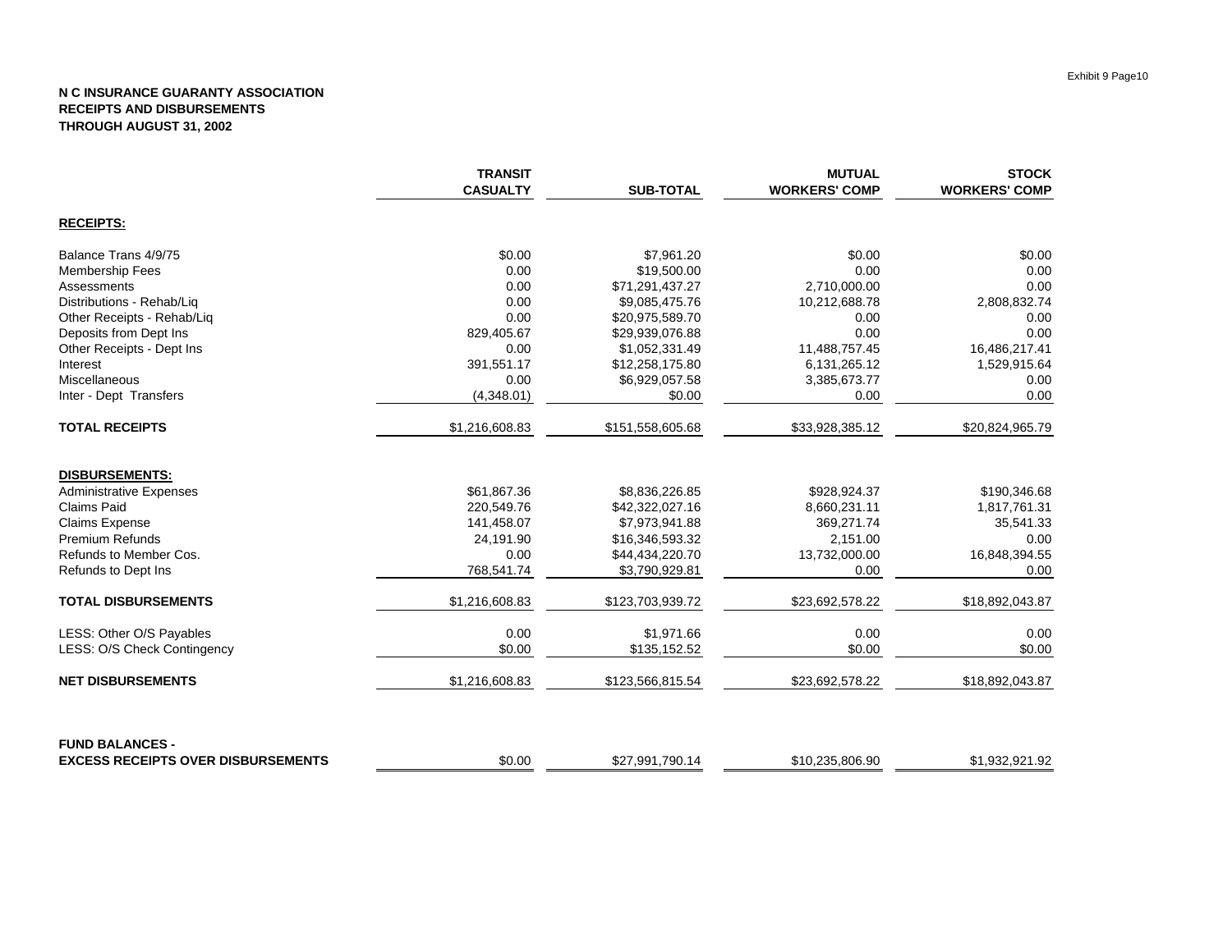**N C INSURANCE GUARANTY ASSOCIATION**
**RECEIPTS AND DISBURSEMENTS**
**THROUGH AUGUST 31, 2002**

| | TRANSIT CASUALTY | SUB-TOTAL | MUTUAL WORKERS' COMP | STOCK WORKERS' COMP |
|---|---|---|---|---|
| **RECEIPTS:** | | | | |
| Balance Trans 4/9/75 | $0.00 | $7,961.20 | $0.00 | $0.00 |
| Membership Fees | 0.00 | $19,500.00 | 0.00 | 0.00 |
| Assessments | 0.00 | $71,291,437.27 | 2,710,000.00 | 0.00 |
| Distributions - Rehab/Liq | 0.00 | $9,085,475.76 | 10,212,688.78 | 2,808,832.74 |
| Other Receipts - Rehab/Liq | 0.00 | $20,975,589.70 | 0.00 | 0.00 |
| Deposits from Dept Ins | 829,405.67 | $29,939,076.88 | 0.00 | 0.00 |
| Other Receipts - Dept Ins | 0.00 | $1,052,331.49 | 11,488,757.45 | 16,486,217.41 |
| Interest | 391,551.17 | $12,258,175.80 | 6,131,265.12 | 1,529,915.64 |
| Miscellaneous | 0.00 | $6,929,057.58 | 3,385,673.77 | 0.00 |
| Inter - Dept Transfers | (4,348.01) | $0.00 | 0.00 | 0.00 |
| **TOTAL RECEIPTS** | $1,216,608.83 | $151,558,605.68 | $33,928,385.12 | $20,824,965.79 |
| **DISBURSEMENTS:** | | | | |
| Administrative Expenses | $61,867.36 | $8,836,226.85 | $928,924.37 | $190,346.68 |
| Claims Paid | 220,549.76 | $42,322,027.16 | 8,660,231.11 | 1,817,761.31 |
| Claims Expense | 141,458.07 | $7,973,941.88 | 369,271.74 | 35,541.33 |
| Premium Refunds | 24,191.90 | $16,346,593.32 | 2,151.00 | 0.00 |
| Refunds to Member Cos. | 0.00 | $44,434,220.70 | 13,732,000.00 | 16,848,394.55 |
| Refunds to Dept Ins | 768,541.74 | $3,790,929.81 | 0.00 | 0.00 |
| **TOTAL DISBURSEMENTS** | $1,216,608.83 | $123,703,939.72 | $23,692,578.22 | $18,892,043.87 |
| LESS: Other O/S Payables | 0.00 | $1,971.66 | 0.00 | 0.00 |
| LESS: O/S Check Contingency | $0.00 | $135,152.52 | $0.00 | $0.00 |
| **NET DISBURSEMENTS** | $1,216,608.83 | $123,566,815.54 | $23,692,578.22 | $18,892,043.87 |
| **FUND BALANCES - EXCESS RECEIPTS OVER DISBURSEMENTS** | $0.00 | $27,991,790.14 | $10,235,806.90 | $1,932,921.92 |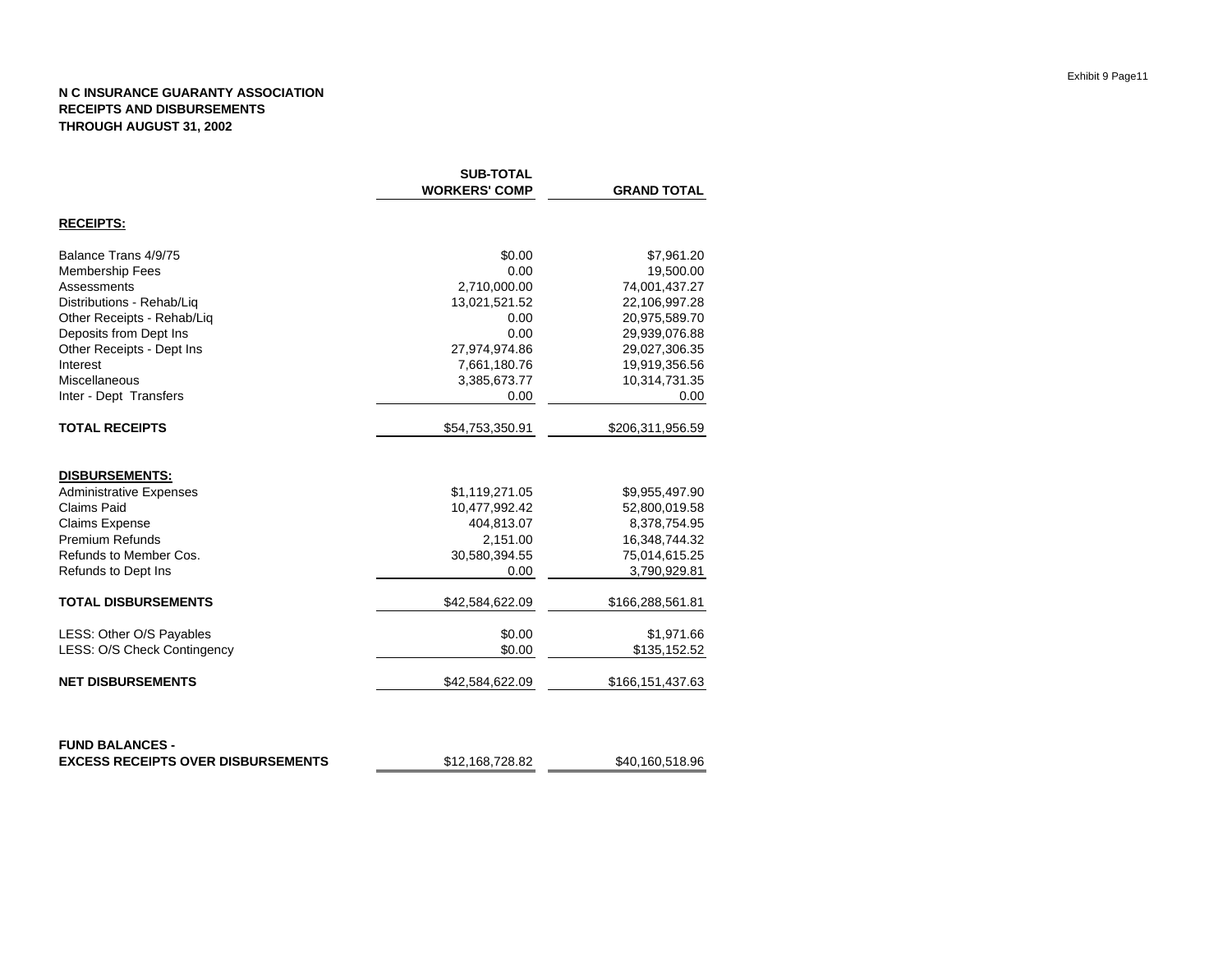**N C INSURANCE GUARANTY ASSOCIATION**
**RECEIPTS AND DISBURSEMENTS**
**THROUGH AUGUST 31, 2002**

| | SUB-TOTAL WORKERS' COMP | GRAND TOTAL |
|---|---|---|
| **RECEIPTS:** | | |
| Balance Trans 4/9/75 | $0.00 | $7,961.20 |
| Membership Fees | 0.00 | 19,500.00 |
| Assessments | 2,710,000.00 | 74,001,437.27 |
| Distributions - Rehab/Liq | 13,021,521.52 | 22,106,997.28 |
| Other Receipts - Rehab/Liq | 0.00 | 20,975,589.70 |
| Deposits from Dept Ins | 0.00 | 29,939,076.88 |
| Other Receipts - Dept Ins | 27,974,974.86 | 29,027,306.35 |
| Interest | 7,661,180.76 | 19,919,356.56 |
| Miscellaneous | 3,385,673.77 | 10,314,731.35 |
| Inter - Dept Transfers | 0.00 | 0.00 |
| **TOTAL RECEIPTS** | $54,753,350.91 | $206,311,956.59 |
| **DISBURSEMENTS:** | | |
| Administrative Expenses | $1,119,271.05 | $9,955,497.90 |
| Claims Paid | 10,477,992.42 | 52,800,019.58 |
| Claims Expense | 404,813.07 | 8,378,754.95 |
| Premium Refunds | 2,151.00 | 16,348,744.32 |
| Refunds to Member Cos. | 30,580,394.55 | 75,014,615.25 |
| Refunds to Dept Ins | 0.00 | 3,790,929.81 |
| **TOTAL DISBURSEMENTS** | $42,584,622.09 | $166,288,561.81 |
| LESS: Other O/S Payables | $0.00 | $1,971.66 |
| LESS: O/S Check Contingency | $0.00 | $135,152.52 |
| **NET DISBURSEMENTS** | $42,584,622.09 | $166,151,437.63 |
| **FUND BALANCES - EXCESS RECEIPTS OVER DISBURSEMENTS** | $12,168,728.82 | $40,160,518.96 |